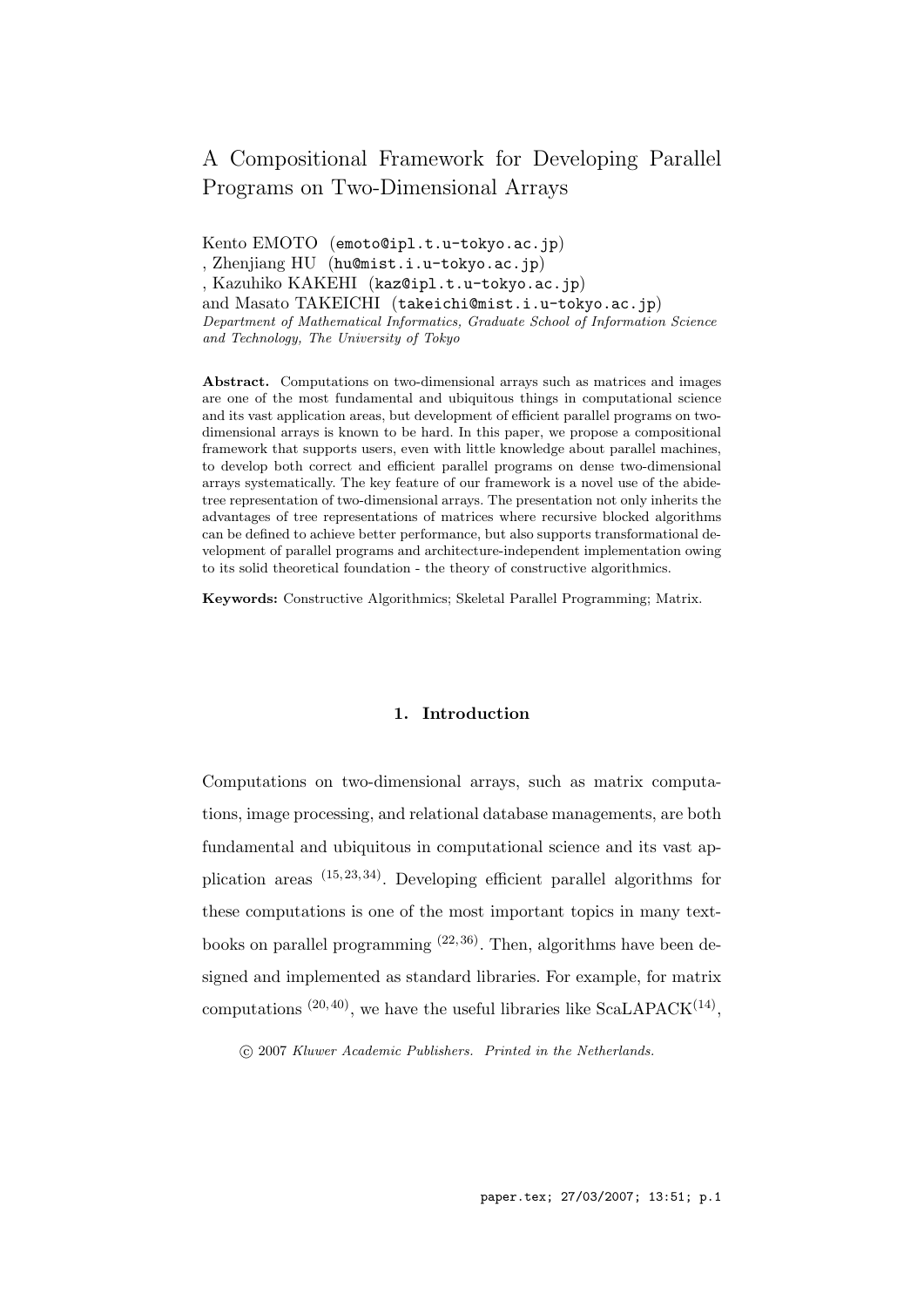# A Compositional Framework for Developing Parallel Programs on Two-Dimensional Arrays

Kento EMOTO (emoto@ipl.t.u-tokyo.ac.jp)
, Zhenjiang HU (hu@mist.i.u-tokyo.ac.jp)
, Kazuhiko KAKEHI (kaz@ipl.t.u-tokyo.ac.jp)
and Masato TAKEICHI (takeichi@mist.i.u-tokyo.ac.jp)
*Department of Mathematical Informatics, Graduate School of Information Science and Technology, The University of Tokyo*

**Abstract.** Computations on two-dimensional arrays such as matrices and images are one of the most fundamental and ubiquitous things in computational science and its vast application areas, but development of efficient parallel programs on two-dimensional arrays is known to be hard. In this paper, we propose a compositional framework that supports users, even with little knowledge about parallel machines, to develop both correct and efficient parallel programs on dense two-dimensional arrays systematically. The key feature of our framework is a novel use of the abide-tree representation of two-dimensional arrays. The presentation not only inherits the advantages of tree representations of matrices where recursive blocked algorithms can be defined to achieve better performance, but also supports transformational development of parallel programs and architecture-independent implementation owing to its solid theoretical foundation - the theory of constructive algorithmics.

**Keywords:** Constructive Algorithmics; Skeletal Parallel Programming; Matrix.

## 1. Introduction

Computations on two-dimensional arrays, such as matrix computations, image processing, and relational database managements, are both fundamental and ubiquitous in computational science and its vast application areas [15,23,34]. Developing efficient parallel algorithms for these computations is one of the most important topics in many textbooks on parallel programming [22,36]. Then, algorithms have been designed and implemented as standard libraries. For example, for matrix computations [20,40], we have the useful libraries like ScaLAPACK[14],

© 2007 *Kluwer Academic Publishers. Printed in the Netherlands.*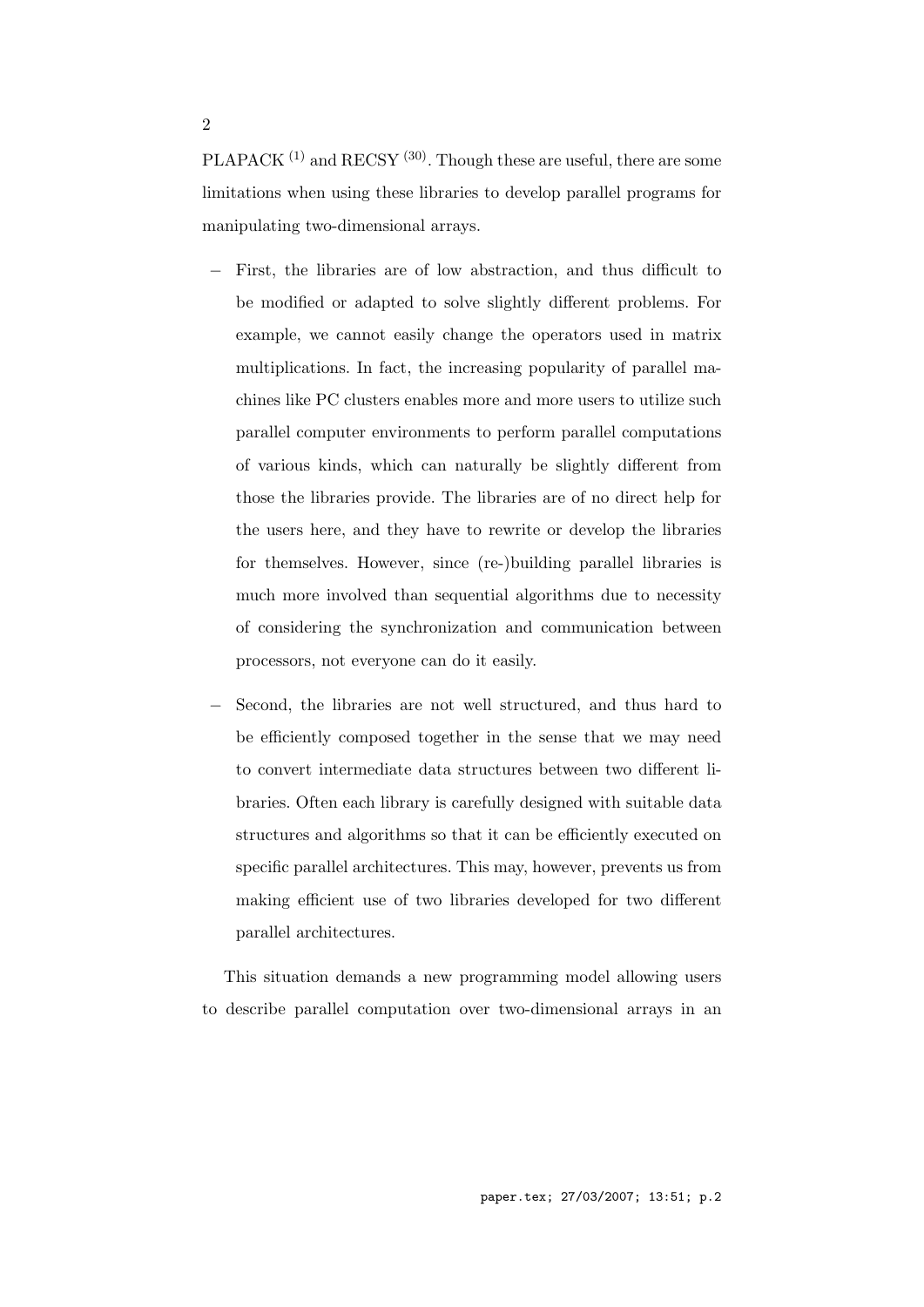PLAPACK [1] and RECSY [30]. Though these are useful, there are some limitations when using these libraries to develop parallel programs for manipulating two-dimensional arrays.

- First, the libraries are of low abstraction, and thus difficult to be modified or adapted to solve slightly different problems. For example, we cannot easily change the operators used in matrix multiplications. In fact, the increasing popularity of parallel machines like PC clusters enables more and more users to utilize such parallel computer environments to perform parallel computations of various kinds, which can naturally be slightly different from those the libraries provide. The libraries are of no direct help for the users here, and they have to rewrite or develop the libraries for themselves. However, since (re-)building parallel libraries is much more involved than sequential algorithms due to necessity of considering the synchronization and communication between processors, not everyone can do it easily.

- Second, the libraries are not well structured, and thus hard to be efficiently composed together in the sense that we may need to convert intermediate data structures between two different libraries. Often each library is carefully designed with suitable data structures and algorithms so that it can be efficiently executed on specific parallel architectures. This may, however, prevents us from making efficient use of two libraries developed for two different parallel architectures.

This situation demands a new programming model allowing users to describe parallel computation over two-dimensional arrays in an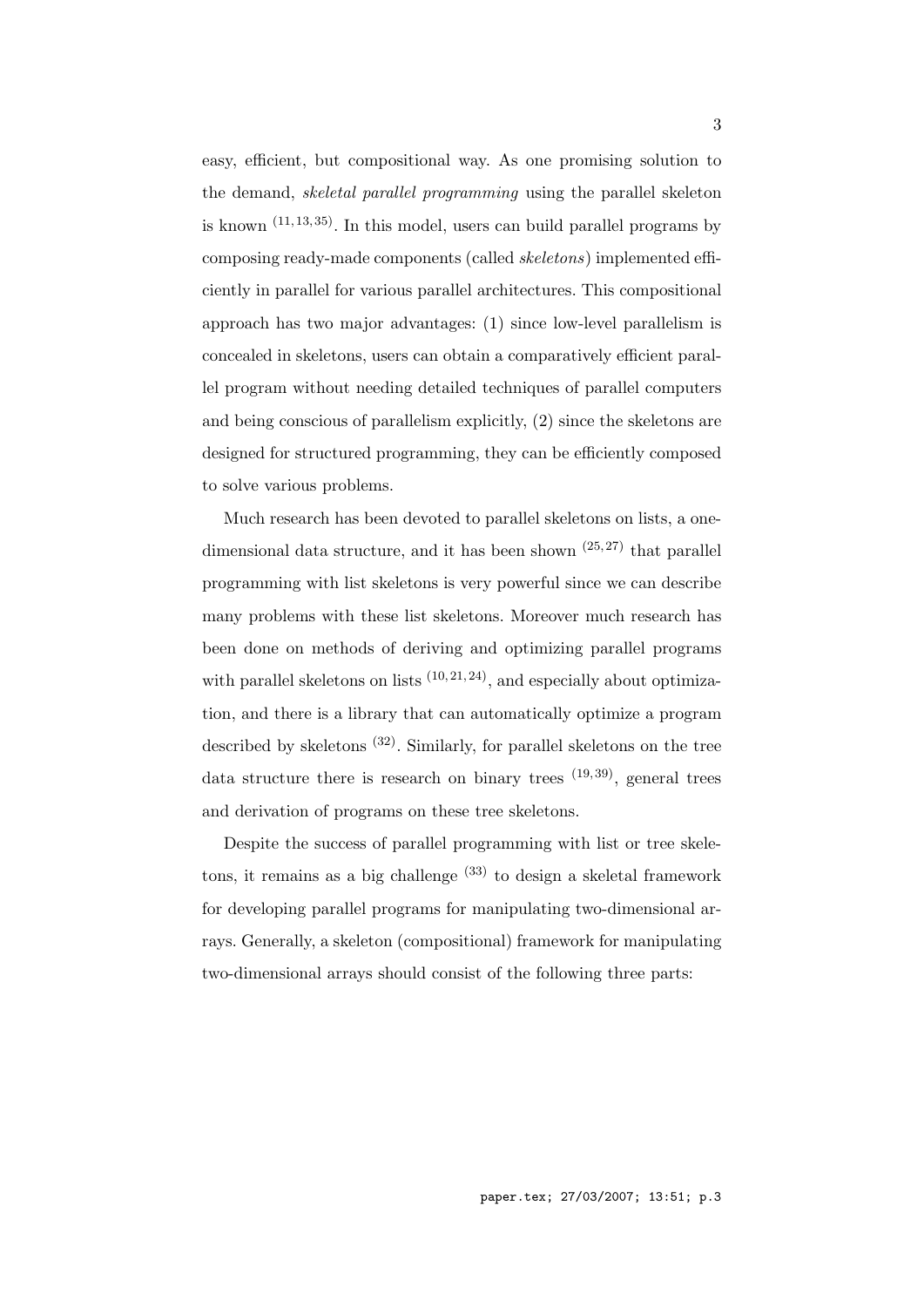easy, efficient, but compositional way. As one promising solution to the demand, *skeletal parallel programming* using the parallel skeleton is known [11,13,35]. In this model, users can build parallel programs by composing ready-made components (called *skeletons*) implemented efficiently in parallel for various parallel architectures. This compositional approach has two major advantages: (1) since low-level parallelism is concealed in skeletons, users can obtain a comparatively efficient parallel program without needing detailed techniques of parallel computers and being conscious of parallelism explicitly, (2) since the skeletons are designed for structured programming, they can be efficiently composed to solve various problems.

Much research has been devoted to parallel skeletons on lists, a one-dimensional data structure, and it has been shown [25,27] that parallel programming with list skeletons is very powerful since we can describe many problems with these list skeletons. Moreover much research has been done on methods of deriving and optimizing parallel programs with parallel skeletons on lists [10,21,24], and especially about optimization, and there is a library that can automatically optimize a program described by skeletons [32]. Similarly, for parallel skeletons on the tree data structure there is research on binary trees [19,39], general trees and derivation of programs on these tree skeletons.

Despite the success of parallel programming with list or tree skeletons, it remains as a big challenge [33] to design a skeletal framework for developing parallel programs for manipulating two-dimensional arrays. Generally, a skeleton (compositional) framework for manipulating two-dimensional arrays should consist of the following three parts: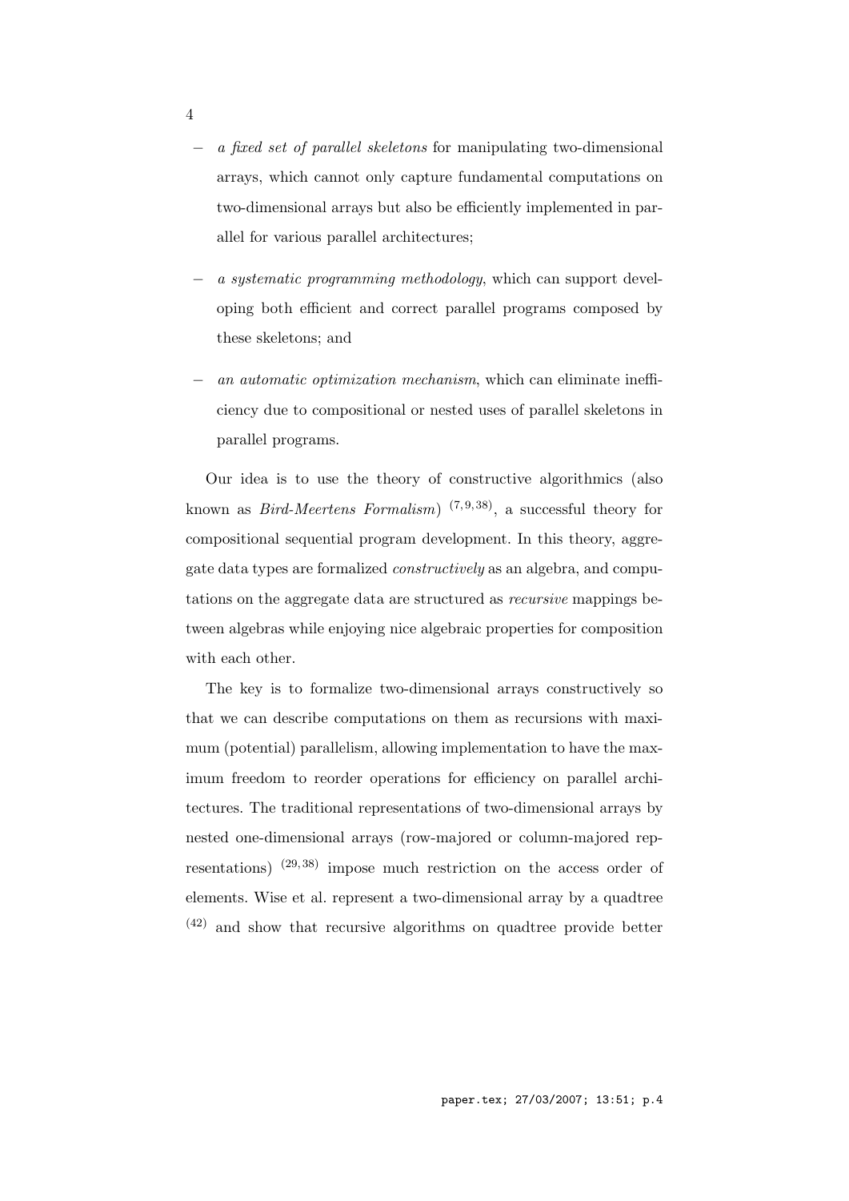- *a fixed set of parallel skeletons* for manipulating two-dimensional arrays, which cannot only capture fundamental computations on two-dimensional arrays but also be efficiently implemented in parallel for various parallel architectures;
- *a systematic programming methodology*, which can support developing both efficient and correct parallel programs composed by these skeletons; and
- *an automatic optimization mechanism*, which can eliminate inefficiency due to compositional or nested uses of parallel skeletons in parallel programs.

Our idea is to use the theory of constructive algorithmics (also known as *Bird-Meertens Formalism*) (7, 9, 38), a successful theory for compositional sequential program development. In this theory, aggregate data types are formalized *constructively* as an algebra, and computations on the aggregate data are structured as *recursive* mappings between algebras while enjoying nice algebraic properties for composition with each other.

The key is to formalize two-dimensional arrays constructively so that we can describe computations on them as recursions with maximum (potential) parallelism, allowing implementation to have the maximum freedom to reorder operations for efficiency on parallel architectures. The traditional representations of two-dimensional arrays by nested one-dimensional arrays (row-majored or column-majored representations) (29, 38) impose much restriction on the access order of elements. Wise et al. represent a two-dimensional array by a quadtree (42) and show that recursive algorithms on quadtree provide better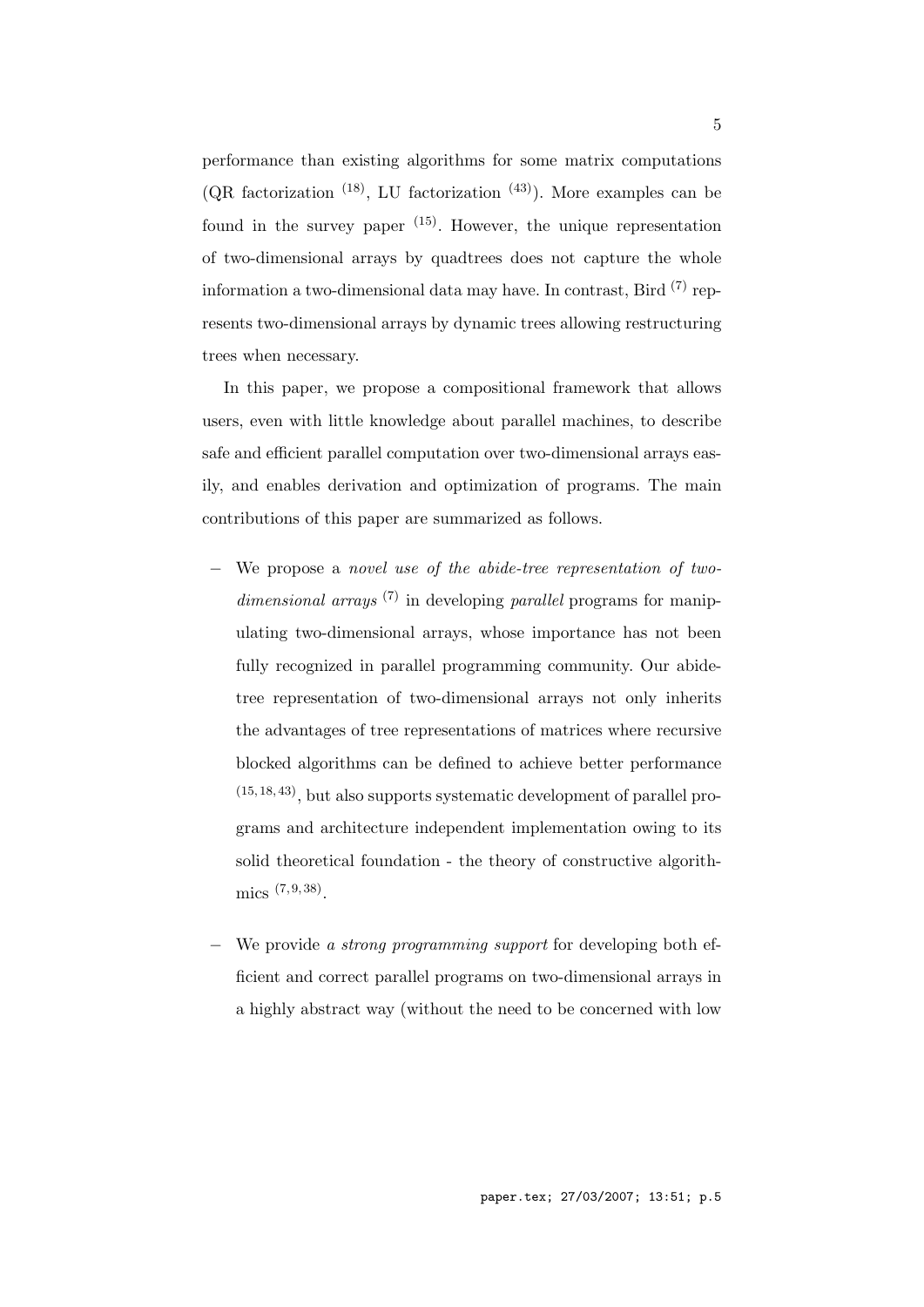performance than existing algorithms for some matrix computations (QR factorization [18], LU factorization [43]). More examples can be found in the survey paper [15]. However, the unique representation of two-dimensional arrays by quadtrees does not capture the whole information a two-dimensional data may have. In contrast, Bird [7] represents two-dimensional arrays by dynamic trees allowing restructuring trees when necessary.

In this paper, we propose a compositional framework that allows users, even with little knowledge about parallel machines, to describe safe and efficient parallel computation over two-dimensional arrays easily, and enables derivation and optimization of programs. The main contributions of this paper are summarized as follows.

- We propose a *novel use of the abide-tree representation of two-dimensional arrays* [7] in developing *parallel* programs for manipulating two-dimensional arrays, whose importance has not been fully recognized in parallel programming community. Our abide-tree representation of two-dimensional arrays not only inherits the advantages of tree representations of matrices where recursive blocked algorithms can be defined to achieve better performance [15,18,43], but also supports systematic development of parallel programs and architecture independent implementation owing to its solid theoretical foundation - the theory of constructive algorithmics [7,9,38].

- We provide *a strong programming support* for developing both efficient and correct parallel programs on two-dimensional arrays in a highly abstract way (without the need to be concerned with low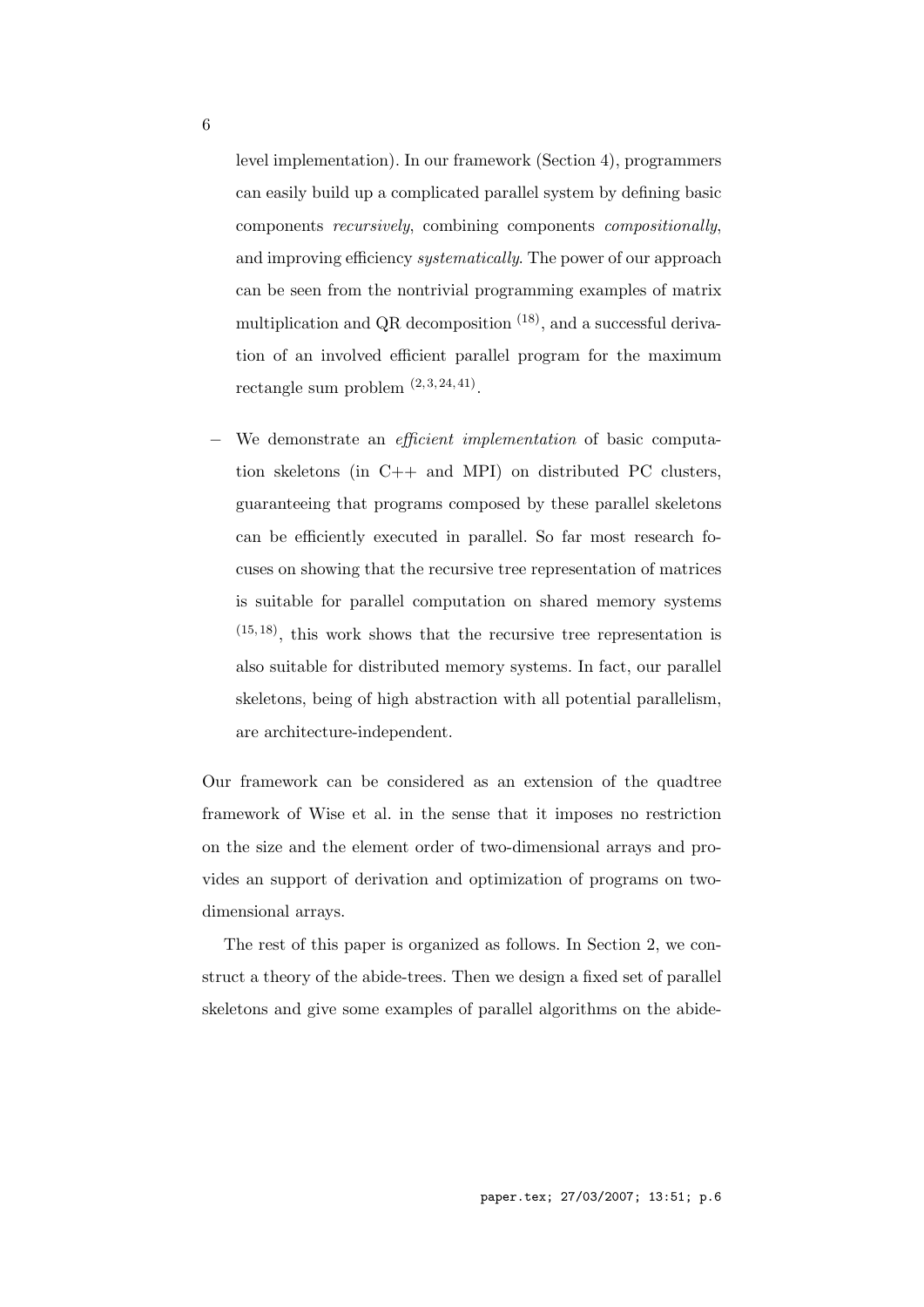level implementation). In our framework (Section 4), programmers can easily build up a complicated parallel system by defining basic components *recursively*, combining components *compositionally*, and improving efficiency *systematically*. The power of our approach can be seen from the nontrivial programming examples of matrix multiplication and QR decomposition [18], and a successful derivation of an involved efficient parallel program for the maximum rectangle sum problem [2,3,24,41].

- We demonstrate an *efficient implementation* of basic computation skeletons (in C++ and MPI) on distributed PC clusters, guaranteeing that programs composed by these parallel skeletons can be efficiently executed in parallel. So far most research focuses on showing that the recursive tree representation of matrices is suitable for parallel computation on shared memory systems [15,18], this work shows that the recursive tree representation is also suitable for distributed memory systems. In fact, our parallel skeletons, being of high abstraction with all potential parallelism, are architecture-independent.

Our framework can be considered as an extension of the quadtree framework of Wise et al. in the sense that it imposes no restriction on the size and the element order of two-dimensional arrays and provides an support of derivation and optimization of programs on two-dimensional arrays.

The rest of this paper is organized as follows. In Section 2, we construct a theory of the abide-trees. Then we design a fixed set of parallel skeletons and give some examples of parallel algorithms on the abide-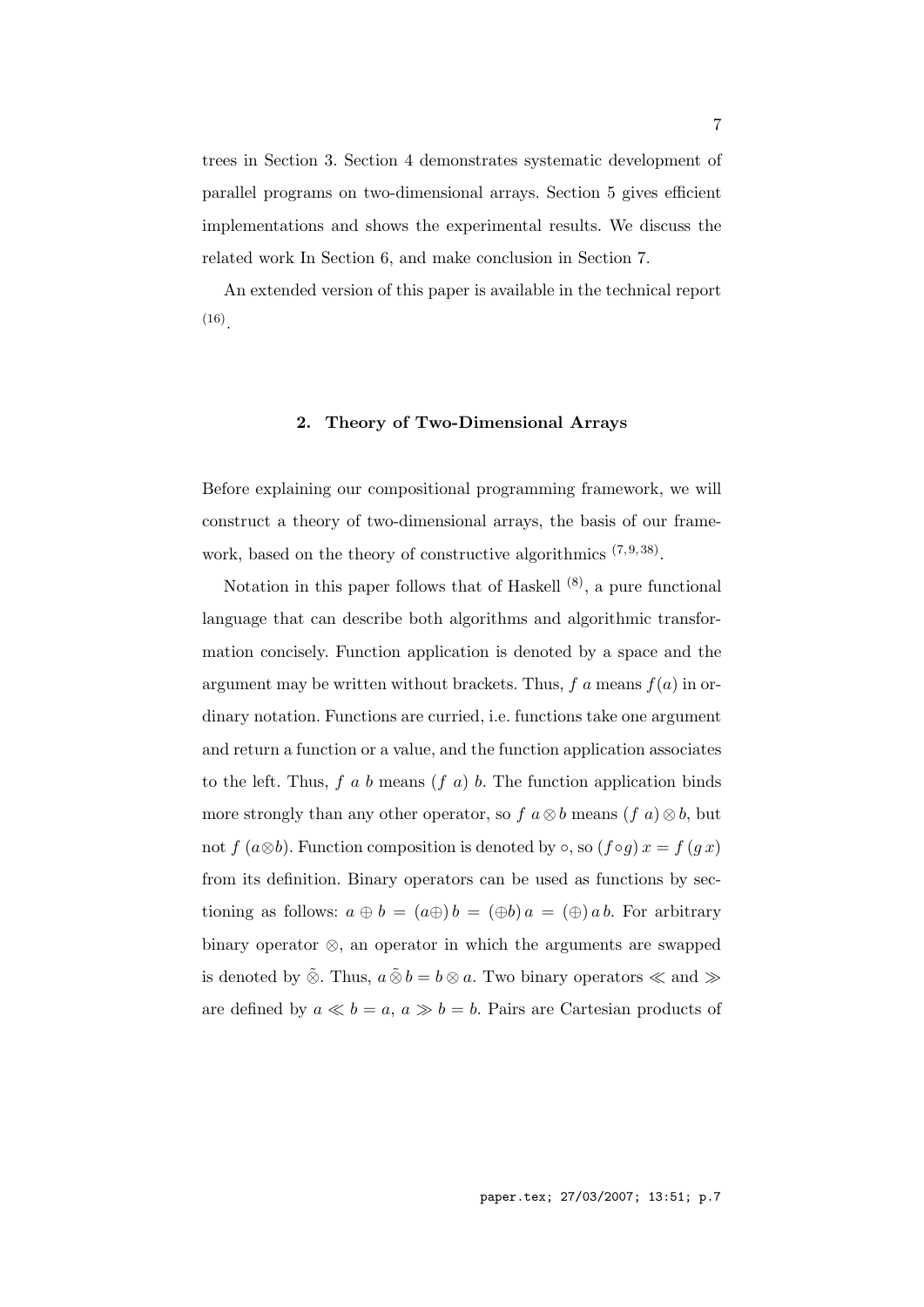trees in Section 3. Section 4 demonstrates systematic development of parallel programs on two-dimensional arrays. Section 5 gives efficient implementations and shows the experimental results. We discuss the related work In Section 6, and make conclusion in Section 7.

An extended version of this paper is available in the technical report [16].

## 2. Theory of Two-Dimensional Arrays

Before explaining our compositional programming framework, we will construct a theory of two-dimensional arrays, the basis of our framework, based on the theory of constructive algorithmics [7,9,38].

Notation in this paper follows that of Haskell [8], a pure functional language that can describe both algorithms and algorithmic transformation concisely. Function application is denoted by a space and the argument may be written without brackets. Thus, $f\ a$ means $f(a)$ in ordinary notation. Functions are curried, i.e. functions take one argument and return a function or a value, and the function application associates to the left. Thus, $f\ a\ b$ means $(f\ a)\ b$. The function application binds more strongly than any other operator, so $f\ a \otimes b$ means $(f\ a) \otimes b$, but not $f\ (a \otimes b)$. Function composition is denoted by $\circ$, so $(f \circ g)\, x = f\,(g\, x)$ from its definition. Binary operators can be used as functions by sectioning as follows: $a \oplus b = (a\oplus)\, b = (\oplus b)\, a = (\oplus)\, a\, b$. For arbitrary binary operator $\otimes$, an operator in which the arguments are swapped is denoted by $\tilde{\otimes}$. Thus, $a \mathbin{\tilde{\otimes}} b = b \otimes a$. Two binary operators $\ll$ and $\gg$ are defined by $a \ll b = a$, $a \gg b = b$. Pairs are Cartesian products of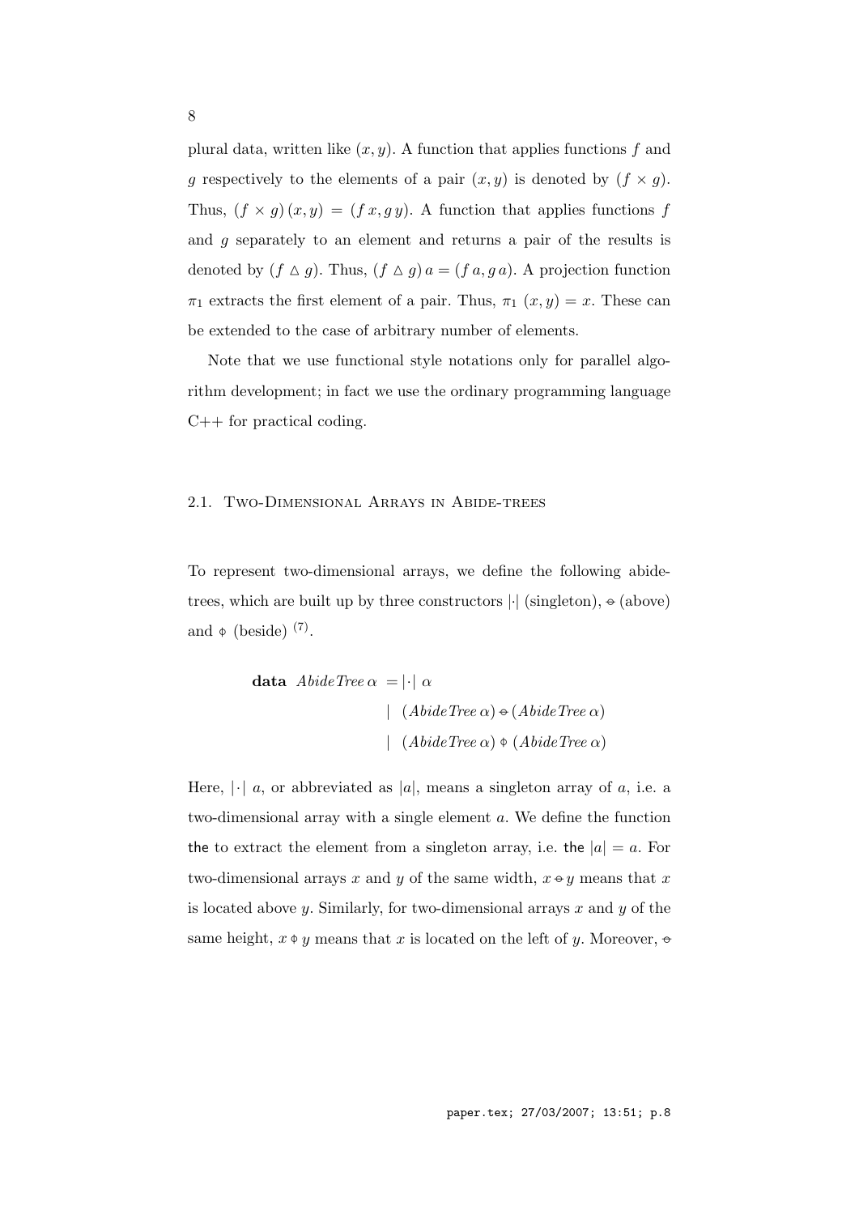plural data, written like $(x, y)$. A function that applies functions $f$ and $g$ respectively to the elements of a pair $(x, y)$ is denoted by $(f \times g)$. Thus, $(f \times g)\,(x, y) = (f\,x, g\,y)$. A function that applies functions $f$ and $g$ separately to an element and returns a pair of the results is denoted by $(f \vartriangle g)$. Thus, $(f \vartriangle g)\,a = (f\,a, g\,a)$. A projection function $\pi_1$ extracts the first element of a pair. Thus, $\pi_1\ (x, y) = x$. These can be extended to the case of arbitrary number of elements.

Note that we use functional style notations only for parallel algorithm development; in fact we use the ordinary programming language C++ for practical coding.

### 2.1. Two-Dimensional Arrays in Abide-trees

To represent two-dimensional arrays, we define the following abide-trees, which are built up by three constructors $|\cdot|$ (singleton), $\ominus$ (above) and $\varphi$ (beside) [7].

$$
\begin{aligned}
\textbf{data}\ \ \mathit{AbideTree}\,\alpha\ &= |\cdot|\ \alpha \\
&\mid\ (\mathit{AbideTree}\,\alpha) \ominus (\mathit{AbideTree}\,\alpha) \\
&\mid\ (\mathit{AbideTree}\,\alpha) \varphi (\mathit{AbideTree}\,\alpha)
\end{aligned}
$$

Here, $|\cdot|\ a$, or abbreviated as $|a|$, means a singleton array of $a$, i.e. a two-dimensional array with a single element $a$. We define the function $\mathsf{the}$ to extract the element from a singleton array, i.e. $\mathsf{the}\ |a| = a$. For two-dimensional arrays $x$ and $y$ of the same width, $x \ominus y$ means that $x$ is located above $y$. Similarly, for two-dimensional arrays $x$ and $y$ of the same height, $x \varphi y$ means that $x$ is located on the left of $y$. Moreover, $\ominus$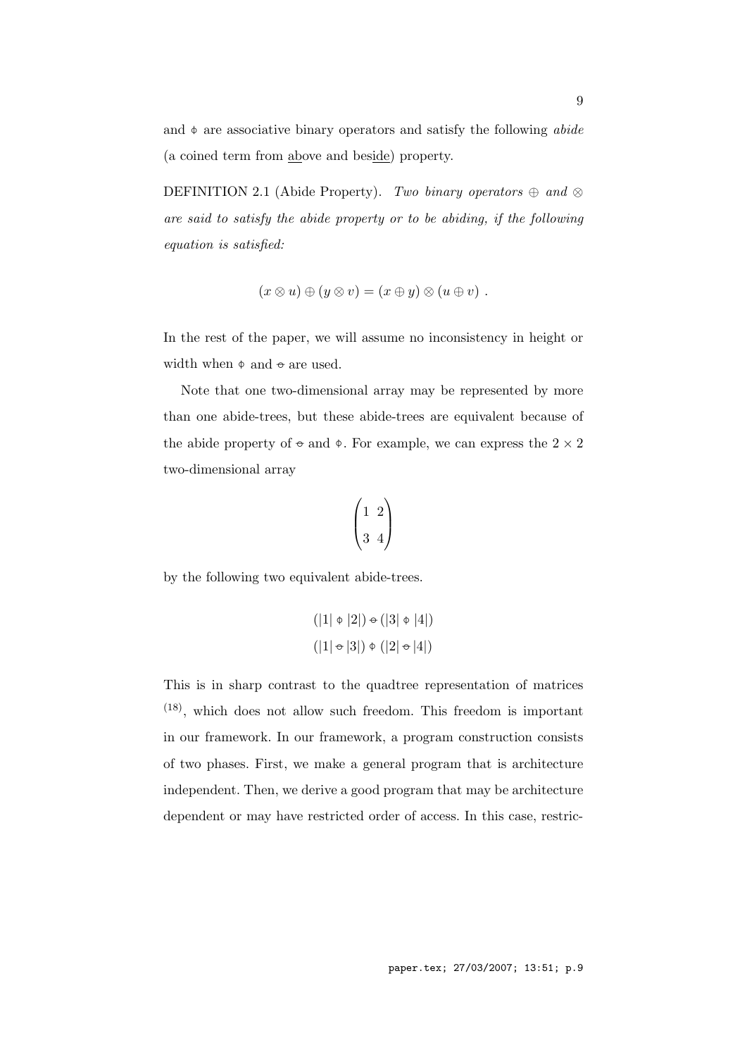and $\varphi$ are associative binary operators and satisfy the following *abide* (a coined term from above and beside) property.

DEFINITION 2.1 (Abide Property). *Two binary operators $\oplus$ and $\otimes$ are said to satisfy the abide property or to be abiding, if the following equation is satisfied:*

$$(x \otimes u) \oplus (y \otimes v) = (x \oplus y) \otimes (u \oplus v) \ .$$

In the rest of the paper, we will assume no inconsistency in height or width when $\varphi$ and $\ominus$ are used.

Note that one two-dimensional array may be represented by more than one abide-trees, but these abide-trees are equivalent because of the abide property of $\ominus$ and $\varphi$. For example, we can express the $2 \times 2$ two-dimensional array

$$\begin{pmatrix} 1 & 2 \\ 3 & 4 \end{pmatrix}$$

by the following two equivalent abide-trees.

$$(|1| \varphi |2|) \ominus (|3| \varphi |4|)$$
$$(|1| \ominus |3|) \varphi (|2| \ominus |4|)$$

This is in sharp contrast to the quadtree representation of matrices [18], which does not allow such freedom. This freedom is important in our framework. In our framework, a program construction consists of two phases. First, we make a general program that is architecture independent. Then, we derive a good program that may be architecture dependent or may have restricted order of access. In this case, restric-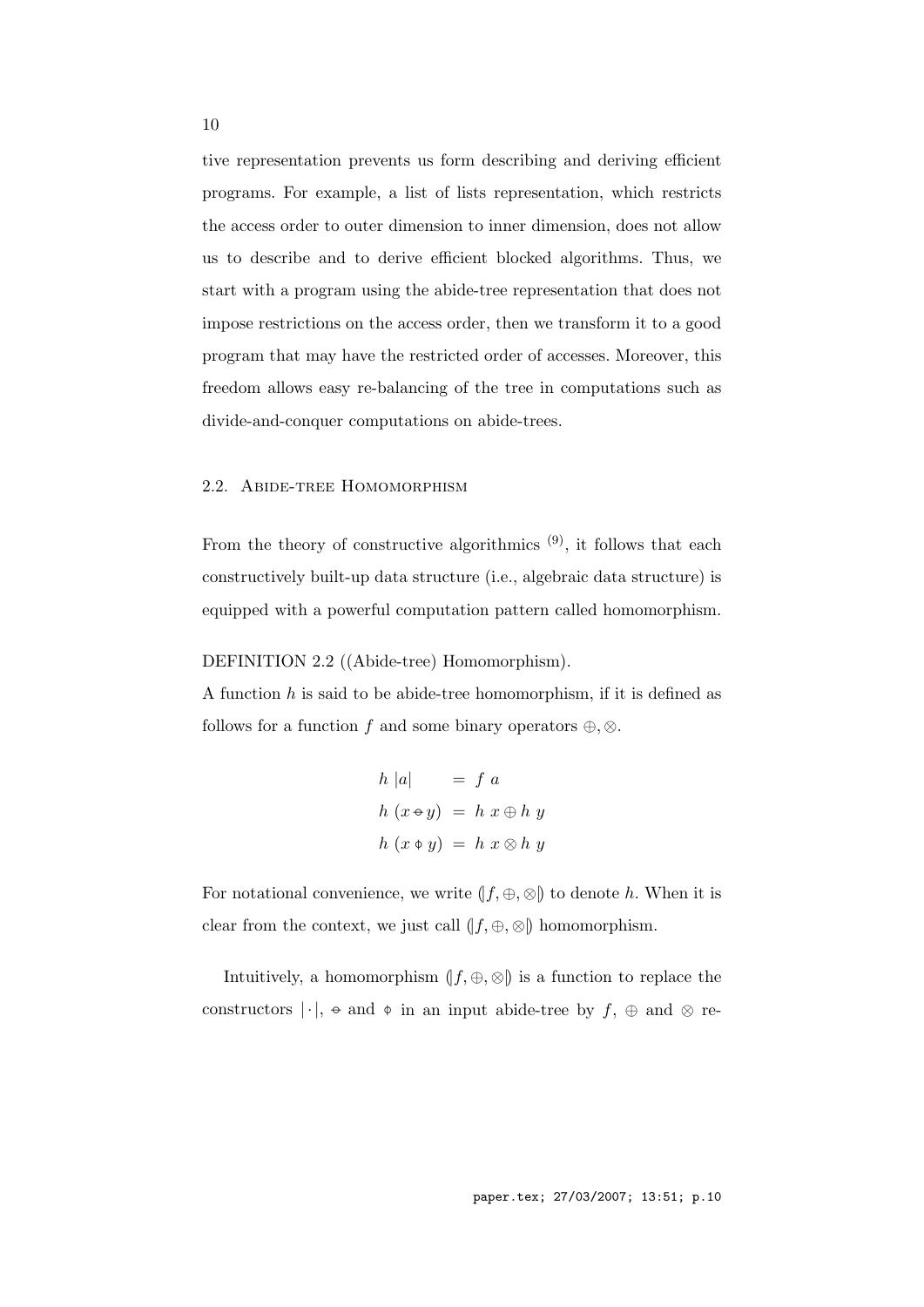tive representation prevents us form describing and deriving efficient programs. For example, a list of lists representation, which restricts the access order to outer dimension to inner dimension, does not allow us to describe and to derive efficient blocked algorithms. Thus, we start with a program using the abide-tree representation that does not impose restrictions on the access order, then we transform it to a good program that may have the restricted order of accesses. Moreover, this freedom allows easy re-balancing of the tree in computations such as divide-and-conquer computations on abide-trees.

## 2.2. Abide-tree Homomorphism

From the theory of constructive algorithmics [9], it follows that each constructively built-up data structure (i.e., algebraic data structure) is equipped with a powerful computation pattern called homomorphism.

DEFINITION 2.2 ((Abide-tree) Homomorphism).
A function $h$ is said to be abide-tree homomorphism, if it is defined as follows for a function $f$ and some binary operators $\oplus, \otimes$.

$$
\begin{aligned}
h\ |a| \quad &= f\ a \\
h\ (x \ominus y) &= h\ x \oplus h\ y \\
h\ (x \phi y) &= h\ x \otimes h\ y
\end{aligned}
$$

For notational convenience, we write $(\!|f, \oplus, \otimes|\!)$ to denote $h$. When it is clear from the context, we just call $(\!|f, \oplus, \otimes|\!)$ homomorphism.

Intuitively, a homomorphism $(\!|f, \oplus, \otimes|\!)$ is a function to replace the constructors $|\cdot|$, $\ominus$ and $\phi$ in an input abide-tree by $f$, $\oplus$ and $\otimes$ re-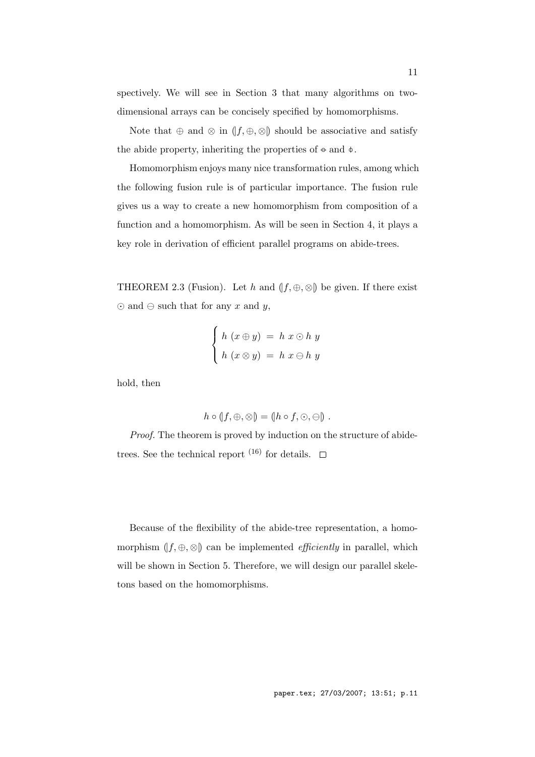spectively. We will see in Section 3 that many algorithms on two-dimensional arrays can be concisely specified by homomorphisms.

Note that $\oplus$ and $\otimes$ in $(\!|f, \oplus, \otimes|\!)$ should be associative and satisfy the abide property, inheriting the properties of $⦵$ and $⦶$.

Homomorphism enjoys many nice transformation rules, among which the following fusion rule is of particular importance. The fusion rule gives us a way to create a new homomorphism from composition of a function and a homomorphism. As will be seen in Section 4, it plays a key role in derivation of efficient parallel programs on abide-trees.

THEOREM 2.3 (Fusion). Let $h$ and $(\!|f, \oplus, \otimes|\!)$ be given. If there exist $\odot$ and $\ominus$ such that for any $x$ and $y$,

$$\begin{cases} h\ (x \oplus y) \ = \ h\ x \odot h\ y \\ h\ (x \otimes y) \ = \ h\ x \ominus h\ y \end{cases}$$

hold, then

$$h \circ (\!|f, \oplus, \otimes|\!) = (\!|h \circ f, \odot, \ominus|\!) \ .$$

*Proof.* The theorem is proved by induction on the structure of abide-trees. See the technical report [16] for details. □

Because of the flexibility of the abide-tree representation, a homomorphism $(\!|f, \oplus, \otimes|\!)$ can be implemented *efficiently* in parallel, which will be shown in Section 5. Therefore, we will design our parallel skeletons based on the homomorphisms.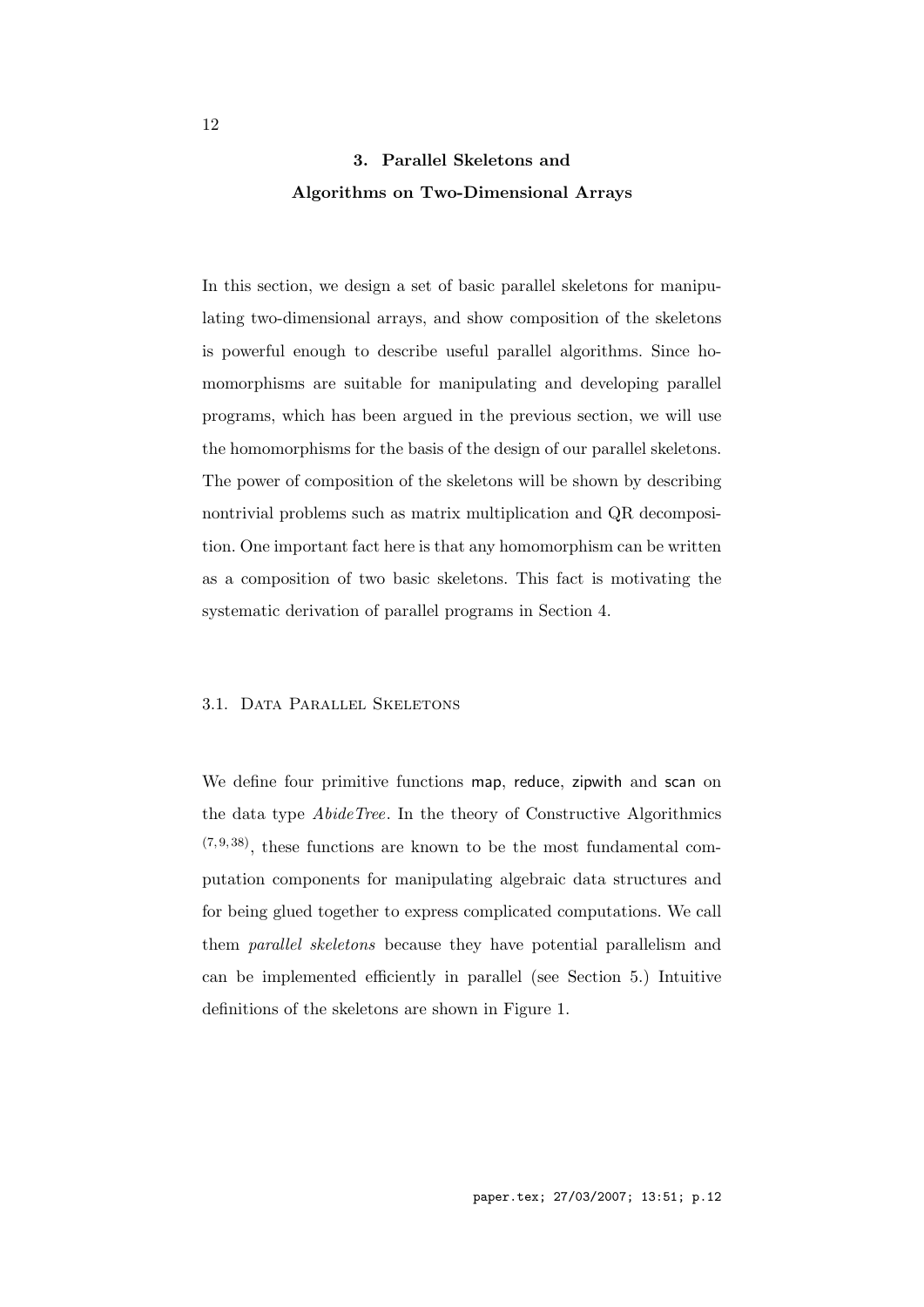## 3. Parallel Skeletons and Algorithms on Two-Dimensional Arrays

In this section, we design a set of basic parallel skeletons for manipulating two-dimensional arrays, and show composition of the skeletons is powerful enough to describe useful parallel algorithms. Since homomorphisms are suitable for manipulating and developing parallel programs, which has been argued in the previous section, we will use the homomorphisms for the basis of the design of our parallel skeletons. The power of composition of the skeletons will be shown by describing nontrivial problems such as matrix multiplication and QR decomposition. One important fact here is that any homomorphism can be written as a composition of two basic skeletons. This fact is motivating the systematic derivation of parallel programs in Section 4.

### 3.1. Data Parallel Skeletons

We define four primitive functions map, reduce, zipwith and scan on the data type *AbideTree*. In the theory of Constructive Algorithmics [7,9,38], these functions are known to be the most fundamental computation components for manipulating algebraic data structures and for being glued together to express complicated computations. We call them *parallel skeletons* because they have potential parallelism and can be implemented efficiently in parallel (see Section 5.) Intuitive definitions of the skeletons are shown in Figure 1.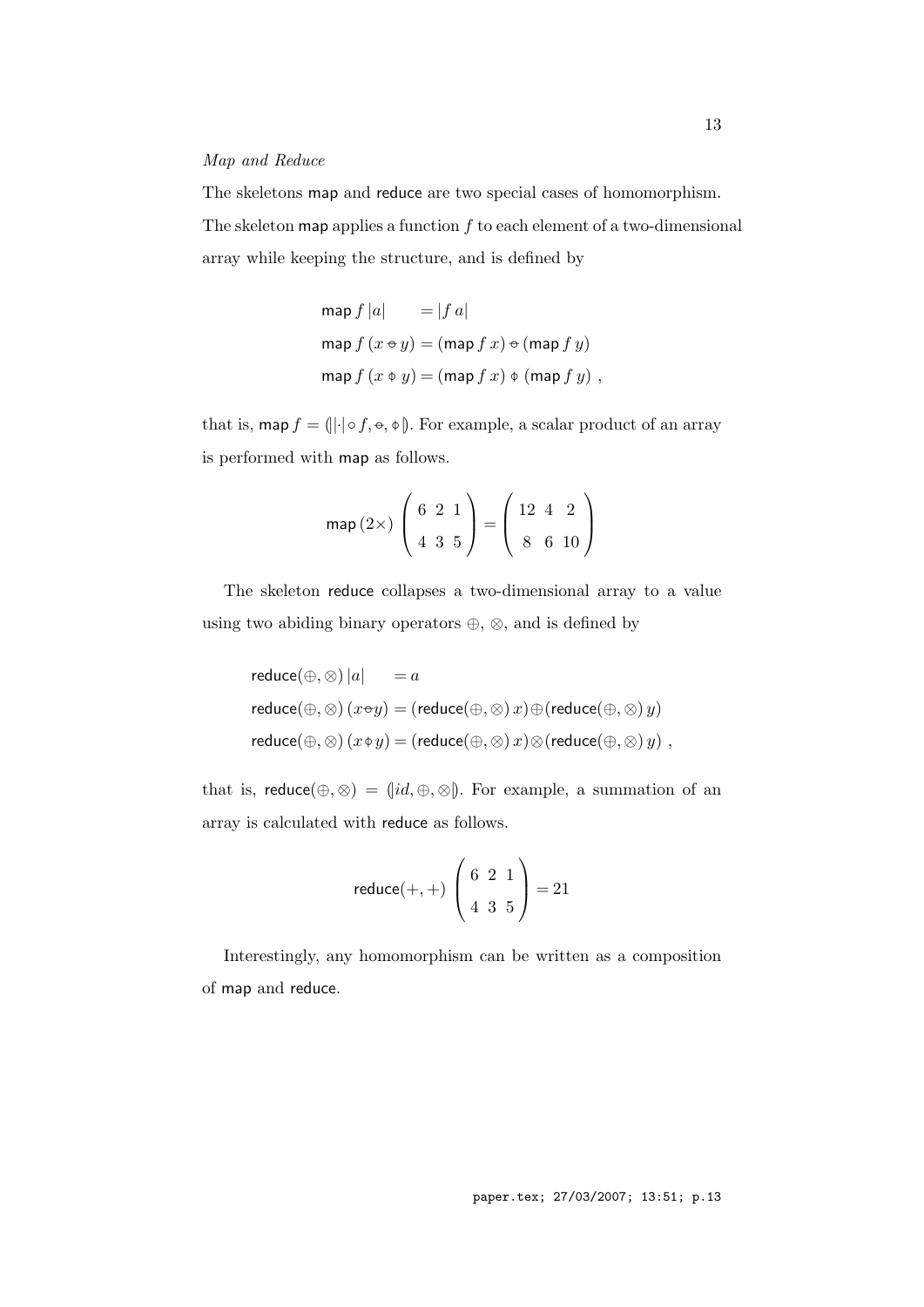*Map and Reduce*

The skeletons map and reduce are two special cases of homomorphism. The skeleton map applies a function $f$ to each element of a two-dimensional array while keeping the structure, and is defined by

$$
\begin{aligned}
\mathsf{map}\, f\, |a| \quad &= |f\, a| \\
\mathsf{map}\, f\, (x \ominus y) &= (\mathsf{map}\, f\, x) \ominus (\mathsf{map}\, f\, y) \\
\mathsf{map}\, f\, (x \phi\, y) &= (\mathsf{map}\, f\, x) \phi\, (\mathsf{map}\, f\, y)\ ,
\end{aligned}
$$

that is, $\mathsf{map}\, f = (\!|\, |\cdot| \circ f, \ominus, \phi\, |\!)$. For example, a scalar product of an array is performed with map as follows.

$$
\mathsf{map}\,(2\times) \begin{pmatrix} 6 & 2 & 1 \\ 4 & 3 & 5 \end{pmatrix} = \begin{pmatrix} 12 & 4 & 2 \\ 8 & 6 & 10 \end{pmatrix}
$$

The skeleton reduce collapses a two-dimensional array to a value using two abiding binary operators $\oplus$, $\otimes$, and is defined by

$$
\begin{aligned}
\mathsf{reduce}(\oplus, \otimes)\, |a| \quad &= a \\
\mathsf{reduce}(\oplus, \otimes)\, (x \ominus y) &= (\mathsf{reduce}(\oplus, \otimes)\, x) \oplus (\mathsf{reduce}(\oplus, \otimes)\, y) \\
\mathsf{reduce}(\oplus, \otimes)\, (x \phi\, y) &= (\mathsf{reduce}(\oplus, \otimes)\, x) \otimes (\mathsf{reduce}(\oplus, \otimes)\, y)\ ,
\end{aligned}
$$

that is, $\mathsf{reduce}(\oplus, \otimes) = (\!| id, \oplus, \otimes |\!)$. For example, a summation of an array is calculated with reduce as follows.

$$
\mathsf{reduce}(+,+) \begin{pmatrix} 6 & 2 & 1 \\ 4 & 3 & 5 \end{pmatrix} = 21
$$

Interestingly, any homomorphism can be written as a composition of map and reduce.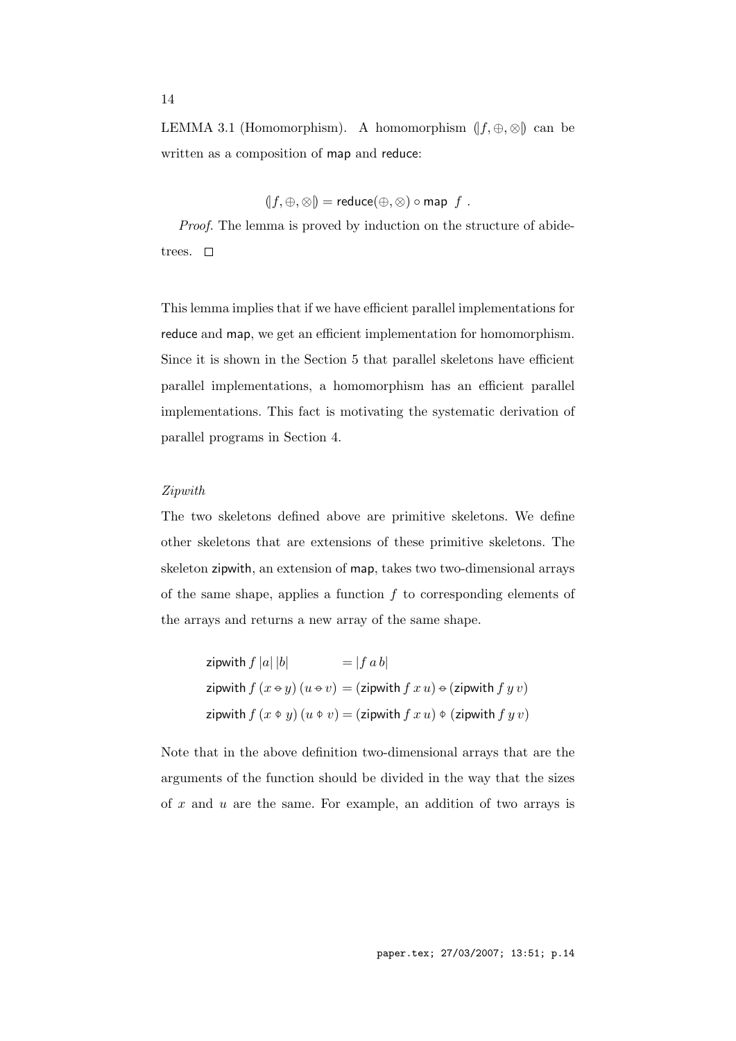LEMMA 3.1 (Homomorphism). A homomorphism $(\![f, \oplus, \otimes]\!)$ can be written as a composition of map and reduce:

$$(\![f, \oplus, \otimes]\!) = \mathsf{reduce}(\oplus, \otimes) \circ \mathsf{map}\ \ f\ .$$

*Proof.* The lemma is proved by induction on the structure of abide-trees. □

This lemma implies that if we have efficient parallel implementations for reduce and map, we get an efficient implementation for homomorphism. Since it is shown in the Section 5 that parallel skeletons have efficient parallel implementations, a homomorphism has an efficient parallel implementations. This fact is motivating the systematic derivation of parallel programs in Section 4.

*Zipwith*

The two skeletons defined above are primitive skeletons. We define other skeletons that are extensions of these primitive skeletons. The skeleton zipwith, an extension of map, takes two two-dimensional arrays of the same shape, applies a function $f$ to corresponding elements of the arrays and returns a new array of the same shape.

$$
\begin{aligned}
\mathsf{zipwith}\ f\ |a|\ |b| &= |f\ a\ b| \\
\mathsf{zipwith}\ f\ (x \ominus y)\ (u \ominus v) &= (\mathsf{zipwith}\ f\ x\ u) \ominus (\mathsf{zipwith}\ f\ y\ v) \\
\mathsf{zipwith}\ f\ (x \varphi\ y)\ (u \varphi\ v) &= (\mathsf{zipwith}\ f\ x\ u) \varphi\ (\mathsf{zipwith}\ f\ y\ v)
\end{aligned}
$$

Note that in the above definition two-dimensional arrays that are the arguments of the function should be divided in the way that the sizes of $x$ and $u$ are the same. For example, an addition of two arrays is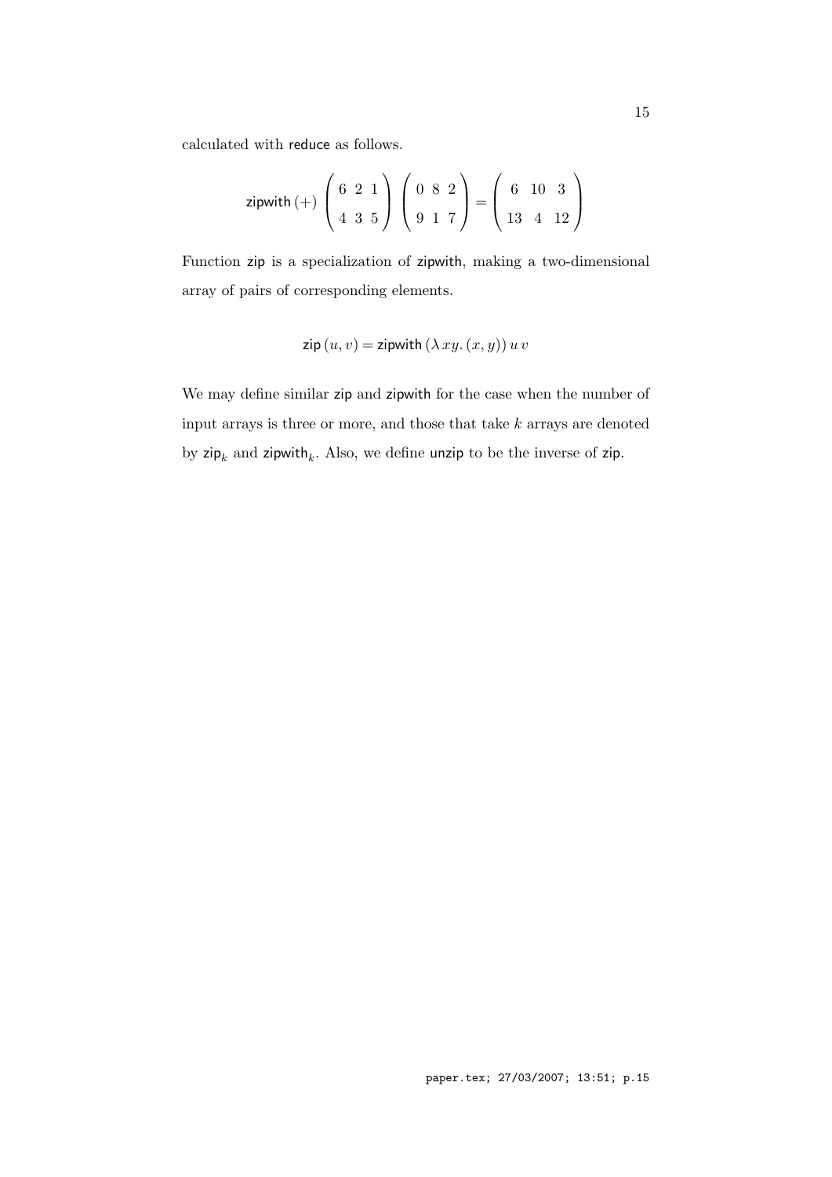calculated with reduce as follows.

$$\mathsf{zipwith}\,(+) \begin{pmatrix} 6 & 2 & 1 \\ 4 & 3 & 5 \end{pmatrix} \begin{pmatrix} 0 & 8 & 2 \\ 9 & 1 & 7 \end{pmatrix} = \begin{pmatrix} 6 & 10 & 3 \\ 13 & 4 & 12 \end{pmatrix}$$

Function zip is a specialization of zipwith, making a two-dimensional array of pairs of corresponding elements.

$$\mathsf{zip}\,(u, v) = \mathsf{zipwith}\,(\lambda\, xy.\,(x, y))\, u\, v$$

We may define similar zip and zipwith for the case when the number of input arrays is three or more, and those that take $k$ arrays are denoted by $\mathsf{zip}_k$ and $\mathsf{zipwith}_k$. Also, we define unzip to be the inverse of zip.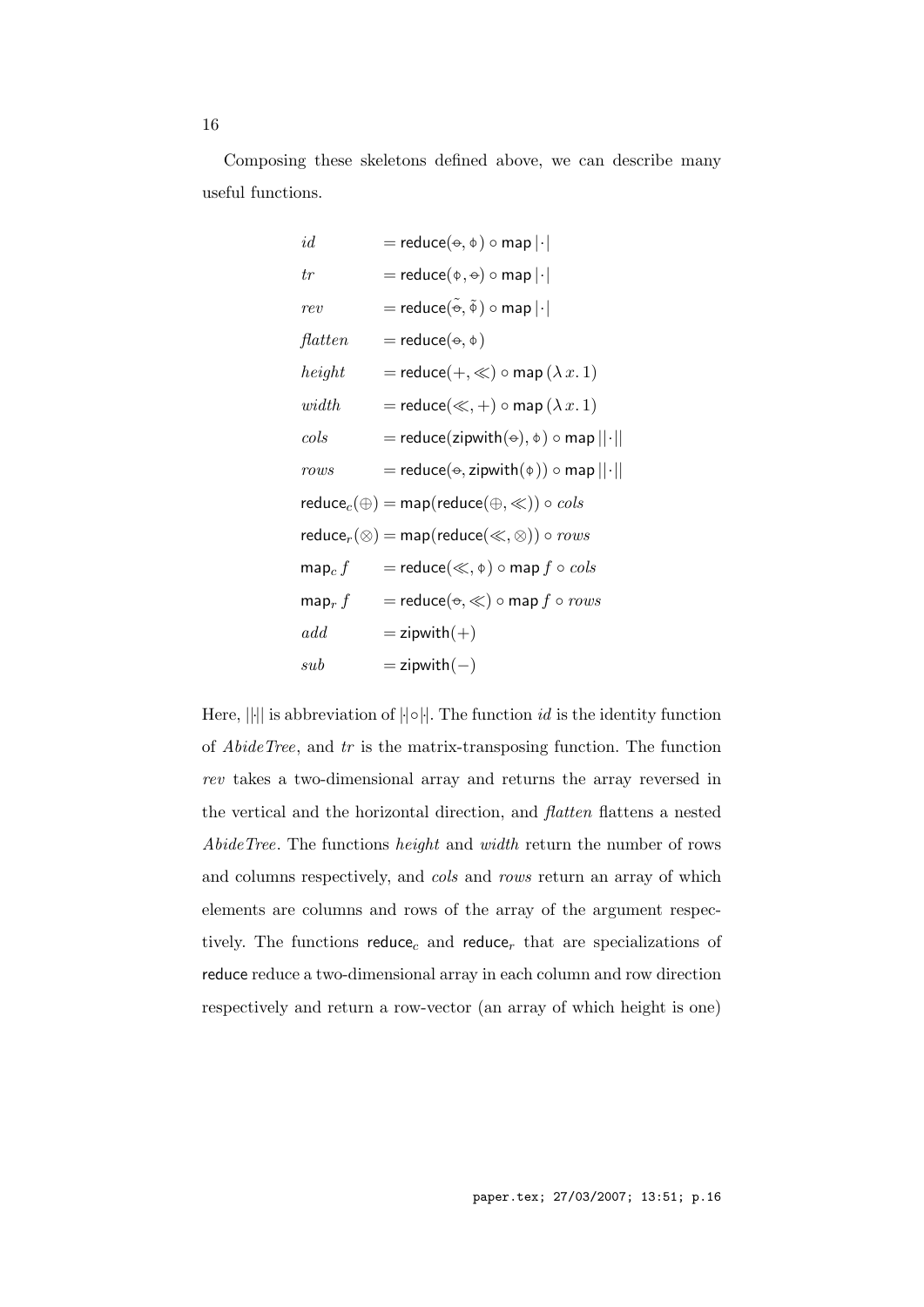Composing these skeletons defined above, we can describe many useful functions.

$$
\begin{aligned}
id &= \mathsf{reduce}(\ominus, \phi) \circ \mathsf{map}\,|\cdot| \\
tr &= \mathsf{reduce}(\phi, \ominus) \circ \mathsf{map}\,|\cdot| \\
rev &= \mathsf{reduce}(\tilde{\ominus}, \tilde{\phi}) \circ \mathsf{map}\,|\cdot| \\
\mathit{flatten} &= \mathsf{reduce}(\ominus, \phi) \\
height &= \mathsf{reduce}(+, \ll) \circ \mathsf{map}\,(\lambda\, x.\, 1) \\
width &= \mathsf{reduce}(\ll, +) \circ \mathsf{map}\,(\lambda\, x.\, 1) \\
cols &= \mathsf{reduce}(\mathsf{zipwith}(\ominus), \phi) \circ \mathsf{map}\,||\cdot|| \\
rows &= \mathsf{reduce}(\ominus, \mathsf{zipwith}(\phi)) \circ \mathsf{map}\,||\cdot|| \\
\mathsf{reduce}_c(\oplus) &= \mathsf{map}(\mathsf{reduce}(\oplus, \ll)) \circ cols \\
\mathsf{reduce}_r(\otimes) &= \mathsf{map}(\mathsf{reduce}(\ll, \otimes)) \circ rows \\
\mathsf{map}_c\, f &= \mathsf{reduce}(\ll, \phi) \circ \mathsf{map}\, f \circ cols \\
\mathsf{map}_r\, f &= \mathsf{reduce}(\ominus, \ll) \circ \mathsf{map}\, f \circ rows \\
add &= \mathsf{zipwith}(+) \\
sub &= \mathsf{zipwith}(-)
\end{aligned}
$$

Here, $||\cdot||$ is abbreviation of $|\cdot| \circ |\cdot|$. The function $id$ is the identity function of *AbideTree*, and $tr$ is the matrix-transposing function. The function $rev$ takes a two-dimensional array and returns the array reversed in the vertical and the horizontal direction, and *flatten* flattens a nested *AbideTree*. The functions *height* and *width* return the number of rows and columns respectively, and *cols* and *rows* return an array of which elements are columns and rows of the array of the argument respectively. The functions $\mathsf{reduce}_c$ and $\mathsf{reduce}_r$ that are specializations of $\mathsf{reduce}$ reduce a two-dimensional array in each column and row direction respectively and return a row-vector (an array of which height is one)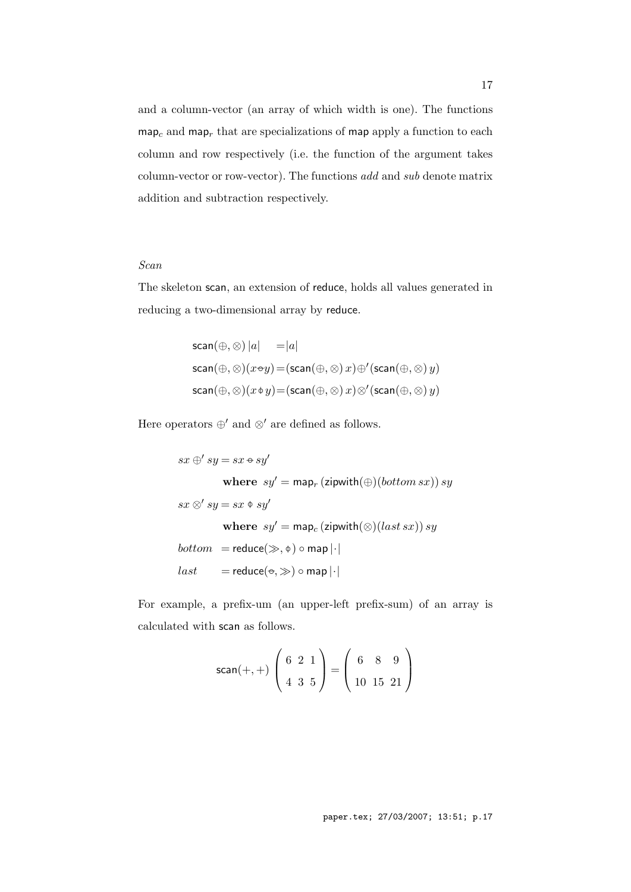and a column-vector (an array of which width is one). The functions $\mathsf{map}_c$ and $\mathsf{map}_r$ that are specializations of $\mathsf{map}$ apply a function to each column and row respectively (i.e. the function of the argument takes column-vector or row-vector). The functions *add* and *sub* denote matrix addition and subtraction respectively.

*Scan*

The skeleton scan, an extension of reduce, holds all values generated in reducing a two-dimensional array by reduce.

$$
\begin{aligned}
\mathsf{scan}(\oplus,\otimes)\,|a| &= |a| \\
\mathsf{scan}(\oplus,\otimes)(x \ominus y) &= (\mathsf{scan}(\oplus,\otimes)\,x) \oplus' (\mathsf{scan}(\oplus,\otimes)\,y) \\
\mathsf{scan}(\oplus,\otimes)(x \phi\, y) &= (\mathsf{scan}(\oplus,\otimes)\,x) \otimes' (\mathsf{scan}(\oplus,\otimes)\,y)
\end{aligned}
$$

Here operators $\oplus'$ and $\otimes'$ are defined as follows.

$$
\begin{aligned}
sx \oplus' sy &= sx \ominus sy' \\
&\quad \textbf{where } sy' = \mathsf{map}_r\,(\mathsf{zipwith}(\oplus)(bottom\,sx))\,sy \\
sx \otimes' sy &= sx \phi\, sy' \\
&\quad \textbf{where } sy' = \mathsf{map}_c\,(\mathsf{zipwith}(\otimes)(last\,sx))\,sy \\
bottom &= \mathsf{reduce}(\gg, \phi) \circ \mathsf{map}\,|\cdot| \\
last &= \mathsf{reduce}(\ominus, \gg) \circ \mathsf{map}\,|\cdot|
\end{aligned}
$$

For example, a prefix-um (an upper-left prefix-sum) of an array is calculated with scan as follows.

$$
\mathsf{scan}(+,+) \begin{pmatrix} 6 & 2 & 1 \\ 4 & 3 & 5 \end{pmatrix} = \begin{pmatrix} 6 & 8 & 9 \\ 10 & 15 & 21 \end{pmatrix}
$$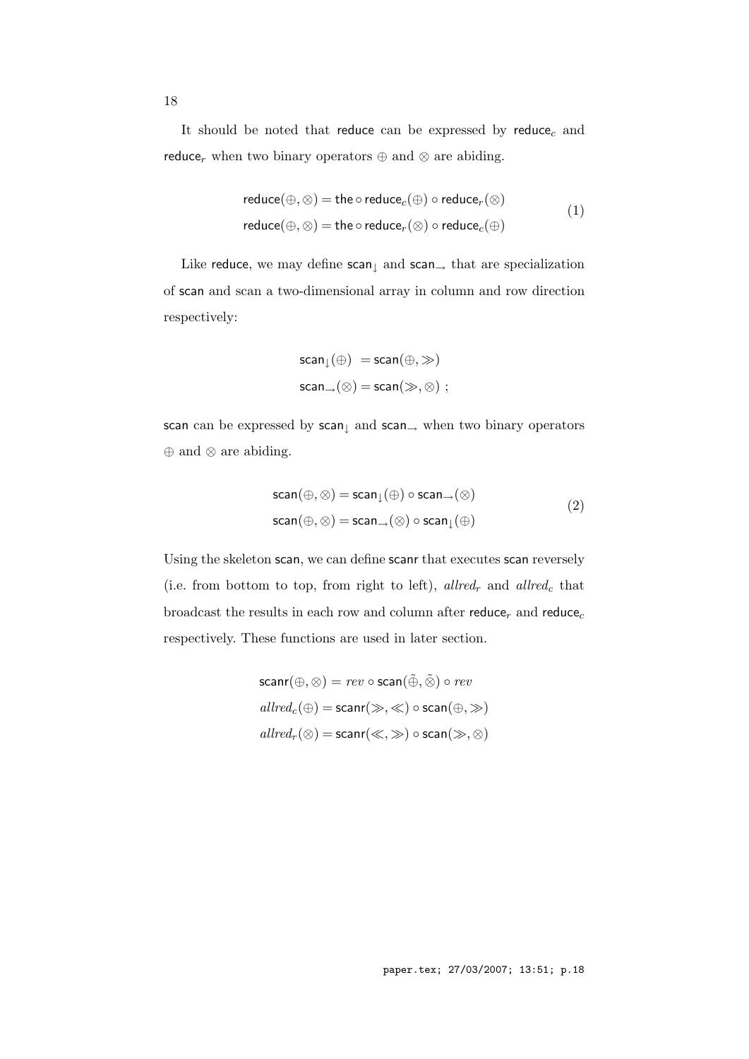It should be noted that reduce can be expressed by $\mathsf{reduce}_c$ and $\mathsf{reduce}_r$ when two binary operators $\oplus$ and $\otimes$ are abiding.

$$
\begin{aligned}
\mathsf{reduce}(\oplus, \otimes) &= \mathsf{the} \circ \mathsf{reduce}_c(\oplus) \circ \mathsf{reduce}_r(\otimes) \\
\mathsf{reduce}(\oplus, \otimes) &= \mathsf{the} \circ \mathsf{reduce}_r(\otimes) \circ \mathsf{reduce}_c(\oplus)
\end{aligned}
\tag{1}
$$

Like reduce, we may define $\mathsf{scan}_\downarrow$ and $\mathsf{scan}_\rightarrow$ that are specialization of scan and scan a two-dimensional array in column and row direction respectively:

$$
\begin{aligned}
\mathsf{scan}_\downarrow(\oplus) &= \mathsf{scan}(\oplus, \gg) \\
\mathsf{scan}_\rightarrow(\otimes) &= \mathsf{scan}(\gg, \otimes) \ ;
\end{aligned}
$$

scan can be expressed by $\mathsf{scan}_\downarrow$ and $\mathsf{scan}_\rightarrow$ when two binary operators $\oplus$ and $\otimes$ are abiding.

$$
\begin{aligned}
\mathsf{scan}(\oplus, \otimes) &= \mathsf{scan}_\downarrow(\oplus) \circ \mathsf{scan}_\rightarrow(\otimes) \\
\mathsf{scan}(\oplus, \otimes) &= \mathsf{scan}_\rightarrow(\otimes) \circ \mathsf{scan}_\downarrow(\oplus)
\end{aligned}
\tag{2}
$$

Using the skeleton scan, we can define scanr that executes scan reversely (i.e. from bottom to top, from right to left), $allred_r$ and $allred_c$ that broadcast the results in each row and column after $\mathsf{reduce}_r$ and $\mathsf{reduce}_c$ respectively. These functions are used in later section.

$$
\begin{aligned}
\mathsf{scanr}(\oplus, \otimes) &= rev \circ \mathsf{scan}(\tilde{\oplus}, \tilde{\otimes}) \circ rev \\
allred_c(\oplus) &= \mathsf{scanr}(\gg, \ll) \circ \mathsf{scan}(\oplus, \gg) \\
allred_r(\otimes) &= \mathsf{scanr}(\ll, \gg) \circ \mathsf{scan}(\gg, \otimes)
\end{aligned}
$$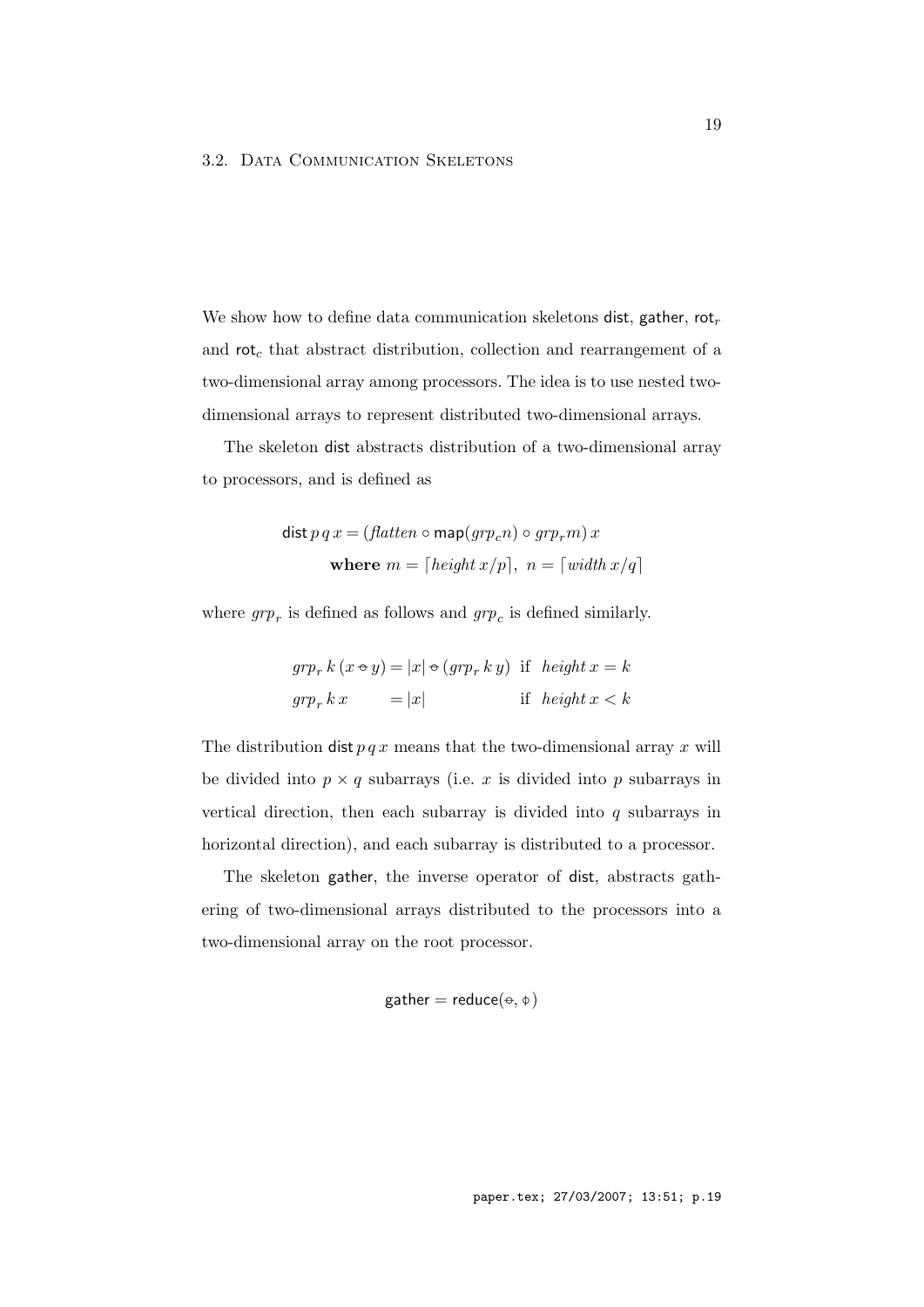We show how to define data communication skeletons dist, gather, $\mathsf{rot}_r$ and $\mathsf{rot}_c$ that abstract distribution, collection and rearrangement of a two-dimensional array among processors. The idea is to use nested two-dimensional arrays to represent distributed two-dimensional arrays.

The skeleton dist abstracts distribution of a two-dimensional array to processors, and is defined as

$$\begin{aligned} \mathsf{dist}\, p\, q\, x &= (\mathit{flatten} \circ \mathsf{map}(\mathit{grp}_c n) \circ \mathit{grp}_r m)\, x \\ &\quad \textbf{where } m = \lceil \mathit{height}\, x / p \rceil,\ n = \lceil \mathit{width}\, x / q \rceil \end{aligned}$$

where $\mathit{grp}_r$ is defined as follows and $\mathit{grp}_c$ is defined similarly.

$$\begin{aligned} \mathit{grp}_r\, k\, (x \ominus y) &= |x| \ominus (\mathit{grp}_r\, k\, y) && \text{if } \ \mathit{height}\, x = k \\ \mathit{grp}_r\, k\, x &= |x| && \text{if } \ \mathit{height}\, x < k \end{aligned}$$

The distribution $\mathsf{dist}\, p\, q\, x$ means that the two-dimensional array $x$ will be divided into $p \times q$ subarrays (i.e. $x$ is divided into $p$ subarrays in vertical direction, then each subarray is divided into $q$ subarrays in horizontal direction), and each subarray is distributed to a processor.

The skeleton gather, the inverse operator of dist, abstracts gathering of two-dimensional arrays distributed to the processors into a two-dimensional array on the root processor.

$$\mathsf{gather} = \mathsf{reduce}(\ominus, \phi)$$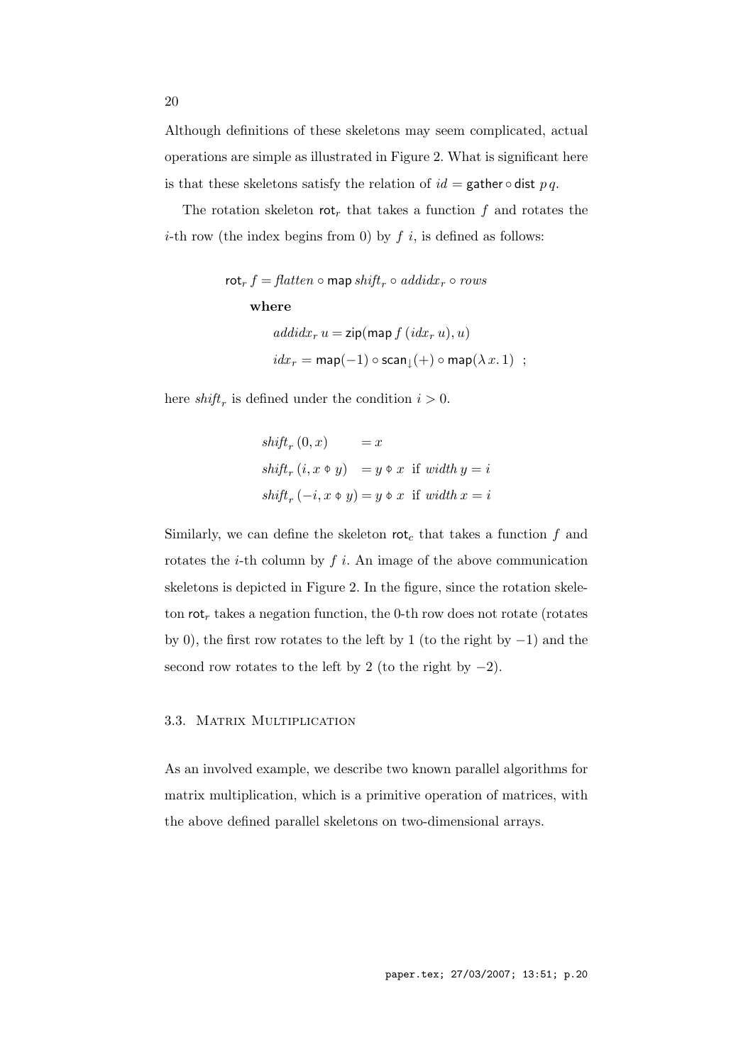Although definitions of these skeletons may seem complicated, actual operations are simple as illustrated in Figure 2. What is significant here is that these skeletons satisfy the relation of $id = \mathsf{gather} \circ \mathsf{dist}\ p\, q$.

The rotation skeleton $\mathsf{rot}_r$ that takes a function $f$ and rotates the $i$-th row (the index begins from 0) by $f\ i$, is defined as follows:

$$
\begin{aligned}
&\mathsf{rot}_r\ f = \mathit{flatten} \circ \mathsf{map}\ \mathit{shift}_r \circ \mathit{addidx}_r \circ \mathit{rows} \\
&\quad \textbf{where} \\
&\qquad \mathit{addidx}_r\ u = \mathsf{zip}(\mathsf{map}\ f\ (\mathit{idx}_r\ u), u) \\
&\qquad \mathit{idx}_r = \mathsf{map}(-1) \circ \mathsf{scan}_{\downarrow}(+) \circ \mathsf{map}(\lambda\, x.\, 1) \quad ;
\end{aligned}
$$

here $\mathit{shift}_r$ is defined under the condition $i > 0$.

$$
\begin{aligned}
&\mathit{shift}_r\,(0, x) &&= x \\
&\mathit{shift}_r\,(i, x \mathbin{⦶} y) &&= y \mathbin{⦶} x \ \text{ if } \mathit{width}\ y = i \\
&\mathit{shift}_r\,(-i, x \mathbin{⦶} y) &&= y \mathbin{⦶} x \ \text{ if } \mathit{width}\ x = i
\end{aligned}
$$

Similarly, we can define the skeleton $\mathsf{rot}_c$ that takes a function $f$ and rotates the $i$-th column by $f\ i$. An image of the above communication skeletons is depicted in Figure 2. In the figure, since the rotation skeleton $\mathsf{rot}_r$ takes a negation function, the 0-th row does not rotate (rotates by 0), the first row rotates to the left by 1 (to the right by $-1$) and the second row rotates to the left by 2 (to the right by $-2$).

### 3.3. Matrix Multiplication

As an involved example, we describe two known parallel algorithms for matrix multiplication, which is a primitive operation of matrices, with the above defined parallel skeletons on two-dimensional arrays.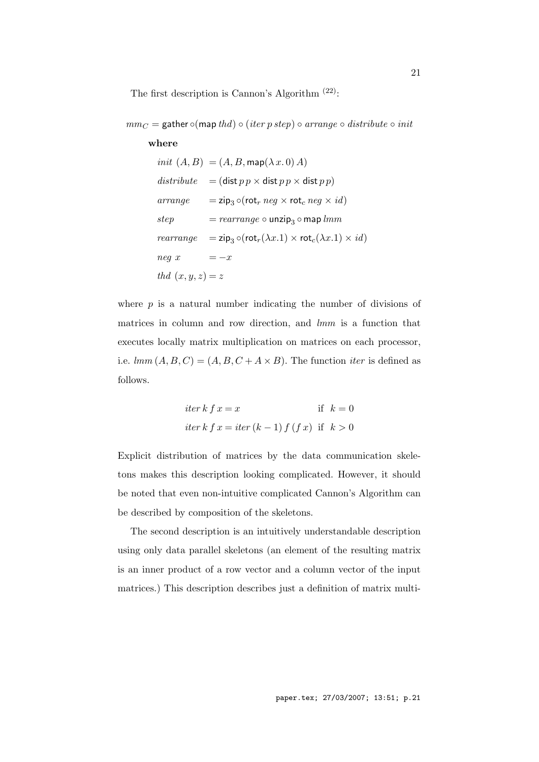The first description is Cannon's Algorithm [22]:

$$mm_C = \mathsf{gather} \circ (\mathsf{map}\, thd) \circ (iter\, p\, step) \circ arrange \circ distribute \circ init$$

**where**

$$
\begin{aligned}
init\ (A, B) &= (A, B, \mathsf{map}(\lambda\, x.\, 0)\, A) \\
distribute &= (\mathsf{dist}\, p\, p \times \mathsf{dist}\, p\, p \times \mathsf{dist}\, p\, p) \\
arrange &= \mathsf{zip}_3 \circ (\mathsf{rot}_r\, neg \times \mathsf{rot}_c\, neg \times id) \\
step &= rearrange \circ \mathsf{unzip}_3 \circ \mathsf{map}\, lmm \\
rearrange &= \mathsf{zip}_3 \circ (\mathsf{rot}_r(\lambda x.1) \times \mathsf{rot}_c(\lambda x.1) \times id) \\
neg\ x &= -x \\
thd\ (x, y, z) &= z
\end{aligned}
$$

where $p$ is a natural number indicating the number of divisions of matrices in column and row direction, and $lmm$ is a function that executes locally matrix multiplication on matrices on each processor, i.e. $lmm\,(A, B, C) = (A, B, C + A \times B)$. The function $iter$ is defined as follows.

$$
\begin{aligned}
iter\, k\, f\, x &= x & \text{if } k = 0 \\
iter\, k\, f\, x &= iter\,(k-1)\, f\,(f\, x) & \text{if } k > 0
\end{aligned}
$$

Explicit distribution of matrices by the data communication skeletons makes this description looking complicated. However, it should be noted that even non-intuitive complicated Cannon's Algorithm can be described by composition of the skeletons.

The second description is an intuitively understandable description using only data parallel skeletons (an element of the resulting matrix is an inner product of a row vector and a column vector of the input matrices.) This description describes just a definition of matrix multi-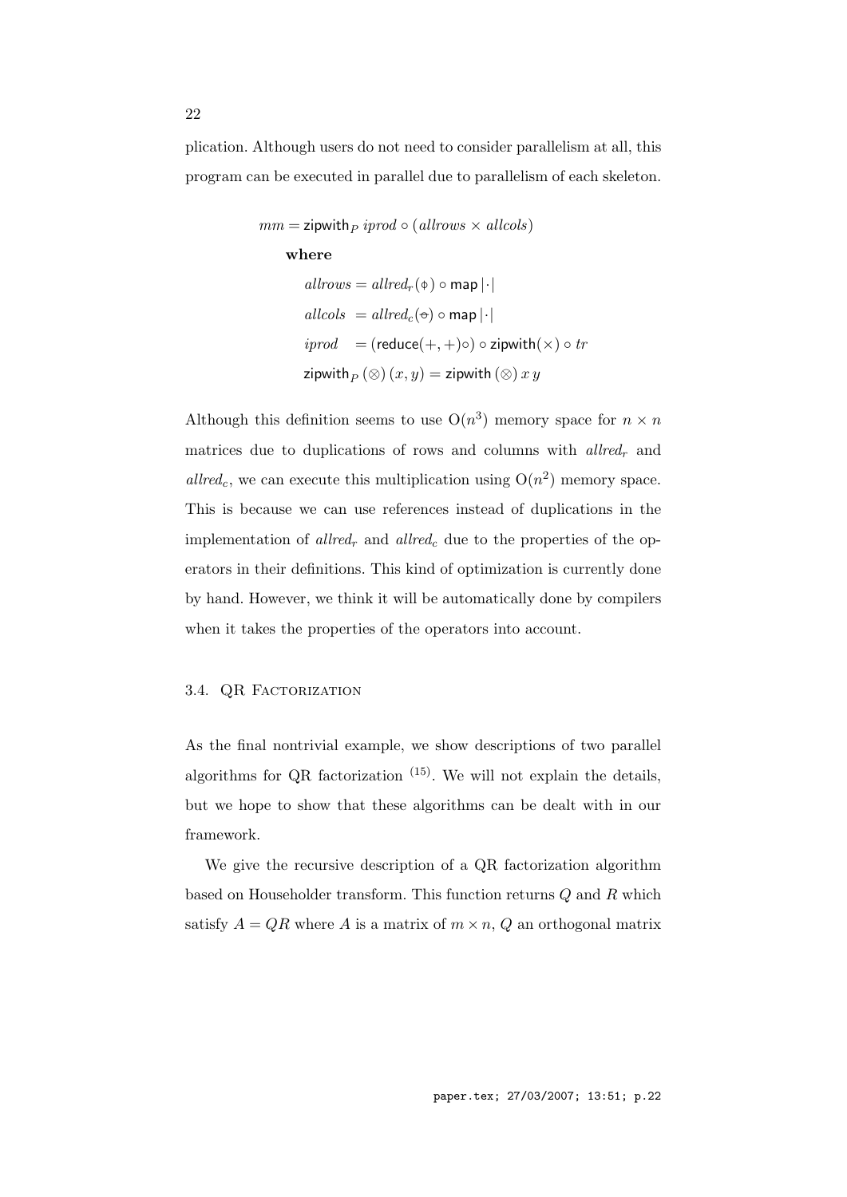plication. Although users do not need to consider parallelism at all, this program can be executed in parallel due to parallelism of each skeleton.

$$
\begin{aligned}
&mm = \mathsf{zipwith}_P\ iprod \circ (allrows \times allcols) \\
&\quad \textbf{where} \\
&\qquad allrows = allred_r(\phi) \circ \mathsf{map}\,|\cdot| \\
&\qquad allcols\ \ = allred_c(\ominus) \circ \mathsf{map}\,|\cdot| \\
&\qquad iprod\ \ \ = (\mathsf{reduce}(+,+)\circ) \circ \mathsf{zipwith}(\times) \circ tr \\
&\qquad \mathsf{zipwith}_P\,(\otimes)\,(x,y) = \mathsf{zipwith}\,(\otimes)\,x\,y
\end{aligned}
$$

Although this definition seems to use $\mathrm{O}(n^3)$ memory space for $n \times n$ matrices due to duplications of rows and columns with $allred_r$ and $allred_c$, we can execute this multiplication using $\mathrm{O}(n^2)$ memory space. This is because we can use references instead of duplications in the implementation of $allred_r$ and $allred_c$ due to the properties of the operators in their definitions. This kind of optimization is currently done by hand. However, we think it will be automatically done by compilers when it takes the properties of the operators into account.

### 3.4. QR Factorization

As the final nontrivial example, we show descriptions of two parallel algorithms for QR factorization [15]. We will not explain the details, but we hope to show that these algorithms can be dealt with in our framework.

We give the recursive description of a QR factorization algorithm based on Householder transform. This function returns $Q$ and $R$ which satisfy $A = QR$ where $A$ is a matrix of $m \times n$, $Q$ an orthogonal matrix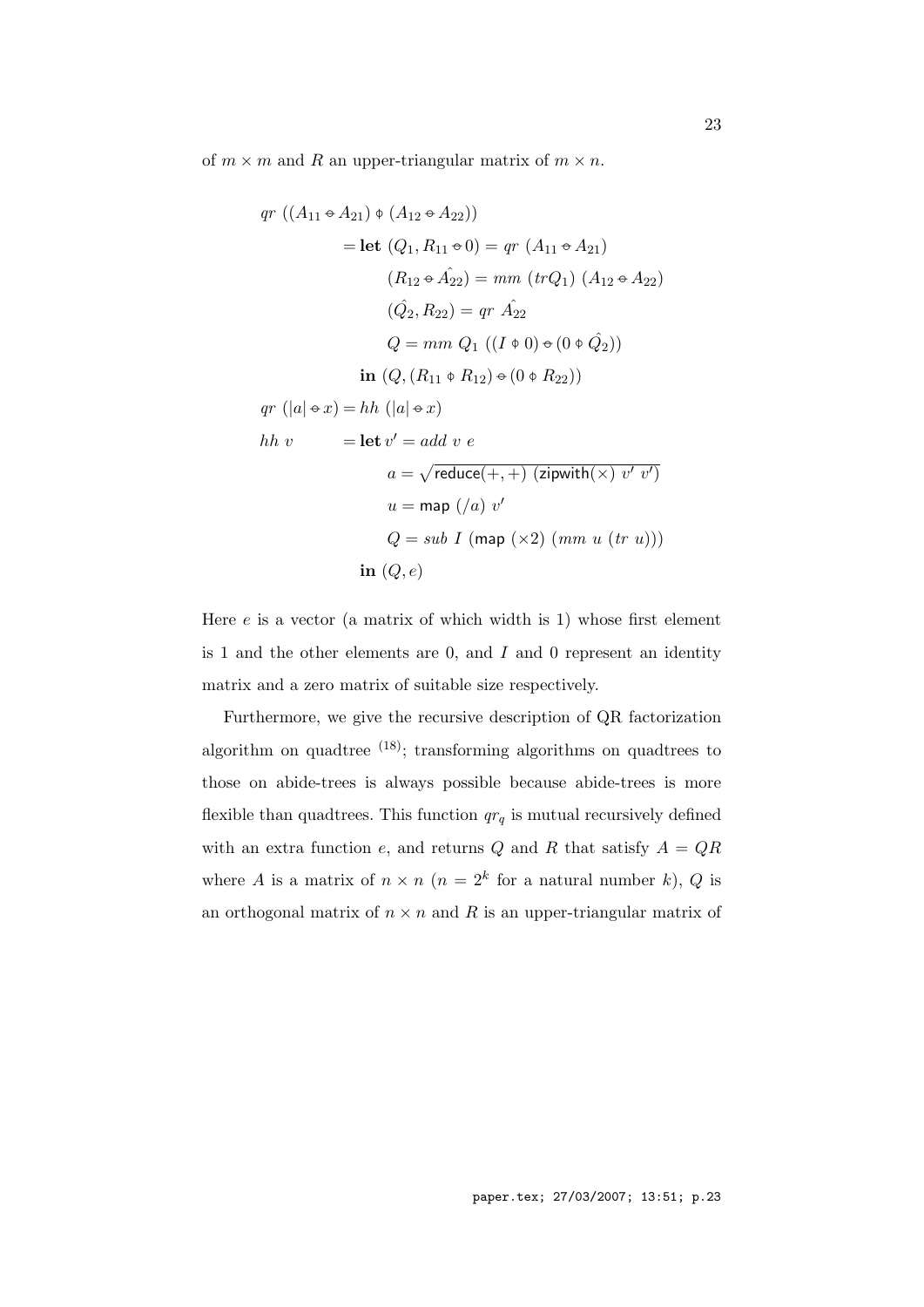of $m \times m$ and $R$ an upper-triangular matrix of $m \times n$.

$$
\begin{aligned}
qr\ ((A_{11} \ominus A_{21}) \phi (A_{12} \ominus A_{22})) & \\
= \mathbf{let}\ & (Q_1, R_{11} \ominus 0) = qr\ (A_{11} \ominus A_{21}) \\
& (R_{12} \ominus \hat{A_{22}}) = mm\ (trQ_1)\ (A_{12} \ominus A_{22}) \\
& (\hat{Q_2}, R_{22}) = qr\ \hat{A_{22}} \\
& Q = mm\ Q_1\ ((I \phi 0) \ominus (0 \phi \hat{Q_2})) \\
\mathbf{in}\ & (Q, (R_{11} \phi R_{12}) \ominus (0 \phi R_{22}))
\end{aligned}
$$

$$
\begin{aligned}
qr\ (|a| \ominus x) &= hh\ (|a| \ominus x) \\
hh\ v \quad &= \mathbf{let}\ v' = add\ v\ e \\
& \qquad a = \sqrt{\mathsf{reduce}(+,+)\ (\mathsf{zipwith}(\times)\ v'\ v')} \\
& \qquad u = \mathsf{map}\ (/a)\ v' \\
& \qquad Q = sub\ I\ (\mathsf{map}\ (\times 2)\ (mm\ u\ (tr\ u))) \\
& \quad \mathbf{in}\ (Q, e)
\end{aligned}
$$

Here $e$ is a vector (a matrix of which width is 1) whose first element is 1 and the other elements are 0, and $I$ and 0 represent an identity matrix and a zero matrix of suitable size respectively.

Furthermore, we give the recursive description of QR factorization algorithm on quadtree (18); transforming algorithms on quadtrees to those on abide-trees is always possible because abide-trees is more flexible than quadtrees. This function $qr_q$ is mutual recursively defined with an extra function $e$, and returns $Q$ and $R$ that satisfy $A = QR$ where $A$ is a matrix of $n \times n$ ($n = 2^k$ for a natural number $k$), $Q$ is an orthogonal matrix of $n \times n$ and $R$ is an upper-triangular matrix of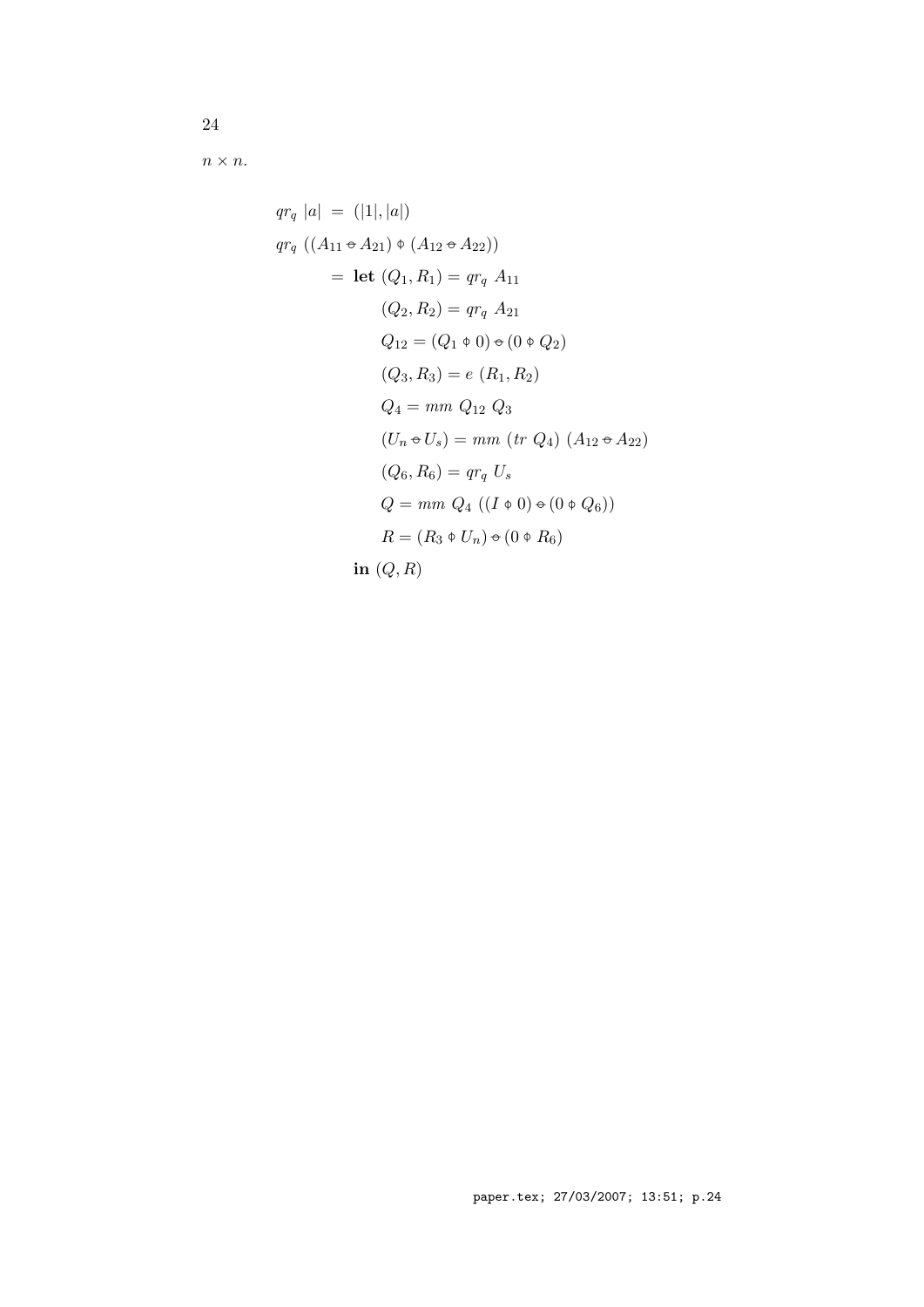$n \times n$.

$$
\begin{aligned}
&qr_q\ |a| \ = \ (|1|, |a|) \\
&qr_q\ ((A_{11} \ominus A_{21}) \oplus (A_{12} \ominus A_{22})) \\
&\qquad = \ \textbf{let}\ (Q_1, R_1) = qr_q\ A_{11} \\
&\qquad\qquad (Q_2, R_2) = qr_q\ A_{21} \\
&\qquad\qquad Q_{12} = (Q_1 \oplus 0) \ominus (0 \oplus Q_2) \\
&\qquad\qquad (Q_3, R_3) = e\ (R_1, R_2) \\
&\qquad\qquad Q_4 = mm\ Q_{12}\ Q_3 \\
&\qquad\qquad (U_n \ominus U_s) = mm\ (tr\ Q_4)\ (A_{12} \ominus A_{22}) \\
&\qquad\qquad (Q_6, R_6) = qr_q\ U_s \\
&\qquad\qquad Q = mm\ Q_4\ ((I \oplus 0) \ominus (0 \oplus Q_6)) \\
&\qquad\qquad R = (R_3 \oplus U_n) \ominus (0 \oplus R_6) \\
&\qquad\quad \textbf{in}\ (Q, R)
\end{aligned}
$$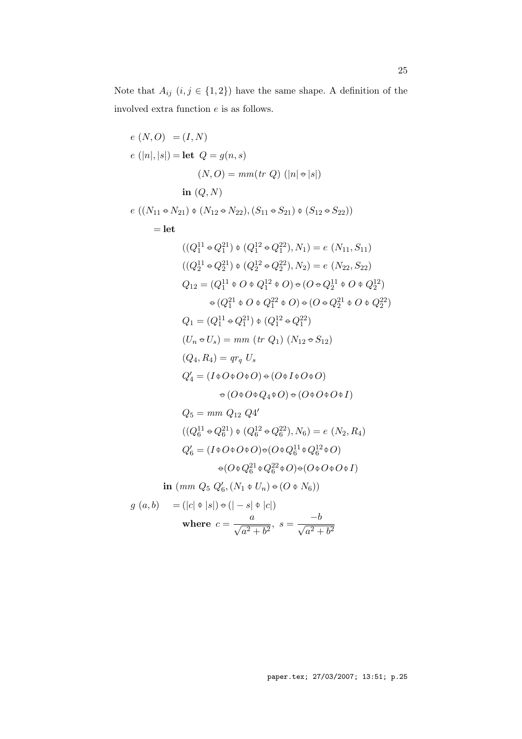Note that $A_{ij}$ $(i,j \in \{1,2\})$ have the same shape. A definition of the involved extra function $e$ is as follows.

$$
\begin{aligned}
& e\ (N, O) \ \ = (I, N) \\
& e\ (|n|, |s|) = \textbf{let}\ \ Q = g(n, s) \\
& \qquad\qquad\qquad (N, O) = mm(tr\ Q)\ (|n| \ominus |s|) \\
& \qquad\qquad\quad \textbf{in}\ (Q, N) \\
& e\ ((N_{11} \ominus N_{21}) \oplus (N_{12} \ominus N_{22}), (S_{11} \ominus S_{21}) \oplus (S_{12} \ominus S_{22})) \\
& \quad = \textbf{let} \\
& \qquad\qquad ((Q_1^{11} \ominus Q_1^{21}) \oplus (Q_1^{12} \ominus Q_1^{22}), N_1) = e\ (N_{11}, S_{11}) \\
& \qquad\qquad ((Q_2^{11} \ominus Q_2^{21}) \oplus (Q_2^{12} \ominus Q_2^{22}), N_2) = e\ (N_{22}, S_{22}) \\
& \qquad\qquad Q_{12} = (Q_1^{11} \oplus O \oplus Q_1^{12} \oplus O) \ominus (O \ominus Q_2^{11} \oplus O \oplus Q_2^{12}) \\
& \qquad\qquad\qquad \ominus (Q_1^{21} \oplus O \oplus Q_1^{22} \oplus O) \ominus (O \ominus Q_2^{21} \oplus O \oplus Q_2^{22}) \\
& \qquad\qquad Q_1 = (Q_1^{11} \ominus Q_1^{21}) \oplus (Q_1^{12} \ominus Q_1^{22}) \\
& \qquad\qquad (U_n \ominus U_s) = mm\ (tr\ Q_1)\ (N_{12} \ominus S_{12}) \\
& \qquad\qquad (Q_4, R_4) = qr_q\ U_s \\
& \qquad\qquad Q_4' = (I \oplus O \oplus O \oplus O) \ominus (O \oplus I \oplus O \oplus O) \\
& \qquad\qquad\qquad \ominus (O \oplus O \oplus Q_4 \oplus O) \ominus (O \oplus O \oplus O \oplus I) \\
& \qquad\qquad Q_5 = mm\ Q_{12}\ Q4' \\
& \qquad\qquad ((Q_6^{11} \ominus Q_6^{21}) \oplus (Q_6^{12} \ominus Q_6^{22}), N_6) = e\ (N_2, R_4) \\
& \qquad\qquad Q_6' = (I \oplus O \oplus O \oplus O) \ominus (O \oplus Q_6^{11} \oplus Q_6^{12} \oplus O) \\
& \qquad\qquad\qquad \ominus (O \oplus Q_6^{21} \oplus Q_6^{22} \oplus O) \ominus (O \oplus O \oplus O \oplus I) \\
& \qquad \textbf{in}\ (mm\ Q_5\ Q_6', (N_1 \oplus U_n) \ominus (O \oplus N_6)) \\
& g\ (a, b) \quad = (|c| \oplus |s|) \ominus (|-s| \oplus |c|) \\
& \qquad\qquad\quad \textbf{where}\ \ c = \frac{a}{\sqrt{a^2 + b^2}},\ \ s = \frac{-b}{\sqrt{a^2 + b^2}}
\end{aligned}
$$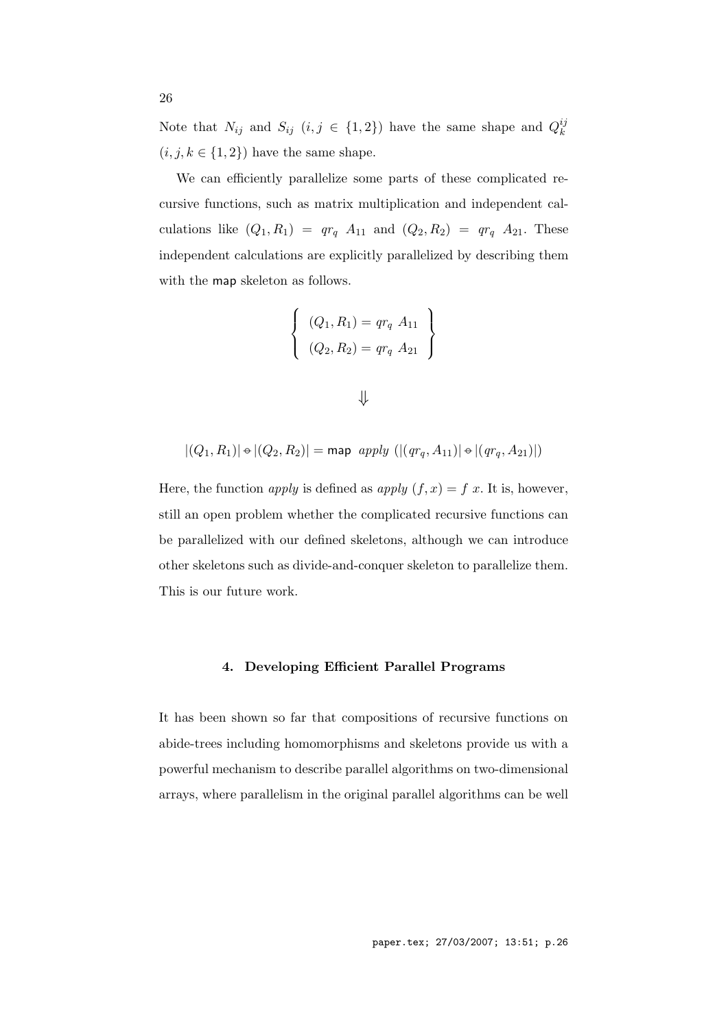Note that $N_{ij}$ and $S_{ij}$ ($i, j \in \{1, 2\}$) have the same shape and $Q_k^{ij}$ ($i, j, k \in \{1, 2\}$) have the same shape.

We can efficiently parallelize some parts of these complicated recursive functions, such as matrix multiplication and independent calculations like $(Q_1, R_1) = qr_q\ A_{11}$ and $(Q_2, R_2) = qr_q\ A_{21}$. These independent calculations are explicitly parallelized by describing them with the map skeleton as follows.

$$\left\{ \begin{array}{l} (Q_1, R_1) = qr_q\ A_{11} \\ (Q_2, R_2) = qr_q\ A_{21} \end{array} \right\}$$

$$\Downarrow$$

$$|(Q_1, R_1)| \mathbin{⦵} |(Q_2, R_2)| = \mathsf{map}\ \ apply\ (|(qr_q, A_{11})| \mathbin{⦵} |(qr_q, A_{21})|)$$

Here, the function *apply* is defined as *apply* $(f, x) = f\ x$. It is, however, still an open problem whether the complicated recursive functions can be parallelized with our defined skeletons, although we can introduce other skeletons such as divide-and-conquer skeleton to parallelize them. This is our future work.

## 4. Developing Efficient Parallel Programs

It has been shown so far that compositions of recursive functions on abide-trees including homomorphisms and skeletons provide us with a powerful mechanism to describe parallel algorithms on two-dimensional arrays, where parallelism in the original parallel algorithms can be well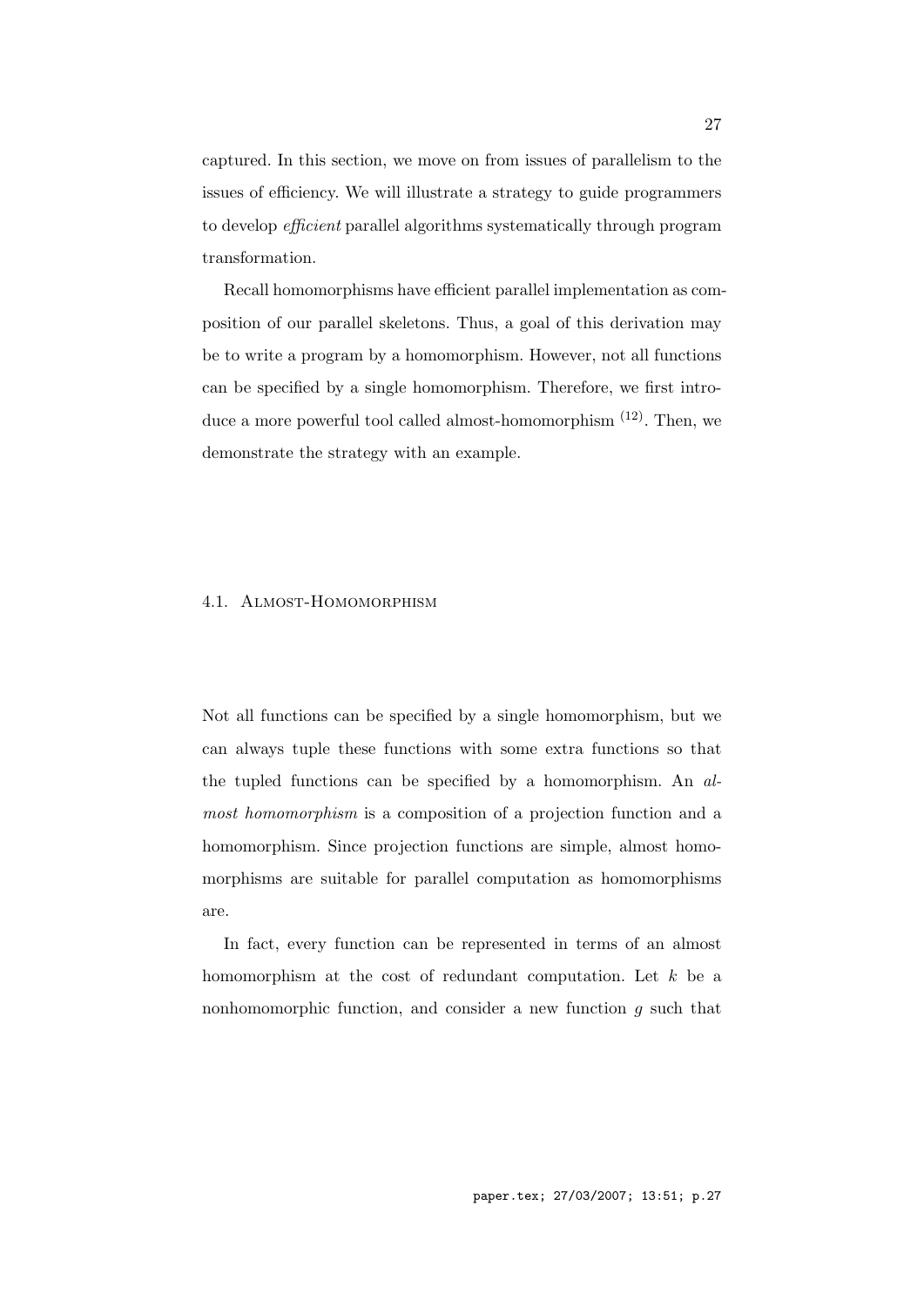captured. In this section, we move on from issues of parallelism to the issues of efficiency. We will illustrate a strategy to guide programmers to develop *efficient* parallel algorithms systematically through program transformation.

Recall homomorphisms have efficient parallel implementation as composition of our parallel skeletons. Thus, a goal of this derivation may be to write a program by a homomorphism. However, not all functions can be specified by a single homomorphism. Therefore, we first introduce a more powerful tool called almost-homomorphism [12]. Then, we demonstrate the strategy with an example.

### 4.1. Almost-Homomorphism

Not all functions can be specified by a single homomorphism, but we can always tuple these functions with some extra functions so that the tupled functions can be specified by a homomorphism. An *almost homomorphism* is a composition of a projection function and a homomorphism. Since projection functions are simple, almost homomorphisms are suitable for parallel computation as homomorphisms are.

In fact, every function can be represented in terms of an almost homomorphism at the cost of redundant computation. Let $k$ be a nonhomomorphic function, and consider a new function $g$ such that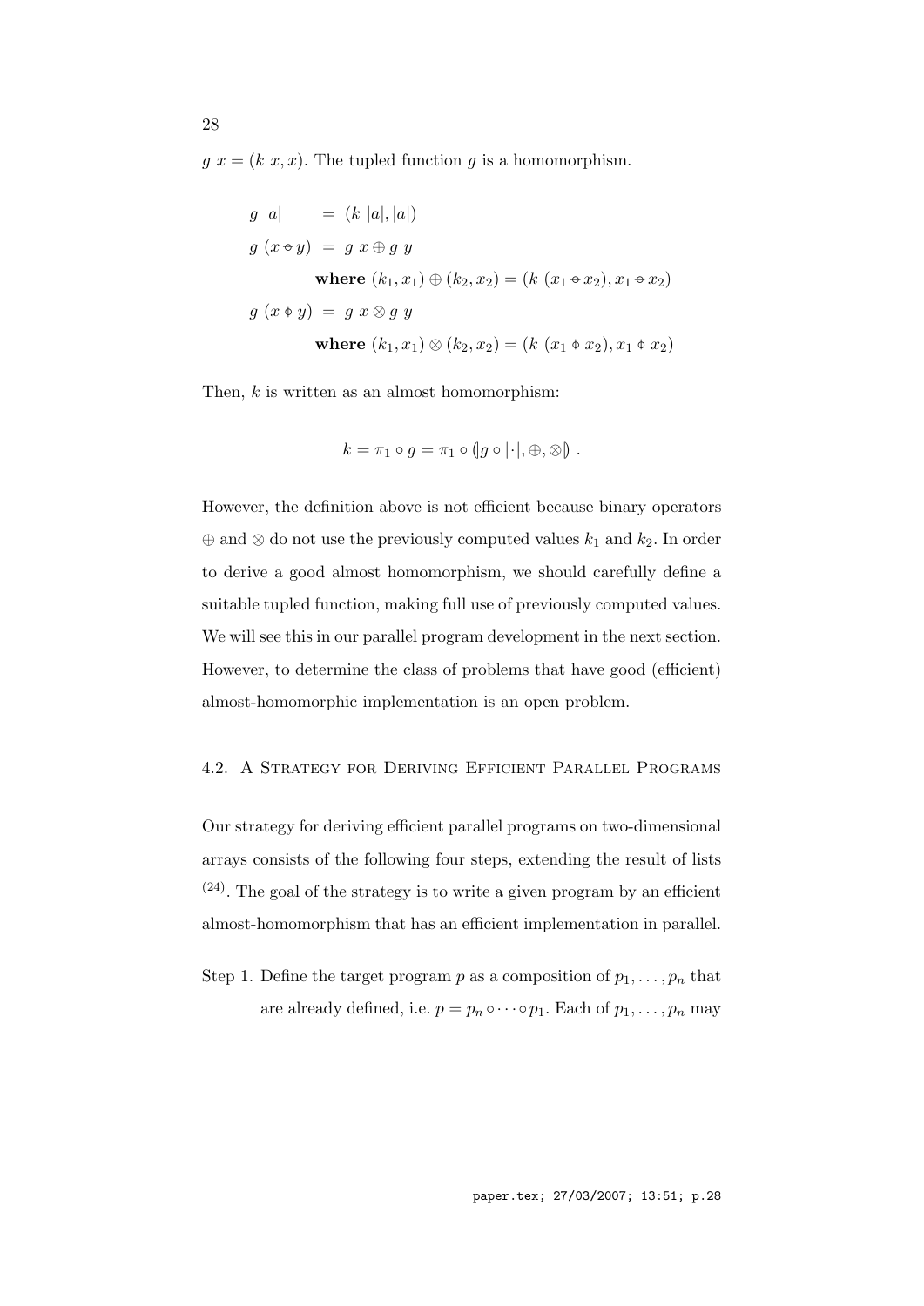$g\ x = (k\ x, x)$. The tupled function $g$ is a homomorphism.

$$
\begin{aligned}
g\ |a| \quad &= (k\ |a|, |a|) \\
g\ (x \ominus y) &= g\ x \oplus g\ y \\
&\quad \textbf{where } (k_1, x_1) \oplus (k_2, x_2) = (k\ (x_1 \ominus x_2), x_1 \ominus x_2) \\
g\ (x \phi y) &= g\ x \otimes g\ y \\
&\quad \textbf{where } (k_1, x_1) \otimes (k_2, x_2) = (k\ (x_1 \phi x_2), x_1 \phi x_2)
\end{aligned}
$$

Then, $k$ is written as an almost homomorphism:

$$
k = \pi_1 \circ g = \pi_1 \circ (\![ g \circ |\cdot|, \oplus, \otimes ]\!) \ .
$$

However, the definition above is not efficient because binary operators $\oplus$ and $\otimes$ do not use the previously computed values $k_1$ and $k_2$. In order to derive a good almost homomorphism, we should carefully define a suitable tupled function, making full use of previously computed values. We will see this in our parallel program development in the next section. However, to determine the class of problems that have good (efficient) almost-homomorphic implementation is an open problem.

### 4.2. A Strategy for Deriving Efficient Parallel Programs

Our strategy for deriving efficient parallel programs on two-dimensional arrays consists of the following four steps, extending the result of lists [24]. The goal of the strategy is to write a given program by an efficient almost-homomorphism that has an efficient implementation in parallel.

Step 1. Define the target program $p$ as a composition of $p_1, \ldots, p_n$ that are already defined, i.e. $p = p_n \circ \cdots \circ p_1$. Each of $p_1, \ldots, p_n$ may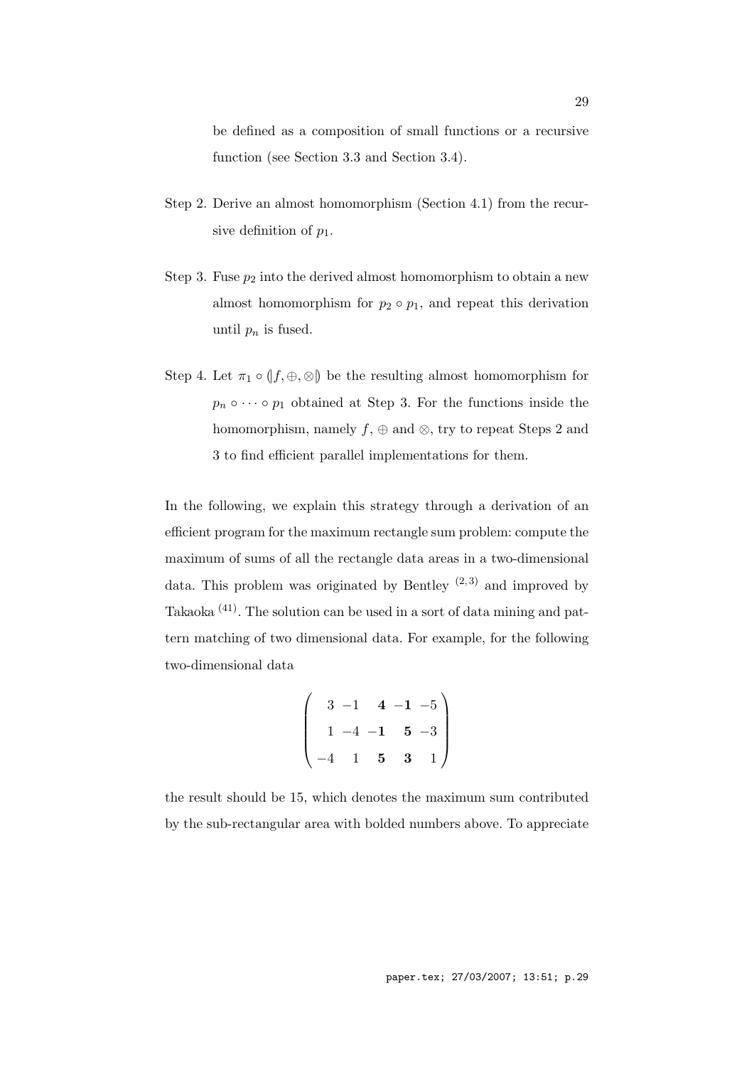be defined as a composition of small functions or a recursive function (see Section 3.3 and Section 3.4).

Step 2. Derive an almost homomorphism (Section 4.1) from the recursive definition of $p_1$.

Step 3. Fuse $p_2$ into the derived almost homomorphism to obtain a new almost homomorphism for $p_2 \circ p_1$, and repeat this derivation until $p_n$ is fused.

Step 4. Let $\pi_1 \circ (\!| f, \oplus, \otimes |\!)$ be the resulting almost homomorphism for $p_n \circ \cdots \circ p_1$ obtained at Step 3. For the functions inside the homomorphism, namely $f$, $\oplus$ and $\otimes$, try to repeat Steps 2 and 3 to find efficient parallel implementations for them.

In the following, we explain this strategy through a derivation of an efficient program for the maximum rectangle sum problem: compute the maximum of sums of all the rectangle data areas in a two-dimensional data. This problem was originated by Bentley [2,3] and improved by Takaoka [41]. The solution can be used in a sort of data mining and pattern matching of two dimensional data. For example, for the following two-dimensional data

$$\begin{pmatrix} 3 & -1 & \mathbf{4} & \mathbf{-1} & -5 \\ 1 & -4 & \mathbf{-1} & \mathbf{5} & -3 \\ -4 & 1 & \mathbf{5} & \mathbf{3} & 1 \end{pmatrix}$$

the result should be 15, which denotes the maximum sum contributed by the sub-rectangular area with bolded numbers above. To appreciate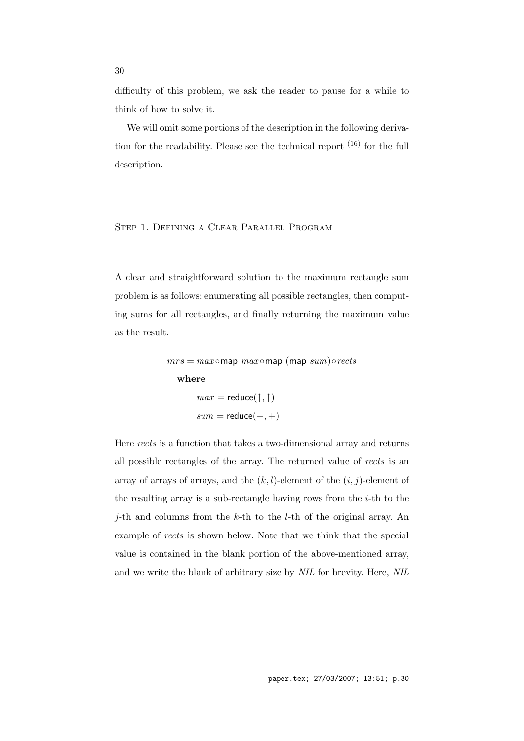difficulty of this problem, we ask the reader to pause for a while to think of how to solve it.

We will omit some portions of the description in the following derivation for the readability. Please see the technical report [16] for the full description.

### Step 1. Defining a Clear Parallel Program

A clear and straightforward solution to the maximum rectangle sum problem is as follows: enumerating all possible rectangles, then computing sums for all rectangles, and finally returning the maximum value as the result.

$$
\begin{aligned}
& mrs = max \circ \mathsf{map}\ max \circ \mathsf{map}\ (\mathsf{map}\ sum) \circ rects \\
& \quad \textbf{where} \\
& \qquad max = \mathsf{reduce}(\uparrow, \uparrow) \\
& \qquad sum = \mathsf{reduce}(+, +)
\end{aligned}
$$

Here *rects* is a function that takes a two-dimensional array and returns all possible rectangles of the array. The returned value of *rects* is an array of arrays of arrays, and the $(k, l)$-element of the $(i, j)$-element of the resulting array is a sub-rectangle having rows from the $i$-th to the $j$-th and columns from the $k$-th to the $l$-th of the original array. An example of *rects* is shown below. Note that we think that the special value is contained in the blank portion of the above-mentioned array, and we write the blank of arbitrary size by *NIL* for brevity. Here, *NIL*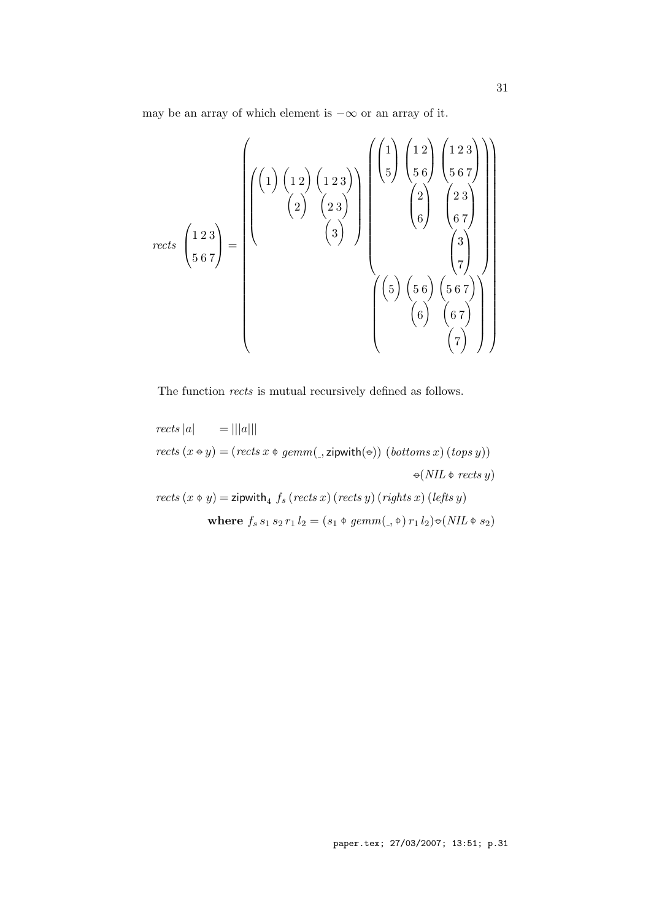may be an array of which element is $-\infty$ or an array of it.

$$
rects \begin{pmatrix} 1\,2\,3 \\ 5\,6\,7 \end{pmatrix} = \begin{pmatrix} \begin{pmatrix} \begin{pmatrix} 1 \end{pmatrix} & \begin{pmatrix} 1\,2 \end{pmatrix} & \begin{pmatrix} 1\,2\,3 \end{pmatrix} \\ & \begin{pmatrix} 2 \end{pmatrix} & \begin{pmatrix} 2\,3 \end{pmatrix} \\ & & \begin{pmatrix} 3 \end{pmatrix} \end{pmatrix} & \begin{pmatrix} \begin{pmatrix} 1 \\ 5 \end{pmatrix} & \begin{pmatrix} 1\,2 \\ 5\,6 \end{pmatrix} & \begin{pmatrix} 1\,2\,3 \\ 5\,6\,7 \end{pmatrix} \\ & \begin{pmatrix} 2 \\ 6 \end{pmatrix} & \begin{pmatrix} 2\,3 \\ 6\,7 \end{pmatrix} \\ & & \begin{pmatrix} 3 \\ 7 \end{pmatrix} \end{pmatrix} \\ & \begin{pmatrix} \begin{pmatrix} 5 \end{pmatrix} & \begin{pmatrix} 5\,6 \end{pmatrix} & \begin{pmatrix} 5\,6\,7 \end{pmatrix} \\ & \begin{pmatrix} 6 \end{pmatrix} & \begin{pmatrix} 6\,7 \end{pmatrix} \\ & & \begin{pmatrix} 7 \end{pmatrix} \end{pmatrix} \end{pmatrix}
$$

The function *rects* is mutual recursively defined as follows.

$$
\begin{aligned}
rects\,|a| \quad &= |||a||| \\
rects\,(x \ominus y) &= (rects\,x \varphi\ gemm(\_, \mathsf{zipwith}(\ominus))\ (bottoms\,x)\,(tops\,y)) \\
&\qquad\qquad\qquad\qquad\qquad\qquad \ominus(NIL \varphi\ rects\,y) \\
rects\,(x \varphi\ y) &= \mathsf{zipwith}_4\ f_s\,(rects\,x)\,(rects\,y)\,(rights\,x)\,(lefts\,y) \\
&\quad \textbf{where } f_s\,s_1\,s_2\,r_1\,l_2 = (s_1 \varphi\ gemm(\_, \varphi)\,r_1\,l_2)\ominus(NIL \varphi\ s_2)
\end{aligned}
$$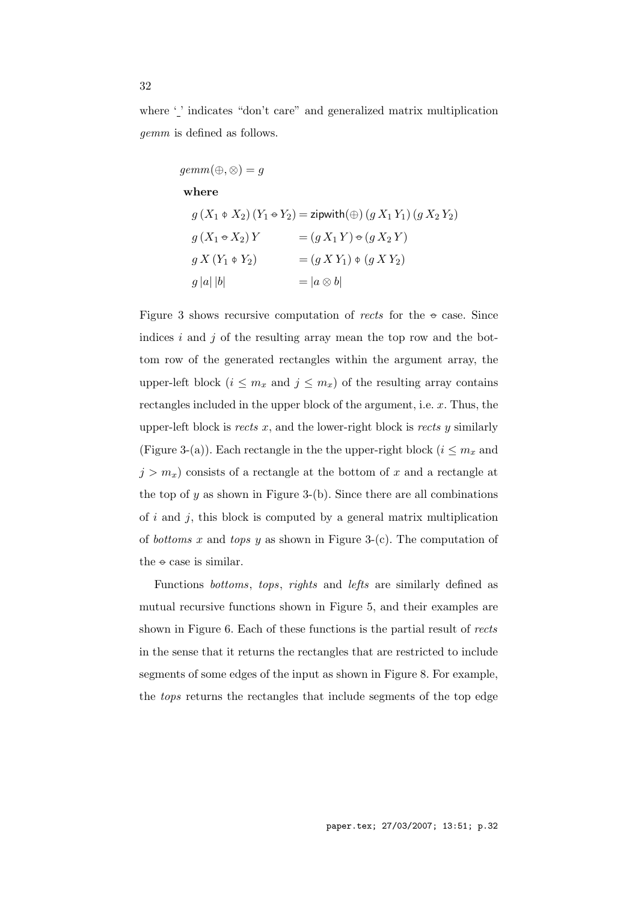where '_' indicates "don't care" and generalized matrix multiplication *gemm* is defined as follows.

$$
\begin{aligned}
& gemm(\oplus, \otimes) = g \\
& \quad \textbf{where} \\
& \quad\quad g\,(X_1 \between X_2)\,(Y_1 \ominus Y_2) = \mathsf{zipwith}(\oplus)\,(g\,X_1\,Y_1)\,(g\,X_2\,Y_2) \\
& \quad\quad g\,(X_1 \ominus X_2)\,Y \qquad\quad\;\; = (g\,X_1\,Y) \ominus (g\,X_2\,Y) \\
& \quad\quad g\,X\,(Y_1 \between Y_2) \qquad\quad\;\; = (g\,X\,Y_1) \between (g\,X\,Y_2) \\
& \quad\quad g\,|a|\,|b| \qquad\qquad\qquad = |a \otimes b|
\end{aligned}
$$

Figure 3 shows recursive computation of *rects* for the $\ominus$ case. Since indices $i$ and $j$ of the resulting array mean the top row and the bottom row of the generated rectangles within the argument array, the upper-left block ($i \leq m_x$ and $j \leq m_x$) of the resulting array contains rectangles included in the upper block of the argument, i.e. $x$. Thus, the upper-left block is *rects* $x$, and the lower-right block is *rects* $y$ similarly (Figure 3-(a)). Each rectangle in the the upper-right block ($i \leq m_x$ and $j > m_x$) consists of a rectangle at the bottom of $x$ and a rectangle at the top of $y$ as shown in Figure 3-(b). Since there are all combinations of $i$ and $j$, this block is computed by a general matrix multiplication of *bottoms* $x$ and *tops* $y$ as shown in Figure 3-(c). The computation of the $\ominus$ case is similar.

Functions *bottoms*, *tops*, *rights* and *lefts* are similarly defined as mutual recursive functions shown in Figure 5, and their examples are shown in Figure 6. Each of these functions is the partial result of *rects* in the sense that it returns the rectangles that are restricted to include segments of some edges of the input as shown in Figure 8. For example, the *tops* returns the rectangles that include segments of the top edge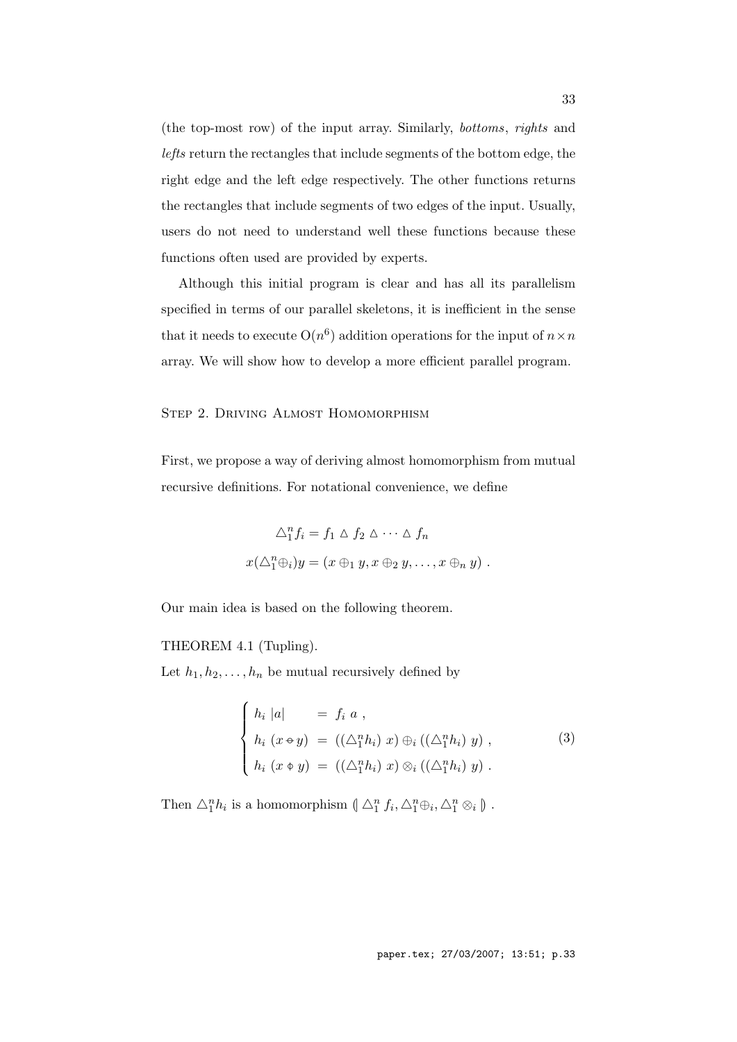(the top-most row) of the input array. Similarly, *bottoms*, *rights* and *lefts* return the rectangles that include segments of the bottom edge, the right edge and the left edge respectively. The other functions returns the rectangles that include segments of two edges of the input. Usually, users do not need to understand well these functions because these functions often used are provided by experts.

Although this initial program is clear and has all its parallelism specified in terms of our parallel skeletons, it is inefficient in the sense that it needs to execute $O(n^6)$ addition operations for the input of $n \times n$ array. We will show how to develop a more efficient parallel program.

### Step 2. Driving Almost Homomorphism

First, we propose a way of deriving almost homomorphism from mutual recursive definitions. For notational convenience, we define

$$\triangle_1^n f_i = f_1 \vartriangle f_2 \vartriangle \cdots \vartriangle f_n$$

$$x (\triangle_1^n \oplus_i) y = (x \oplus_1 y, x \oplus_2 y, \ldots, x \oplus_n y) \; .$$

Our main idea is based on the following theorem.

THEOREM 4.1 (Tupling).

Let $h_1, h_2, \ldots, h_n$ be mutual recursively defined by

$$\begin{cases} h_i \; |a| & = \; f_i \; a \; , \\ h_i \; (x \mathbin{⦵} y) & = \; ((\triangle_1^n h_i) \; x) \oplus_i ((\triangle_1^n h_i) \; y) \; , \\ h_i \; (x \mathbin{⦶} y) & = \; ((\triangle_1^n h_i) \; x) \otimes_i ((\triangle_1^n h_i) \; y) \; . \end{cases} \tag{3}$$

Then $\triangle_1^n h_i$ is a homomorphism $(\!| \triangle_1^n f_i, \triangle_1^n \oplus_i, \triangle_1^n \otimes_i |\!)$ .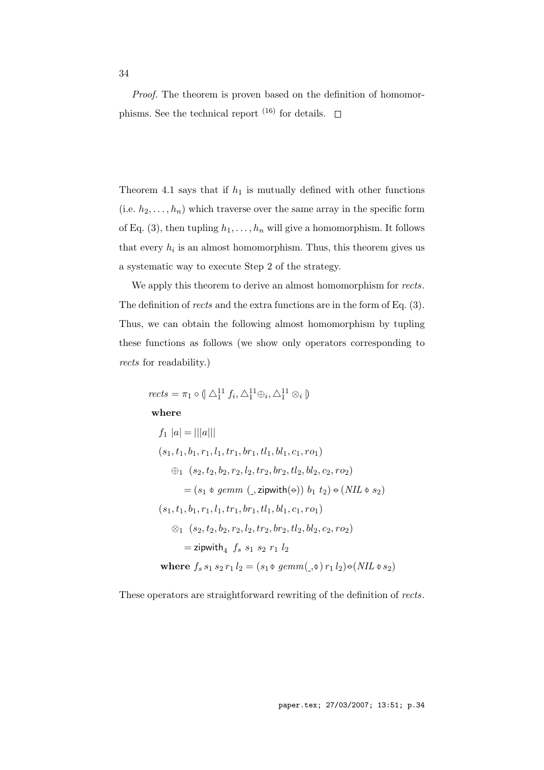*Proof.* The theorem is proven based on the definition of homomorphisms. See the technical report [16] for details. □

Theorem 4.1 says that if $h_1$ is mutually defined with other functions (i.e. $h_2, \ldots, h_n$) which traverse over the same array in the specific form of Eq. (3), then tupling $h_1, \ldots, h_n$ will give a homomorphism. It follows that every $h_i$ is an almost homomorphism. Thus, this theorem gives us a systematic way to execute Step 2 of the strategy.

We apply this theorem to derive an almost homomorphism for *rects*. The definition of *rects* and the extra functions are in the form of Eq. (3). Thus, we can obtain the following almost homomorphism by tupling these functions as follows (we show only operators corresponding to *rects* for readability.)

$$
\begin{aligned}
& \mathit{rects} = \pi_1 \circ (\!|\, \triangle_1^{11} f_i, \triangle_1^{11} \oplus_i, \triangle_1^{11} \otimes_i \,|\!) \\
& \quad \textbf{where} \\
& \quad\quad f_1\ |a| = |||a||| \\
& \quad\quad (s_1, t_1, b_1, r_1, l_1, tr_1, br_1, tl_1, bl_1, c_1, ro_1) \\
& \quad\quad\quad \oplus_1\ (s_2, t_2, b_2, r_2, l_2, tr_2, br_2, tl_2, bl_2, c_2, ro_2) \\
& \quad\quad\quad\quad = (s_1 \varphi\ \mathit{gemm}\ (\_, \mathsf{zipwith}(\ominus))\ b_1\ t_2) \ominus (\mathit{NIL} \varphi\ s_2) \\
& \quad\quad (s_1, t_1, b_1, r_1, l_1, tr_1, br_1, tl_1, bl_1, c_1, ro_1) \\
& \quad\quad\quad \otimes_1\ (s_2, t_2, b_2, r_2, l_2, tr_2, br_2, tl_2, bl_2, c_2, ro_2) \\
& \quad\quad\quad\quad = \mathsf{zipwith}_4\ f_s\ s_1\ s_2\ r_1\ l_2 \\
& \quad\quad \textbf{where}\ f_s\, s_1\, s_2\, r_1\, l_2 = (s_1 \varphi\ \mathit{gemm}(\_, \varphi)\, r_1\, l_2) \ominus (\mathit{NIL} \varphi\, s_2)
\end{aligned}
$$

These operators are straightforward rewriting of the definition of *rects*.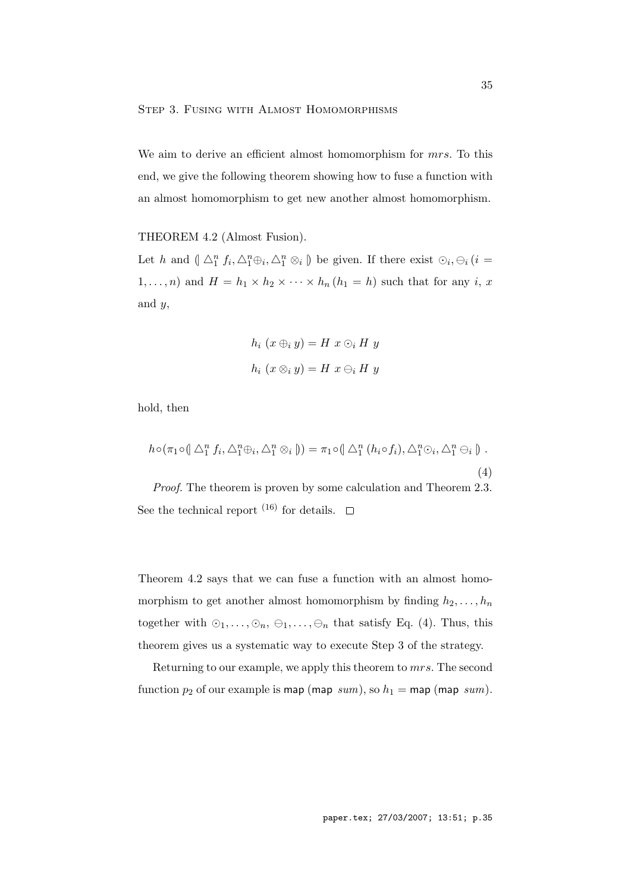STEP 3. FUSING WITH ALMOST HOMOMORPHISMS

We aim to derive an efficient almost homomorphism for *mrs*. To this end, we give the following theorem showing how to fuse a function with an almost homomorphism to get new another almost homomorphism.

THEOREM 4.2 (Almost Fusion).

Let $h$ and $(\!|\, \triangle_1^n f_i, \triangle_1^n \oplus_i, \triangle_1^n \otimes_i \,|\!)$ be given. If there exist $\odot_i, \ominus_i$ $(i = 1,\ldots,n)$ and $H = h_1 \times h_2 \times \cdots \times h_n$ $(h_1 = h)$ such that for any $i$, $x$ and $y$,

$$h_i\ (x \oplus_i y) = H\ x \odot_i H\ y$$

$$h_i\ (x \otimes_i y) = H\ x \ominus_i H\ y$$

hold, then

$$h \circ (\pi_1 \circ (\!|\, \triangle_1^n f_i, \triangle_1^n \oplus_i, \triangle_1^n \otimes_i \,|\!)) = \pi_1 \circ (\!|\, \triangle_1^n (h_i \circ f_i), \triangle_1^n \odot_i, \triangle_1^n \ominus_i \,|\!) \ . \tag{4}$$

*Proof.* The theorem is proven by some calculation and Theorem 2.3. See the technical report [16] for details. □

Theorem 4.2 says that we can fuse a function with an almost homomorphism to get another almost homomorphism by finding $h_2, \ldots, h_n$ together with $\odot_1, \ldots, \odot_n$, $\ominus_1, \ldots, \ominus_n$ that satisfy Eq. (4). Thus, this theorem gives us a systematic way to execute Step 3 of the strategy.

Returning to our example, we apply this theorem to *mrs*. The second function $p_2$ of our example is $\mathsf{map}\ (\mathsf{map}\ sum)$, so $h_1 = \mathsf{map}\ (\mathsf{map}\ sum)$.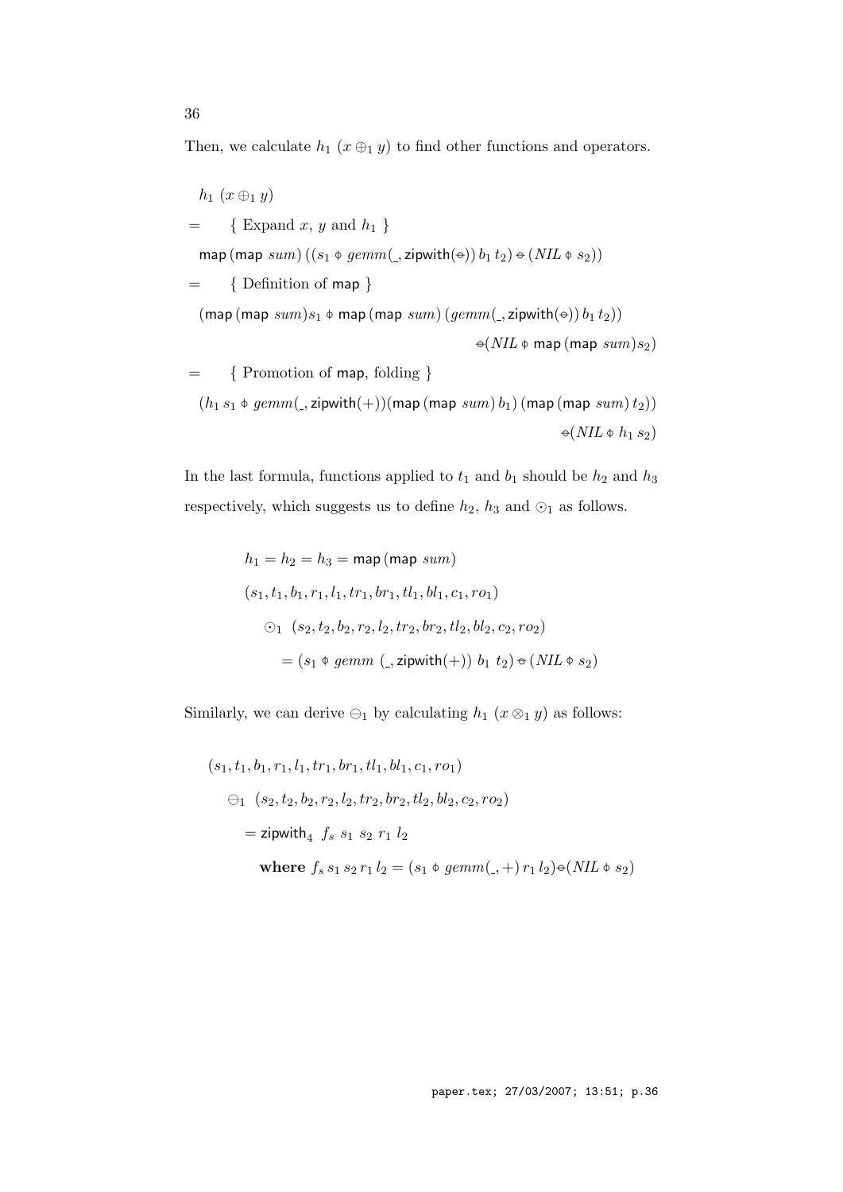Then, we calculate $h_1\ (x \oplus_1 y)$ to find other functions and operators.

$$
\begin{array}{l}
h_1\ (x \oplus_1 y) \\
= \quad \{ \text{ Expand } x,\ y \text{ and } h_1 \ \} \\
\quad \mathsf{map}\,(\mathsf{map}\ sum)\,((s_1 \varphi\ gemm(\_, \mathsf{zipwith}(\ominus))\, b_1\, t_2) \ominus (NIL \varphi\ s_2)) \\
= \quad \{ \text{ Definition of } \mathsf{map} \ \} \\
\quad (\mathsf{map}\,(\mathsf{map}\ sum) s_1 \varphi\ \mathsf{map}\,(\mathsf{map}\ sum)\,(gemm(\_, \mathsf{zipwith}(\ominus))\, b_1\, t_2)) \\
\qquad\qquad\qquad\qquad\qquad\qquad \ominus(NIL \varphi\ \mathsf{map}\,(\mathsf{map}\ sum) s_2) \\
= \quad \{ \text{ Promotion of } \mathsf{map}, \text{ folding } \} \\
\quad (h_1\, s_1 \varphi\ gemm(\_, \mathsf{zipwith}(+))(\mathsf{map}\,(\mathsf{map}\ sum)\, b_1)\,(\mathsf{map}\,(\mathsf{map}\ sum)\, t_2)) \\
\qquad\qquad\qquad\qquad\qquad\qquad \ominus(NIL \varphi\ h_1\, s_2)
\end{array}
$$

In the last formula, functions applied to $t_1$ and $b_1$ should be $h_2$ and $h_3$ respectively, which suggests us to define $h_2$, $h_3$ and $\odot_1$ as follows.

$$
\begin{array}{l}
h_1 = h_2 = h_3 = \mathsf{map}\,(\mathsf{map}\ sum) \\
(s_1, t_1, b_1, r_1, l_1, tr_1, br_1, tl_1, bl_1, c_1, ro_1) \\
\quad \odot_1\ (s_2, t_2, b_2, r_2, l_2, tr_2, br_2, tl_2, bl_2, c_2, ro_2) \\
\qquad = (s_1 \varphi\ gemm\ (\_, \mathsf{zipwith}(+))\ b_1\ t_2) \ominus (NIL \varphi\ s_2)
\end{array}
$$

Similarly, we can derive $\ominus_1$ by calculating $h_1\ (x \otimes_1 y)$ as follows:

$$
\begin{array}{l}
(s_1, t_1, b_1, r_1, l_1, tr_1, br_1, tl_1, bl_1, c_1, ro_1) \\
\quad \ominus_1\ (s_2, t_2, b_2, r_2, l_2, tr_2, br_2, tl_2, bl_2, c_2, ro_2) \\
\qquad = \mathsf{zipwith}_4\ f_s\ s_1\ s_2\ r_1\ l_2 \\
\qquad\quad \textbf{where } f_s\, s_1\, s_2\, r_1\, l_2 = (s_1 \varphi\ gemm(\_, +)\, r_1\, l_2) \ominus (NIL \varphi\ s_2)
\end{array}
$$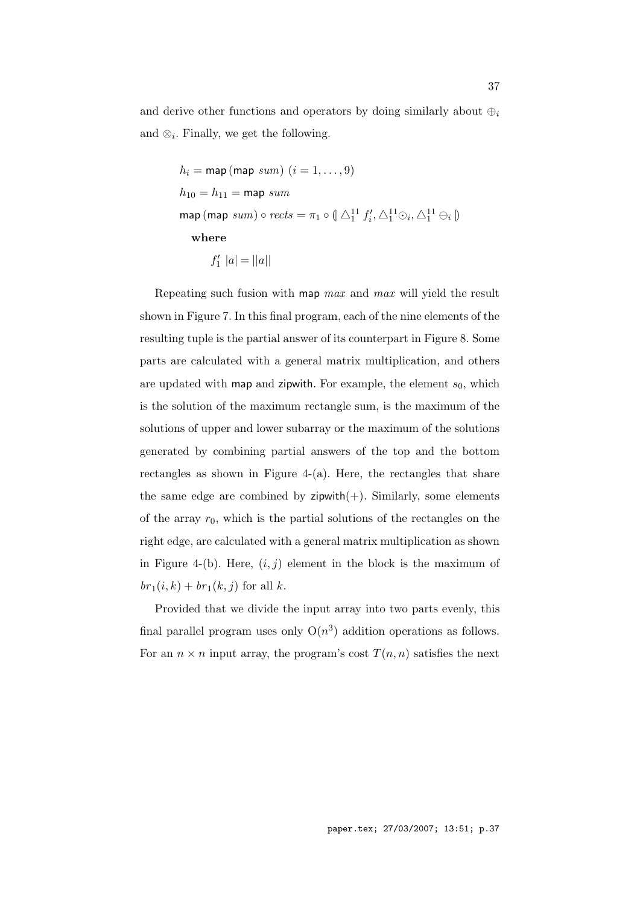and derive other functions and operators by doing similarly about $\oplus_i$ and $\otimes_i$. Finally, we get the following.

$$
\begin{aligned}
& h_i = \mathsf{map}\,(\mathsf{map}\ sum)\ (i = 1, \ldots, 9) \\
& h_{10} = h_{11} = \mathsf{map}\ sum \\
& \mathsf{map}\,(\mathsf{map}\ sum) \circ rects = \pi_1 \circ (\!|\ \triangle_1^{11} f_i', \triangle_1^{11} \odot_i, \triangle_1^{11} \ominus_i\ |\!) \\
& \quad \textbf{where} \\
& \quad\quad f_1'\ |a| = ||a||
\end{aligned}
$$

Repeating such fusion with $\mathsf{map}\ max$ and $max$ will yield the result shown in Figure 7. In this final program, each of the nine elements of the resulting tuple is the partial answer of its counterpart in Figure 8. Some parts are calculated with a general matrix multiplication, and others are updated with $\mathsf{map}$ and $\mathsf{zipwith}$. For example, the element $s_0$, which is the solution of the maximum rectangle sum, is the maximum of the solutions of upper and lower subarray or the maximum of the solutions generated by combining partial answers of the top and the bottom rectangles as shown in Figure 4-(a). Here, the rectangles that share the same edge are combined by $\mathsf{zipwith}(+)$. Similarly, some elements of the array $r_0$, which is the partial solutions of the rectangles on the right edge, are calculated with a general matrix multiplication as shown in Figure 4-(b). Here, $(i, j)$ element in the block is the maximum of $br_1(i, k) + br_1(k, j)$ for all $k$.

Provided that we divide the input array into two parts evenly, this final parallel program uses only $\mathrm{O}(n^3)$ addition operations as follows. For an $n \times n$ input array, the program's cost $T(n, n)$ satisfies the next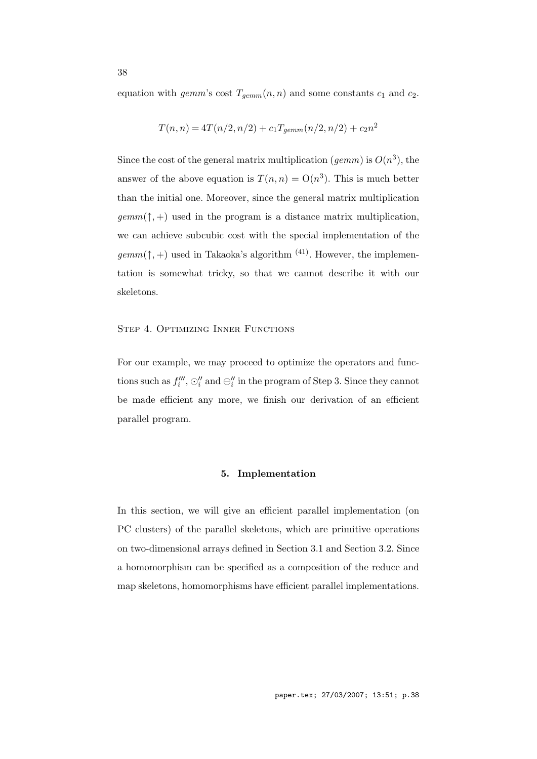equation with *gemm*'s cost $T_{gemm}(n, n)$ and some constants $c_1$ and $c_2$.

$$T(n, n) = 4T(n/2, n/2) + c_1 T_{gemm}(n/2, n/2) + c_2 n^2$$

Since the cost of the general matrix multiplication (*gemm*) is $O(n^3)$, the answer of the above equation is $T(n, n) = \mathrm{O}(n^3)$. This is much better than the initial one. Moreover, since the general matrix multiplication $gemm(\uparrow, +)$ used in the program is a distance matrix multiplication, we can achieve subcubic cost with the special implementation of the $gemm(\uparrow, +)$ used in Takaoka's algorithm [41]. However, the implementation is somewhat tricky, so that we cannot describe it with our skeletons.

Step 4. Optimizing Inner Functions

For our example, we may proceed to optimize the operators and functions such as $f_i'''$, $\odot_i''$ and $\ominus_i''$ in the program of Step 3. Since they cannot be made efficient any more, we finish our derivation of an efficient parallel program.

## 5. Implementation

In this section, we will give an efficient parallel implementation (on PC clusters) of the parallel skeletons, which are primitive operations on two-dimensional arrays defined in Section 3.1 and Section 3.2. Since a homomorphism can be specified as a composition of the reduce and map skeletons, homomorphisms have efficient parallel implementations.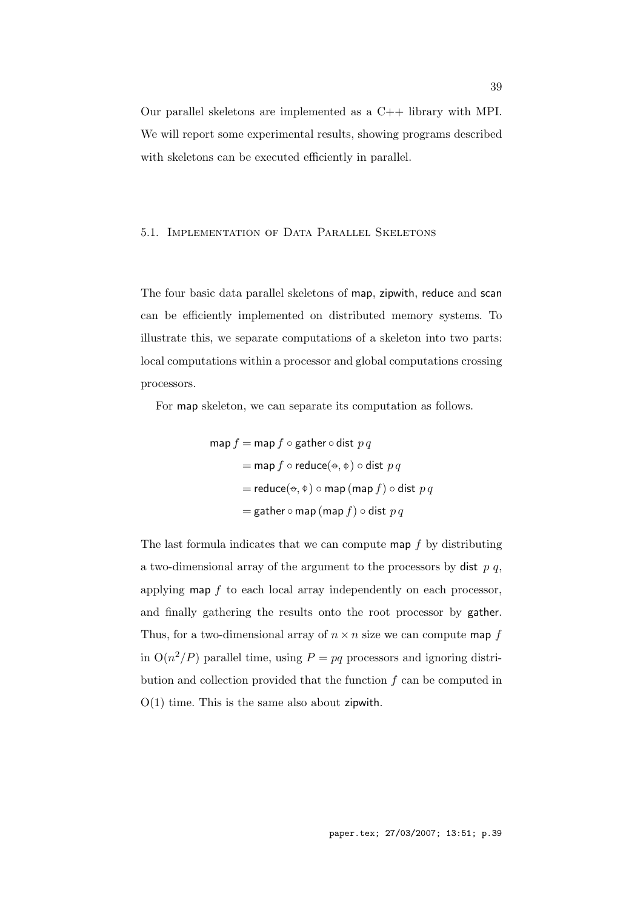Our parallel skeletons are implemented as a C++ library with MPI. We will report some experimental results, showing programs described with skeletons can be executed efficiently in parallel.

## 5.1. Implementation of Data Parallel Skeletons

The four basic data parallel skeletons of map, zipwith, reduce and scan can be efficiently implemented on distributed memory systems. To illustrate this, we separate computations of a skeleton into two parts: local computations within a processor and global computations crossing processors.

For map skeleton, we can separate its computation as follows.

$$
\begin{aligned}
\mathsf{map}\ f &= \mathsf{map}\ f \circ \mathsf{gather} \circ \mathsf{dist}\ p\,q \\
&= \mathsf{map}\ f \circ \mathsf{reduce}(\ominus, \phi) \circ \mathsf{dist}\ p\,q \\
&= \mathsf{reduce}(\ominus, \phi) \circ \mathsf{map}\,(\mathsf{map}\ f) \circ \mathsf{dist}\ p\,q \\
&= \mathsf{gather} \circ \mathsf{map}\,(\mathsf{map}\ f) \circ \mathsf{dist}\ p\,q
\end{aligned}
$$

The last formula indicates that we can compute map $f$ by distributing a two-dimensional array of the argument to the processors by dist $p\ q$, applying map $f$ to each local array independently on each processor, and finally gathering the results onto the root processor by gather. Thus, for a two-dimensional array of $n \times n$ size we can compute map $f$ in $\mathrm{O}(n^2/P)$ parallel time, using $P = pq$ processors and ignoring distribution and collection provided that the function $f$ can be computed in $\mathrm{O}(1)$ time. This is the same also about zipwith.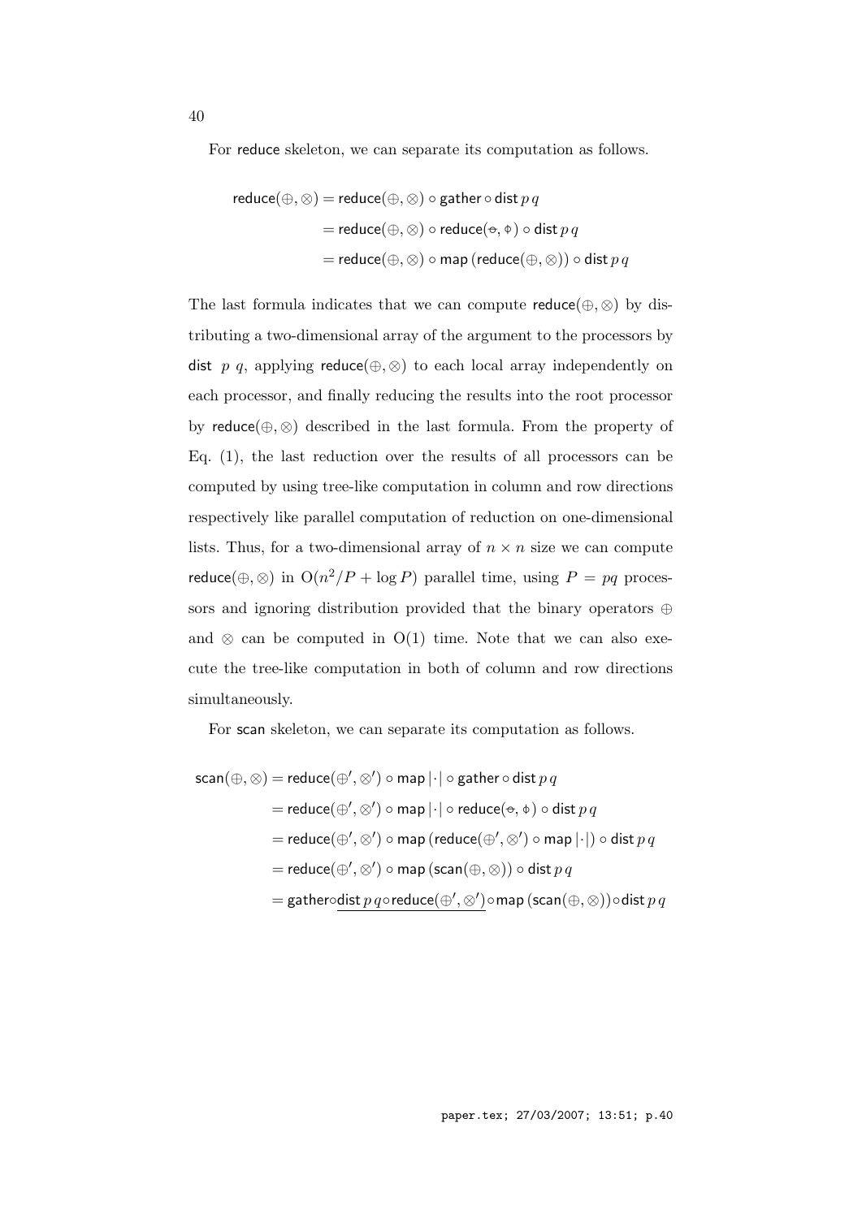For $\mathsf{reduce}$ skeleton, we can separate its computation as follows.

$$
\begin{aligned}
\mathsf{reduce}(\oplus, \otimes) &= \mathsf{reduce}(\oplus, \otimes) \circ \mathsf{gather} \circ \mathsf{dist}\, p\, q \\
&= \mathsf{reduce}(\oplus, \otimes) \circ \mathsf{reduce}(\ominus, \phi) \circ \mathsf{dist}\, p\, q \\
&= \mathsf{reduce}(\oplus, \otimes) \circ \mathsf{map}\, (\mathsf{reduce}(\oplus, \otimes)) \circ \mathsf{dist}\, p\, q
\end{aligned}
$$

The last formula indicates that we can compute $\mathsf{reduce}(\oplus, \otimes)$ by distributing a two-dimensional array of the argument to the processors by $\mathsf{dist}\ p\ q$, applying $\mathsf{reduce}(\oplus, \otimes)$ to each local array independently on each processor, and finally reducing the results into the root processor by $\mathsf{reduce}(\oplus, \otimes)$ described in the last formula. From the property of Eq. (1), the last reduction over the results of all processors can be computed by using tree-like computation in column and row directions respectively like parallel computation of reduction on one-dimensional lists. Thus, for a two-dimensional array of $n \times n$ size we can compute $\mathsf{reduce}(\oplus, \otimes)$ in $\mathrm{O}(n^2/P + \log P)$ parallel time, using $P = pq$ processors and ignoring distribution provided that the binary operators $\oplus$ and $\otimes$ can be computed in $\mathrm{O}(1)$ time. Note that we can also execute the tree-like computation in both of column and row directions simultaneously.

For $\mathsf{scan}$ skeleton, we can separate its computation as follows.

$$
\begin{aligned}
\mathsf{scan}(\oplus, \otimes) &= \mathsf{reduce}(\oplus', \otimes') \circ \mathsf{map}\, |\cdot| \circ \mathsf{gather} \circ \mathsf{dist}\, p\, q \\
&= \mathsf{reduce}(\oplus', \otimes') \circ \mathsf{map}\, |\cdot| \circ \mathsf{reduce}(\ominus, \phi) \circ \mathsf{dist}\, p\, q \\
&= \mathsf{reduce}(\oplus', \otimes') \circ \mathsf{map}\, (\mathsf{reduce}(\oplus', \otimes') \circ \mathsf{map}\, |\cdot|) \circ \mathsf{dist}\, p\, q \\
&= \mathsf{reduce}(\oplus', \otimes') \circ \mathsf{map}\, (\mathsf{scan}(\oplus, \otimes)) \circ \mathsf{dist}\, p\, q \\
&= \mathsf{gather} \circ \underline{\mathsf{dist}\, p\, q \circ \mathsf{reduce}(\oplus', \otimes')} \circ \mathsf{map}\, (\mathsf{scan}(\oplus, \otimes)) \circ \mathsf{dist}\, p\, q
\end{aligned}
$$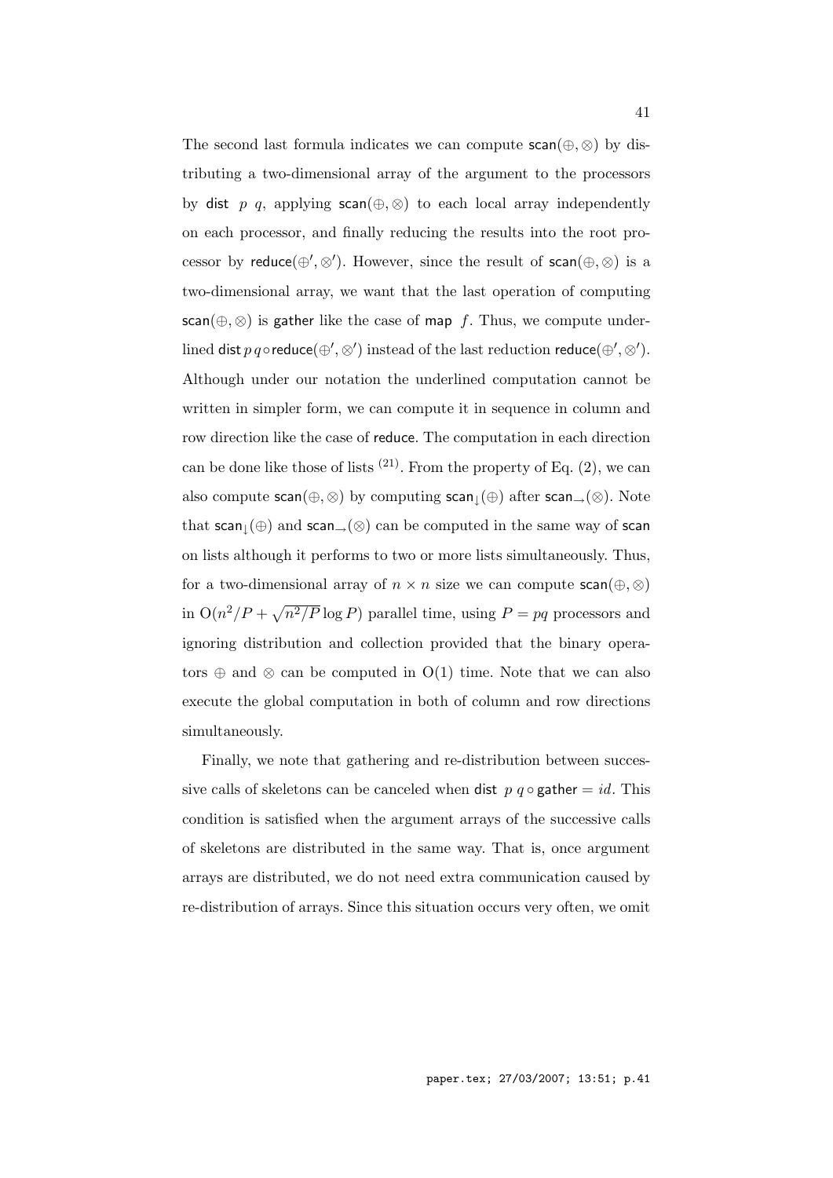The second last formula indicates we can compute $\mathsf{scan}(\oplus, \otimes)$ by distributing a two-dimensional array of the argument to the processors by $\mathsf{dist}\ p\ q$, applying $\mathsf{scan}(\oplus, \otimes)$ to each local array independently on each processor, and finally reducing the results into the root processor by $\mathsf{reduce}(\oplus', \otimes')$. However, since the result of $\mathsf{scan}(\oplus, \otimes)$ is a two-dimensional array, we want that the last operation of computing $\mathsf{scan}(\oplus, \otimes)$ is $\mathsf{gather}$ like the case of $\mathsf{map}\ f$. Thus, we compute underlined $\mathsf{dist}\, p\, q \circ \mathsf{reduce}(\oplus', \otimes')$ instead of the last reduction $\mathsf{reduce}(\oplus', \otimes')$. Although under our notation the underlined computation cannot be written in simpler form, we can compute it in sequence in column and row direction like the case of $\mathsf{reduce}$. The computation in each direction can be done like those of lists [21]. From the property of Eq. (2), we can also compute $\mathsf{scan}(\oplus, \otimes)$ by computing $\mathsf{scan}_{\downarrow}(\oplus)$ after $\mathsf{scan}_{\rightarrow}(\otimes)$. Note that $\mathsf{scan}_{\downarrow}(\oplus)$ and $\mathsf{scan}_{\rightarrow}(\otimes)$ can be computed in the same way of $\mathsf{scan}$ on lists although it performs to two or more lists simultaneously. Thus, for a two-dimensional array of $n \times n$ size we can compute $\mathsf{scan}(\oplus, \otimes)$ in $\mathrm{O}(n^2/P + \sqrt{n^2/P} \log P)$ parallel time, using $P = pq$ processors and ignoring distribution and collection provided that the binary operators $\oplus$ and $\otimes$ can be computed in $\mathrm{O}(1)$ time. Note that we can also execute the global computation in both of column and row directions simultaneously.

Finally, we note that gathering and re-distribution between successive calls of skeletons can be canceled when $\mathsf{dist}\ p\ q \circ \mathsf{gather} = id$. This condition is satisfied when the argument arrays of the successive calls of skeletons are distributed in the same way. That is, once argument arrays are distributed, we do not need extra communication caused by re-distribution of arrays. Since this situation occurs very often, we omit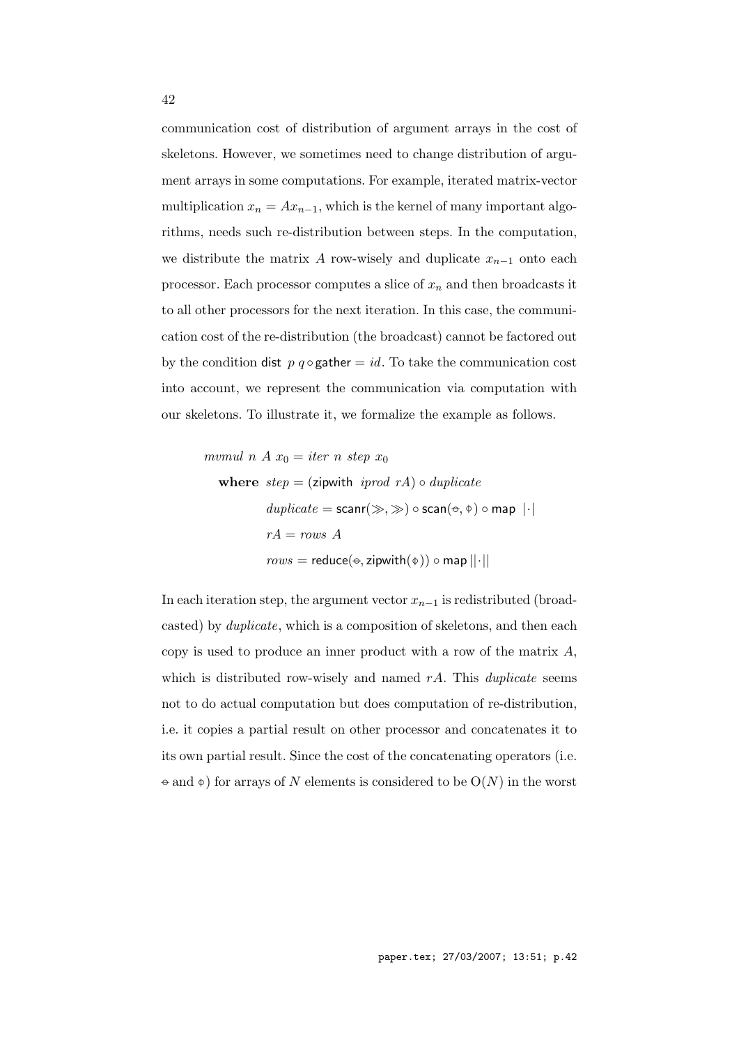communication cost of distribution of argument arrays in the cost of skeletons. However, we sometimes need to change distribution of argument arrays in some computations. For example, iterated matrix-vector multiplication $x_n = Ax_{n-1}$, which is the kernel of many important algorithms, needs such re-distribution between steps. In the computation, we distribute the matrix $A$ row-wisely and duplicate $x_{n-1}$ onto each processor. Each processor computes a slice of $x_n$ and then broadcasts it to all other processors for the next iteration. In this case, the communication cost of the re-distribution (the broadcast) cannot be factored out by the condition $\mathsf{dist}\ p\ q \circ \mathsf{gather} = id$. To take the communication cost into account, we represent the communication via computation with our skeletons. To illustrate it, we formalize the example as follows.

$$
\begin{aligned}
& mvmul\ n\ A\ x_0 = iter\ n\ step\ x_0 \\
& \quad \textbf{where}\ \ step = (\mathsf{zipwith}\ \ iprod\ rA) \circ duplicate \\
& \qquad\qquad duplicate = \mathsf{scanr}(\gg, \gg) \circ \mathsf{scan}(\ominus, \varphi) \circ \mathsf{map}\ \ |\cdot| \\
& \qquad\qquad rA = rows\ A \\
& \qquad\qquad rows = \mathsf{reduce}(\ominus, \mathsf{zipwith}(\varphi)) \circ \mathsf{map}\, ||\cdot||
\end{aligned}
$$

In each iteration step, the argument vector $x_{n-1}$ is redistributed (broadcasted) by *duplicate*, which is a composition of skeletons, and then each copy is used to produce an inner product with a row of the matrix $A$, which is distributed row-wisely and named $rA$. This *duplicate* seems not to do actual computation but does computation of re-distribution, i.e. it copies a partial result on other processor and concatenates it to its own partial result. Since the cost of the concatenating operators (i.e. $\ominus$ and $\varphi$) for arrays of $N$ elements is considered to be $O(N)$ in the worst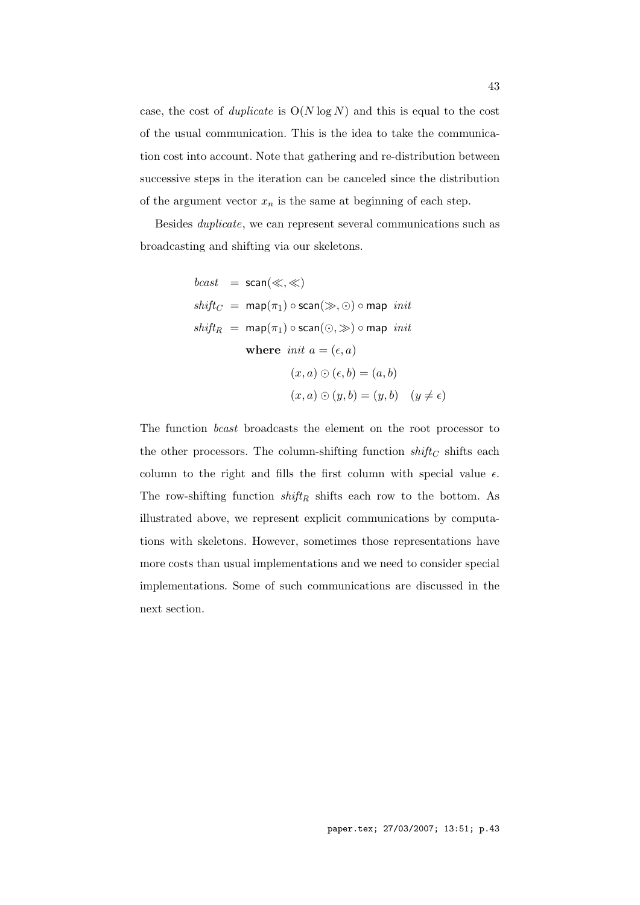case, the cost of *duplicate* is $\mathrm{O}(N \log N)$ and this is equal to the cost of the usual communication. This is the idea to take the communication cost into account. Note that gathering and re-distribution between successive steps in the iteration can be canceled since the distribution of the argument vector $x_n$ is the same at beginning of each step.

Besides *duplicate*, we can represent several communications such as broadcasting and shifting via our skeletons.

$$
\begin{aligned}
\mathit{bcast} &= \mathsf{scan}(\ll, \ll) \\
\mathit{shift}_C &= \mathsf{map}(\pi_1) \circ \mathsf{scan}(\gg, \odot) \circ \mathsf{map}\ \mathit{init} \\
\mathit{shift}_R &= \mathsf{map}(\pi_1) \circ \mathsf{scan}(\odot, \gg) \circ \mathsf{map}\ \mathit{init} \\
&\quad \textbf{where}\ \mathit{init}\ a = (\epsilon, a) \\
&\qquad\quad (x, a) \odot (\epsilon, b) = (a, b) \\
&\qquad\quad (x, a) \odot (y, b) = (y, b) \quad (y \neq \epsilon)
\end{aligned}
$$

The function *bcast* broadcasts the element on the root processor to the other processors. The column-shifting function $\mathit{shift}_C$ shifts each column to the right and fills the first column with special value $\epsilon$. The row-shifting function $\mathit{shift}_R$ shifts each row to the bottom. As illustrated above, we represent explicit communications by computations with skeletons. However, sometimes those representations have more costs than usual implementations and we need to consider special implementations. Some of such communications are discussed in the next section.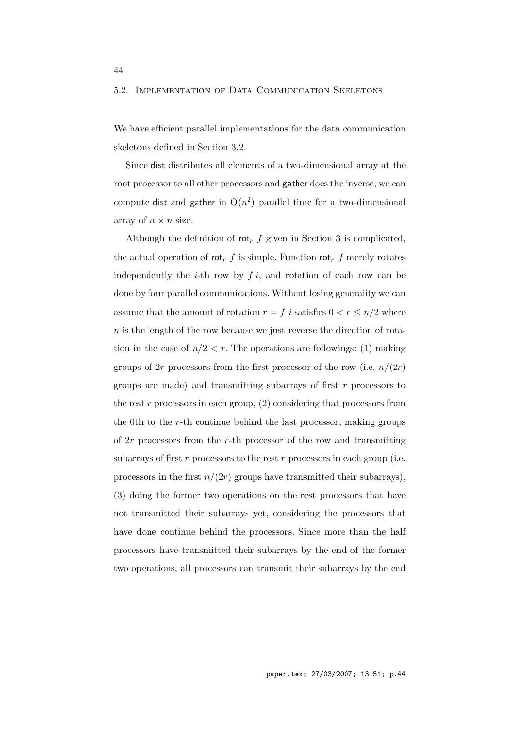## 5.2. Implementation of Data Communication Skeletons

We have efficient parallel implementations for the data communication skeletons defined in Section 3.2.

Since dist distributes all elements of a two-dimensional array at the root processor to all other processors and gather does the inverse, we can compute dist and gather in $\mathrm{O}(n^2)$ parallel time for a two-dimensional array of $n \times n$ size.

Although the definition of $\mathsf{rot}_r\ f$ given in Section 3 is complicated, the actual operation of $\mathsf{rot}_r\ f$ is simple. Function $\mathsf{rot}_r\ f$ merely rotates independently the $i$-th row by $f\,i$, and rotation of each row can be done by four parallel communications. Without losing generality we can assume that the amount of rotation $r = f\ i$ satisfies $0 < r \leq n/2$ where $n$ is the length of the row because we just reverse the direction of rotation in the case of $n/2 < r$. The operations are followings: (1) making groups of $2r$ processors from the first processor of the row (i.e. $n/(2r)$ groups are made) and transmitting subarrays of first $r$ processors to the rest $r$ processors in each group, (2) considering that processors from the 0th to the $r$-th continue behind the last processor, making groups of $2r$ processors from the $r$-th processor of the row and transmitting subarrays of first $r$ processors to the rest $r$ processors in each group (i.e. processors in the first $n/(2r)$ groups have transmitted their subarrays), (3) doing the former two operations on the rest processors that have not transmitted their subarrays yet, considering the processors that have done continue behind the processors. Since more than the half processors have transmitted their subarrays by the end of the former two operations, all processors can transmit their subarrays by the end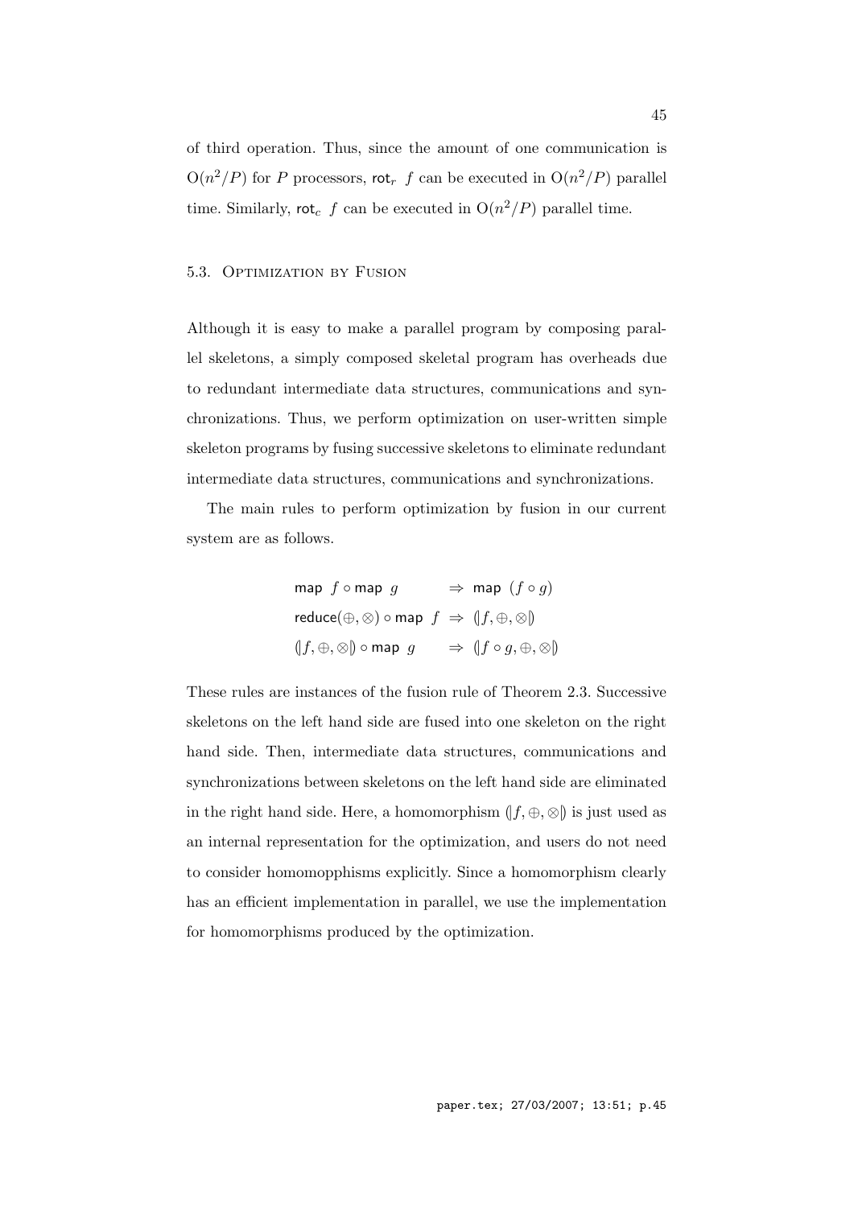of third operation. Thus, since the amount of one communication is $O(n^2/P)$ for $P$ processors, $\mathsf{rot}_r\ f$ can be executed in $O(n^2/P)$ parallel time. Similarly, $\mathsf{rot}_c\ f$ can be executed in $O(n^2/P)$ parallel time.

### 5.3. Optimization by Fusion

Although it is easy to make a parallel program by composing parallel skeletons, a simply composed skeletal program has overheads due to redundant intermediate data structures, communications and synchronizations. Thus, we perform optimization on user-written simple skeleton programs by fusing successive skeletons to eliminate redundant intermediate data structures, communications and synchronizations.

The main rules to perform optimization by fusion in our current system are as follows.

$$
\begin{array}{lcl}
\mathsf{map}\ f \circ \mathsf{map}\ g & \Rightarrow & \mathsf{map}\ (f \circ g) \\
\mathsf{reduce}(\oplus, \otimes) \circ \mathsf{map}\ f & \Rightarrow & (\!| f, \oplus, \otimes |\!) \\
(\!| f, \oplus, \otimes |\!) \circ \mathsf{map}\ g & \Rightarrow & (\!| f \circ g, \oplus, \otimes |\!)
\end{array}
$$

These rules are instances of the fusion rule of Theorem 2.3. Successive skeletons on the left hand side are fused into one skeleton on the right hand side. Then, intermediate data structures, communications and synchronizations between skeletons on the left hand side are eliminated in the right hand side. Here, a homomorphism $(\!| f, \oplus, \otimes |\!)$ is just used as an internal representation for the optimization, and users do not need to consider homomopphisms explicitly. Since a homomorphism clearly has an efficient implementation in parallel, we use the implementation for homomorphisms produced by the optimization.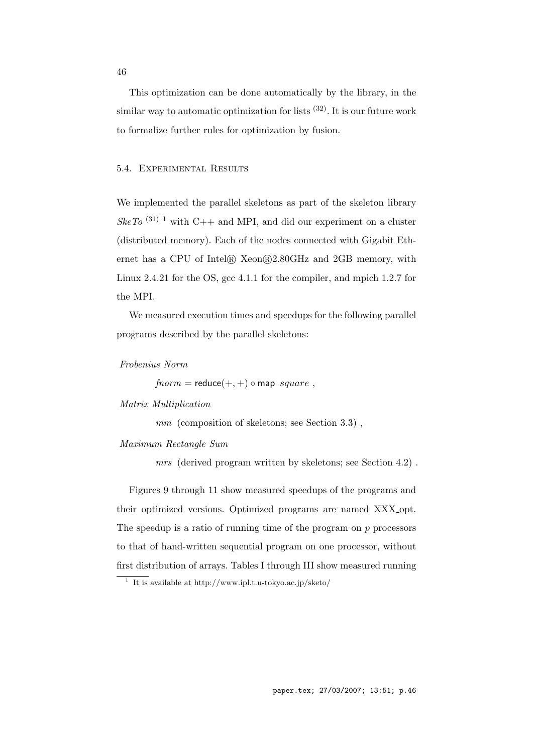This optimization can be done automatically by the library, in the similar way to automatic optimization for lists [32]. It is our future work to formalize further rules for optimization by fusion.

### 5.4. Experimental Results

We implemented the parallel skeletons as part of the skeleton library *SkeTo* [31] [1] with C++ and MPI, and did our experiment on a cluster (distributed memory). Each of the nodes connected with Gigabit Ethernet has a CPU of Intel® Xeon®2.80GHz and 2GB memory, with Linux 2.4.21 for the OS, gcc 4.1.1 for the compiler, and mpich 1.2.7 for the MPI.

We measured execution times and speedups for the following parallel programs described by the parallel skeletons:

*Frobenius Norm*

$$fnorm = \mathsf{reduce}(+,+) \circ \mathsf{map}\ \ square\ ,$$

*Matrix Multiplication*

$$mm\ \ \text{(composition of skeletons; see Section 3.3)}\ ,$$

*Maximum Rectangle Sum*

$$mrs\ \ \text{(derived program written by skeletons; see Section 4.2)}\ .$$

Figures 9 through 11 show measured speedups of the programs and their optimized versions. Optimized programs are named XXX_opt. The speedup is a ratio of running time of the program on $p$ processors to that of hand-written sequential program on one processor, without first distribution of arrays. Tables I through III show measured running

[1] It is available at http://www.ipl.t.u-tokyo.ac.jp/sketo/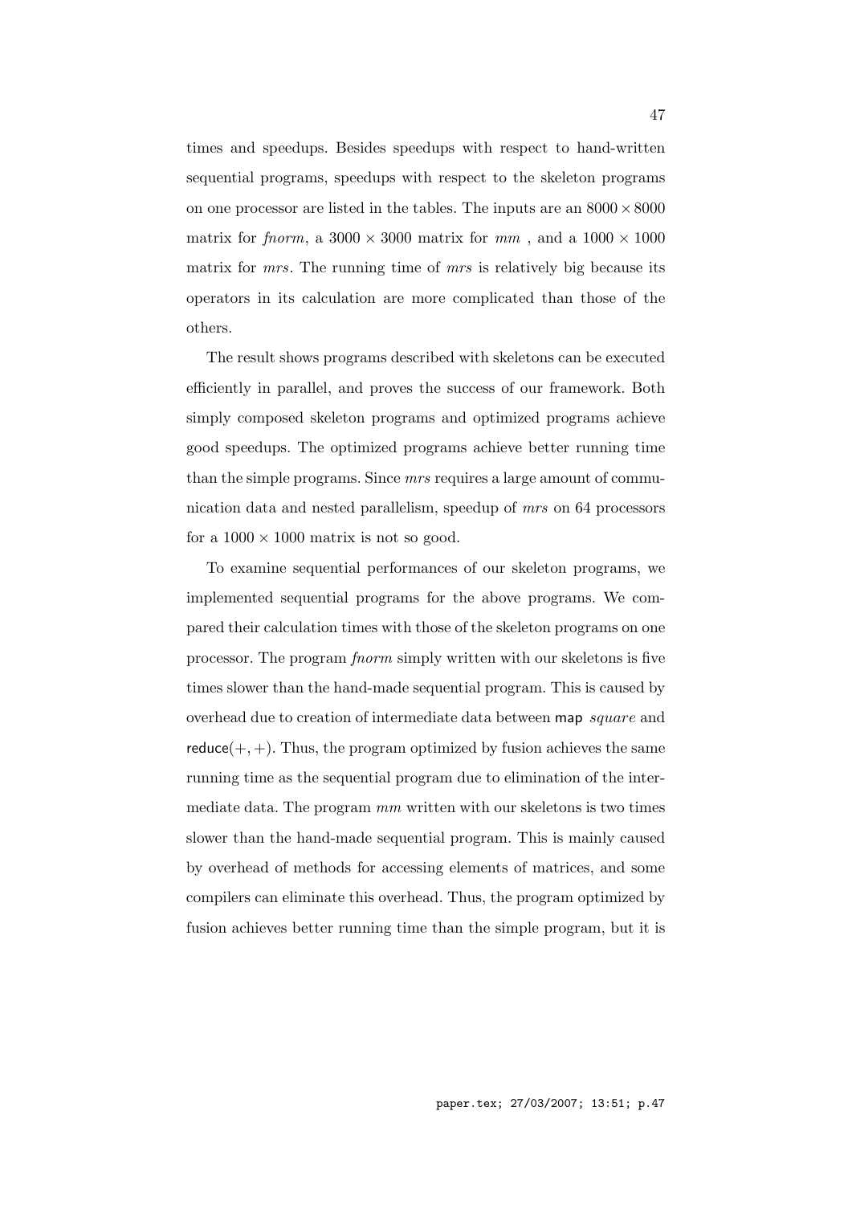times and speedups. Besides speedups with respect to hand-written sequential programs, speedups with respect to the skeleton programs on one processor are listed in the tables. The inputs are an $8000 \times 8000$ matrix for *fnorm*, a $3000 \times 3000$ matrix for *mm* , and a $1000 \times 1000$ matrix for *mrs*. The running time of *mrs* is relatively big because its operators in its calculation are more complicated than those of the others.

The result shows programs described with skeletons can be executed efficiently in parallel, and proves the success of our framework. Both simply composed skeleton programs and optimized programs achieve good speedups. The optimized programs achieve better running time than the simple programs. Since *mrs* requires a large amount of communication data and nested parallelism, speedup of *mrs* on 64 processors for a $1000 \times 1000$ matrix is not so good.

To examine sequential performances of our skeleton programs, we implemented sequential programs for the above programs. We compared their calculation times with those of the skeleton programs on one processor. The program *fnorm* simply written with our skeletons is five times slower than the hand-made sequential program. This is caused by overhead due to creation of intermediate data between map *square* and reduce$(+, +)$. Thus, the program optimized by fusion achieves the same running time as the sequential program due to elimination of the intermediate data. The program *mm* written with our skeletons is two times slower than the hand-made sequential program. This is mainly caused by overhead of methods for accessing elements of matrices, and some compilers can eliminate this overhead. Thus, the program optimized by fusion achieves better running time than the simple program, but it is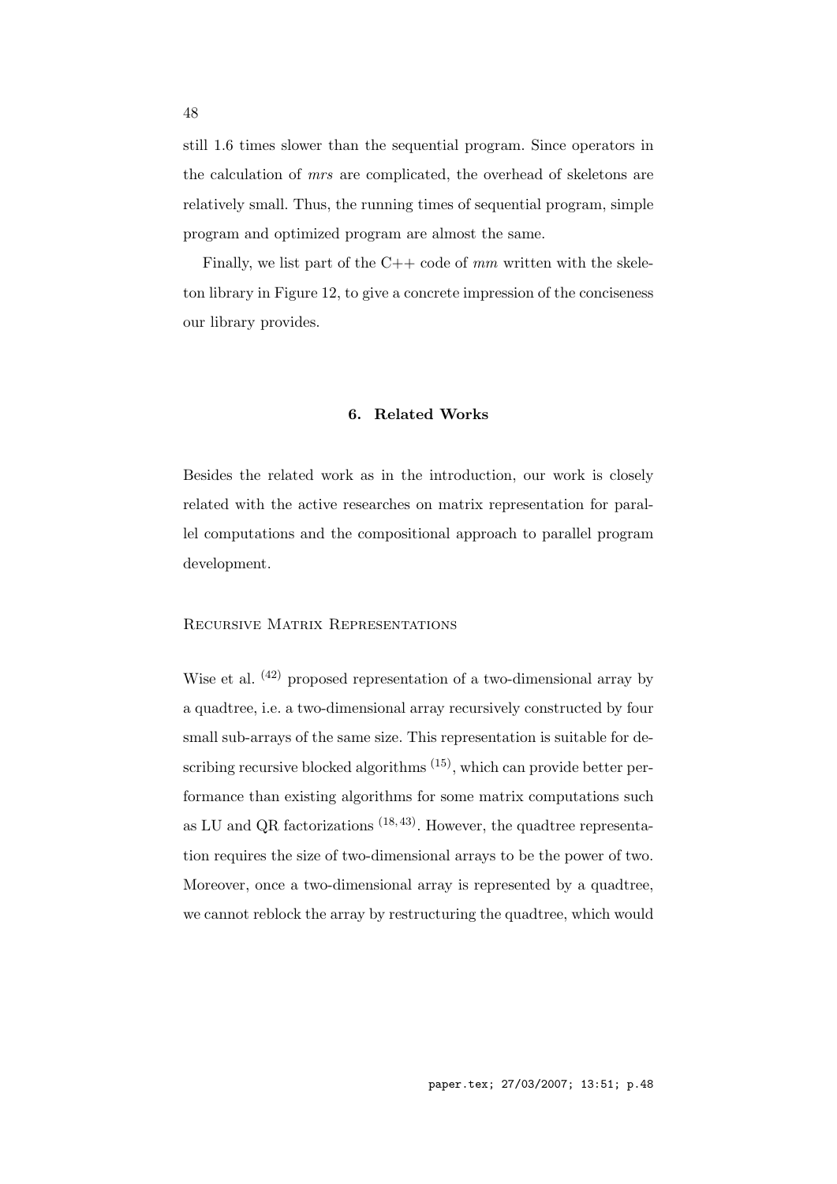still 1.6 times slower than the sequential program. Since operators in the calculation of *mrs* are complicated, the overhead of skeletons are relatively small. Thus, the running times of sequential program, simple program and optimized program are almost the same.

Finally, we list part of the C++ code of *mm* written with the skeleton library in Figure 12, to give a concrete impression of the conciseness our library provides.

## 6. Related Works

Besides the related work as in the introduction, our work is closely related with the active researches on matrix representation for parallel computations and the compositional approach to parallel program development.

### Recursive Matrix Representations

Wise et al. [42] proposed representation of a two-dimensional array by a quadtree, i.e. a two-dimensional array recursively constructed by four small sub-arrays of the same size. This representation is suitable for describing recursive blocked algorithms [15], which can provide better performance than existing algorithms for some matrix computations such as LU and QR factorizations [18, 43]. However, the quadtree representation requires the size of two-dimensional arrays to be the power of two. Moreover, once a two-dimensional array is represented by a quadtree, we cannot reblock the array by restructuring the quadtree, which would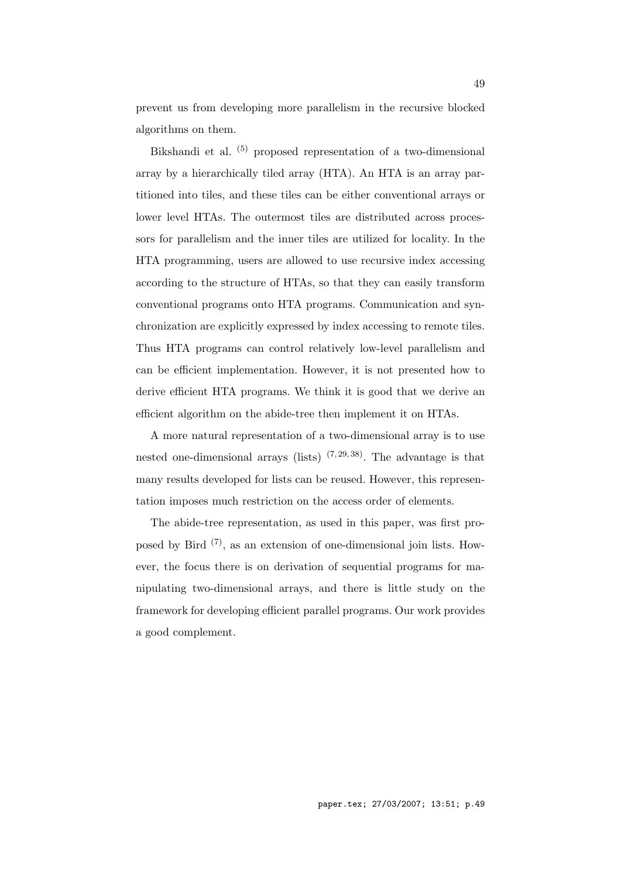prevent us from developing more parallelism in the recursive blocked algorithms on them.

Bikshandi et al. [5] proposed representation of a two-dimensional array by a hierarchically tiled array (HTA). An HTA is an array partitioned into tiles, and these tiles can be either conventional arrays or lower level HTAs. The outermost tiles are distributed across processors for parallelism and the inner tiles are utilized for locality. In the HTA programming, users are allowed to use recursive index accessing according to the structure of HTAs, so that they can easily transform conventional programs onto HTA programs. Communication and synchronization are explicitly expressed by index accessing to remote tiles. Thus HTA programs can control relatively low-level parallelism and can be efficient implementation. However, it is not presented how to derive efficient HTA programs. We think it is good that we derive an efficient algorithm on the abide-tree then implement it on HTAs.

A more natural representation of a two-dimensional array is to use nested one-dimensional arrays (lists) [7,29,38]. The advantage is that many results developed for lists can be reused. However, this representation imposes much restriction on the access order of elements.

The abide-tree representation, as used in this paper, was first proposed by Bird [7], as an extension of one-dimensional join lists. However, the focus there is on derivation of sequential programs for manipulating two-dimensional arrays, and there is little study on the framework for developing efficient parallel programs. Our work provides a good complement.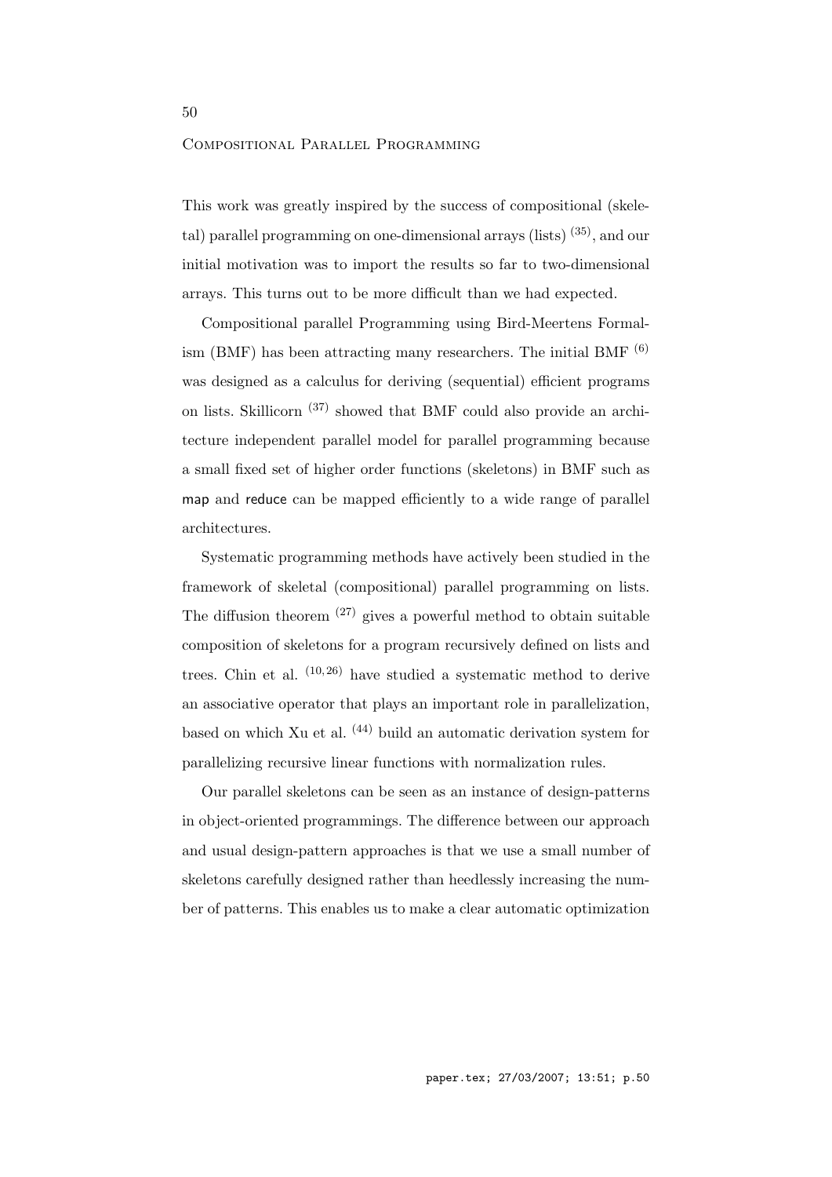This work was greatly inspired by the success of compositional (skeletal) parallel programming on one-dimensional arrays (lists) [35], and our initial motivation was to import the results so far to two-dimensional arrays. This turns out to be more difficult than we had expected.

Compositional parallel Programming using Bird-Meertens Formalism (BMF) has been attracting many researchers. The initial BMF [6] was designed as a calculus for deriving (sequential) efficient programs on lists. Skillicorn [37] showed that BMF could also provide an architecture independent parallel model for parallel programming because a small fixed set of higher order functions (skeletons) in BMF such as map and reduce can be mapped efficiently to a wide range of parallel architectures.

Systematic programming methods have actively been studied in the framework of skeletal (compositional) parallel programming on lists. The diffusion theorem [27] gives a powerful method to obtain suitable composition of skeletons for a program recursively defined on lists and trees. Chin et al. [10,26] have studied a systematic method to derive an associative operator that plays an important role in parallelization, based on which Xu et al. [44] build an automatic derivation system for parallelizing recursive linear functions with normalization rules.

Our parallel skeletons can be seen as an instance of design-patterns in object-oriented programmings. The difference between our approach and usual design-pattern approaches is that we use a small number of skeletons carefully designed rather than heedlessly increasing the number of patterns. This enables us to make a clear automatic optimization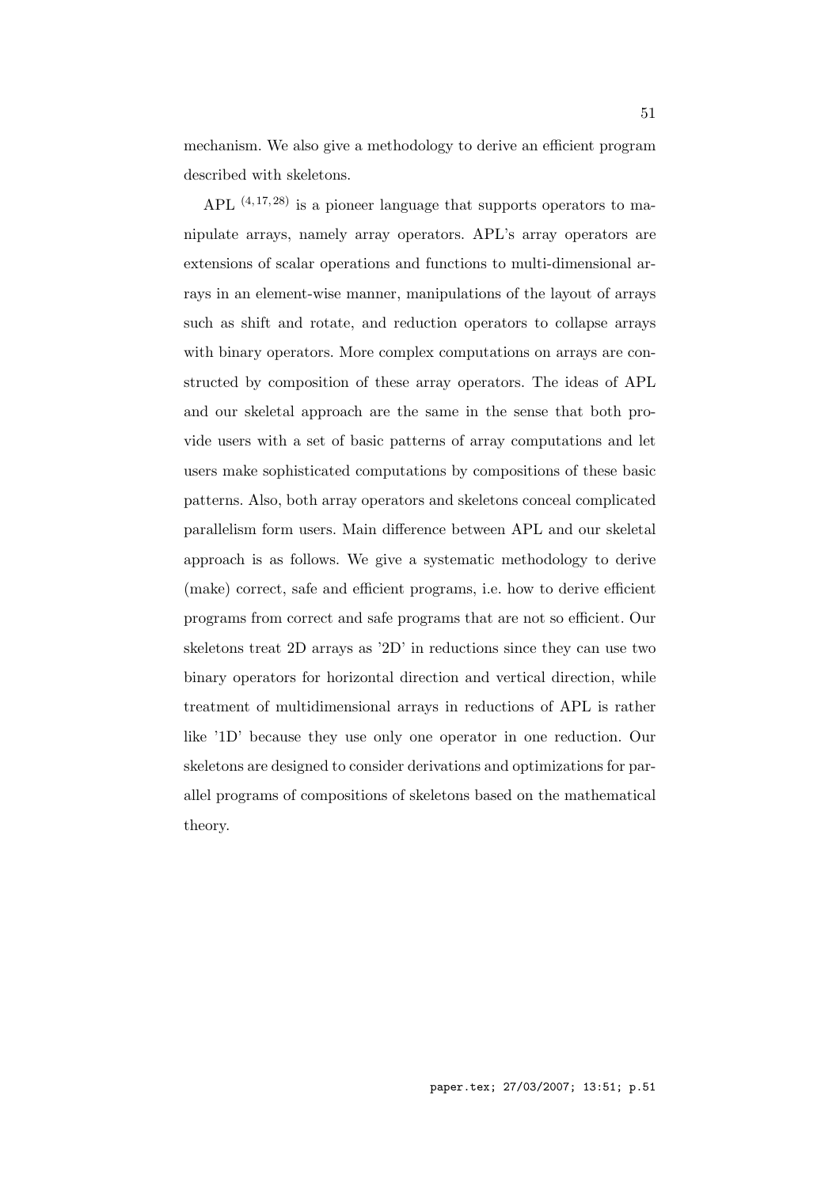mechanism. We also give a methodology to derive an efficient program described with skeletons.

APL [4,17,28] is a pioneer language that supports operators to manipulate arrays, namely array operators. APL's array operators are extensions of scalar operations and functions to multi-dimensional arrays in an element-wise manner, manipulations of the layout of arrays such as shift and rotate, and reduction operators to collapse arrays with binary operators. More complex computations on arrays are constructed by composition of these array operators. The ideas of APL and our skeletal approach are the same in the sense that both provide users with a set of basic patterns of array computations and let users make sophisticated computations by compositions of these basic patterns. Also, both array operators and skeletons conceal complicated parallelism form users. Main difference between APL and our skeletal approach is as follows. We give a systematic methodology to derive (make) correct, safe and efficient programs, i.e. how to derive efficient programs from correct and safe programs that are not so efficient. Our skeletons treat 2D arrays as '2D' in reductions since they can use two binary operators for horizontal direction and vertical direction, while treatment of multidimensional arrays in reductions of APL is rather like '1D' because they use only one operator in one reduction. Our skeletons are designed to consider derivations and optimizations for parallel programs of compositions of skeletons based on the mathematical theory.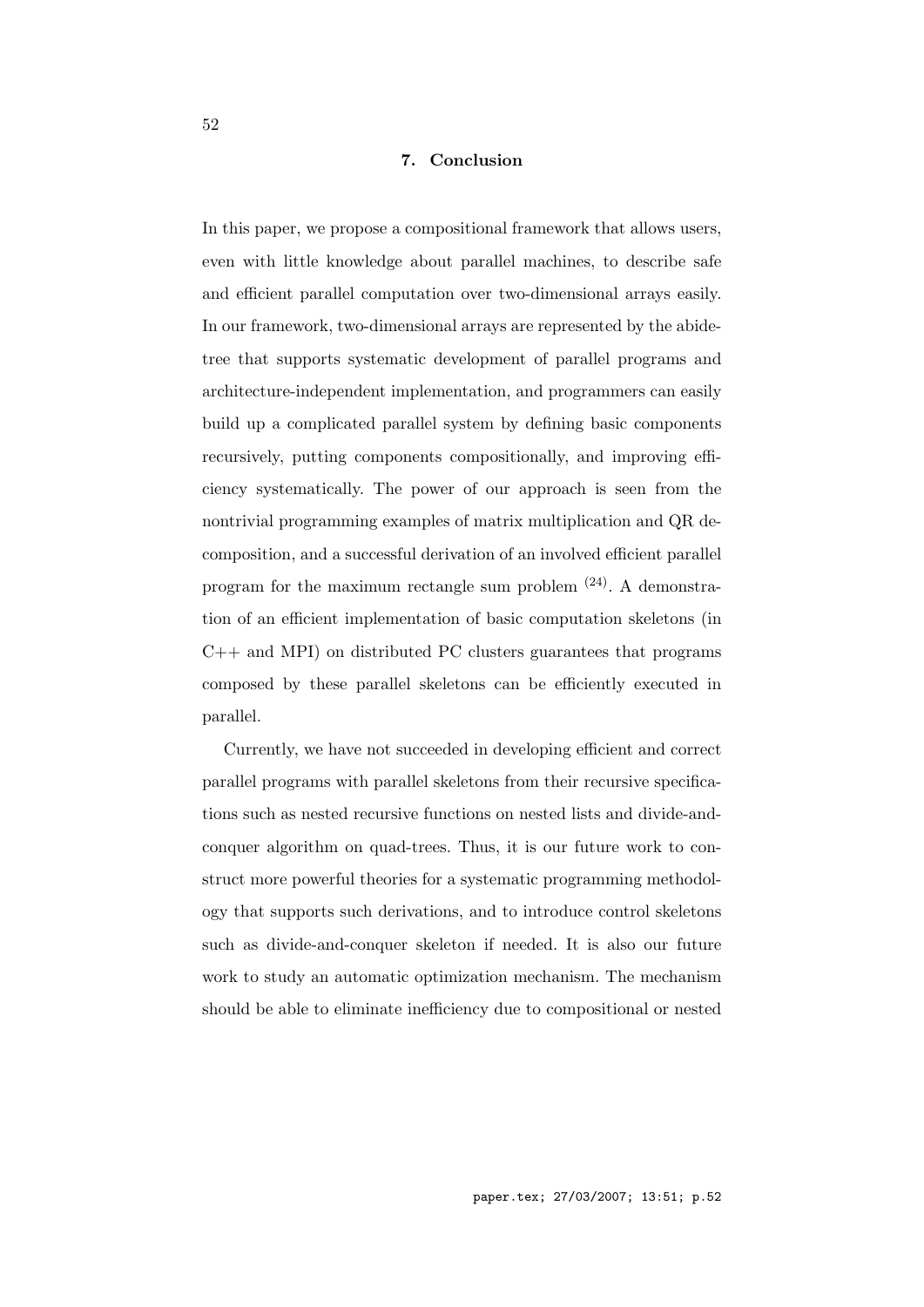## 7. Conclusion

In this paper, we propose a compositional framework that allows users, even with little knowledge about parallel machines, to describe safe and efficient parallel computation over two-dimensional arrays easily. In our framework, two-dimensional arrays are represented by the abide-tree that supports systematic development of parallel programs and architecture-independent implementation, and programmers can easily build up a complicated parallel system by defining basic components recursively, putting components compositionally, and improving efficiency systematically. The power of our approach is seen from the nontrivial programming examples of matrix multiplication and QR decomposition, and a successful derivation of an involved efficient parallel program for the maximum rectangle sum problem [24]. A demonstration of an efficient implementation of basic computation skeletons (in C++ and MPI) on distributed PC clusters guarantees that programs composed by these parallel skeletons can be efficiently executed in parallel.

Currently, we have not succeeded in developing efficient and correct parallel programs with parallel skeletons from their recursive specifications such as nested recursive functions on nested lists and divide-and-conquer algorithm on quad-trees. Thus, it is our future work to construct more powerful theories for a systematic programming methodology that supports such derivations, and to introduce control skeletons such as divide-and-conquer skeleton if needed. It is also our future work to study an automatic optimization mechanism. The mechanism should be able to eliminate inefficiency due to compositional or nested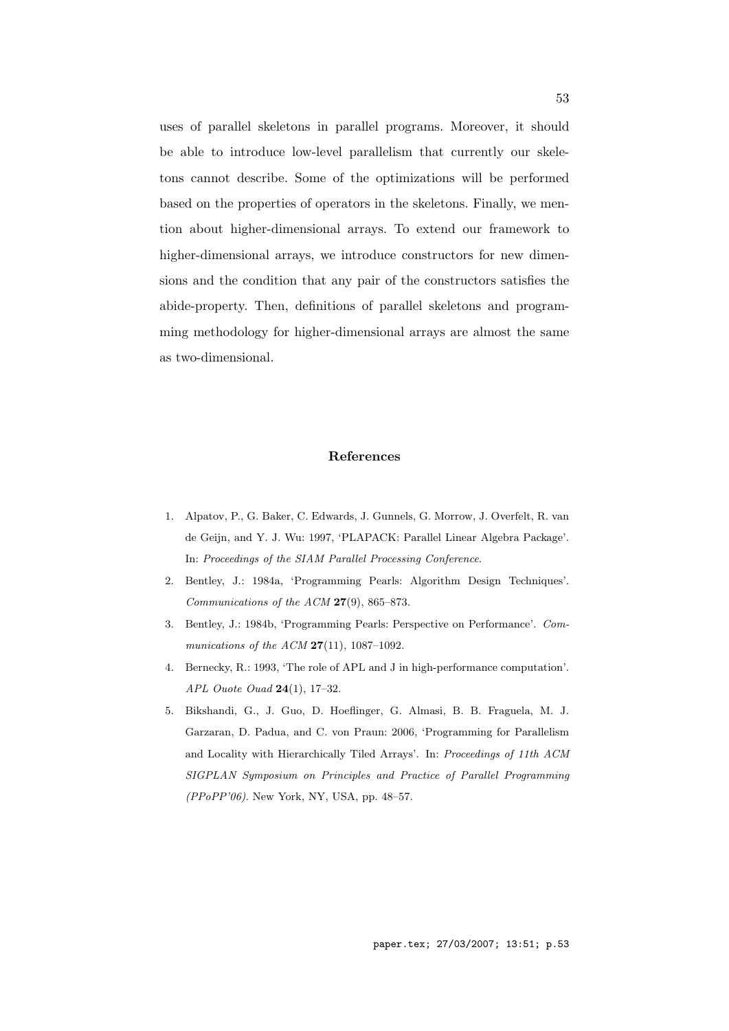uses of parallel skeletons in parallel programs. Moreover, it should be able to introduce low-level parallelism that currently our skeletons cannot describe. Some of the optimizations will be performed based on the properties of operators in the skeletons. Finally, we mention about higher-dimensional arrays. To extend our framework to higher-dimensional arrays, we introduce constructors for new dimensions and the condition that any pair of the constructors satisfies the abide-property. Then, definitions of parallel skeletons and programming methodology for higher-dimensional arrays are almost the same as two-dimensional.

## References

1. Alpatov, P., G. Baker, C. Edwards, J. Gunnels, G. Morrow, J. Overfelt, R. van de Geijn, and Y. J. Wu: 1997, 'PLAPACK: Parallel Linear Algebra Package'. In: *Proceedings of the SIAM Parallel Processing Conference*.
2. Bentley, J.: 1984a, 'Programming Pearls: Algorithm Design Techniques'. *Communications of the ACM* **27**(9), 865–873.
3. Bentley, J.: 1984b, 'Programming Pearls: Perspective on Performance'. *Communications of the ACM* **27**(11), 1087–1092.
4. Bernecky, R.: 1993, 'The role of APL and J in high-performance computation'. *APL Ouote Ouad* **24**(1), 17–32.
5. Bikshandi, G., J. Guo, D. Hoeflinger, G. Almasi, B. B. Fraguela, M. J. Garzaran, D. Padua, and C. von Praun: 2006, 'Programming for Parallelism and Locality with Hierarchically Tiled Arrays'. In: *Proceedings of 11th ACM SIGPLAN Symposium on Principles and Practice of Parallel Programming (PPoPP'06)*. New York, NY, USA, pp. 48–57.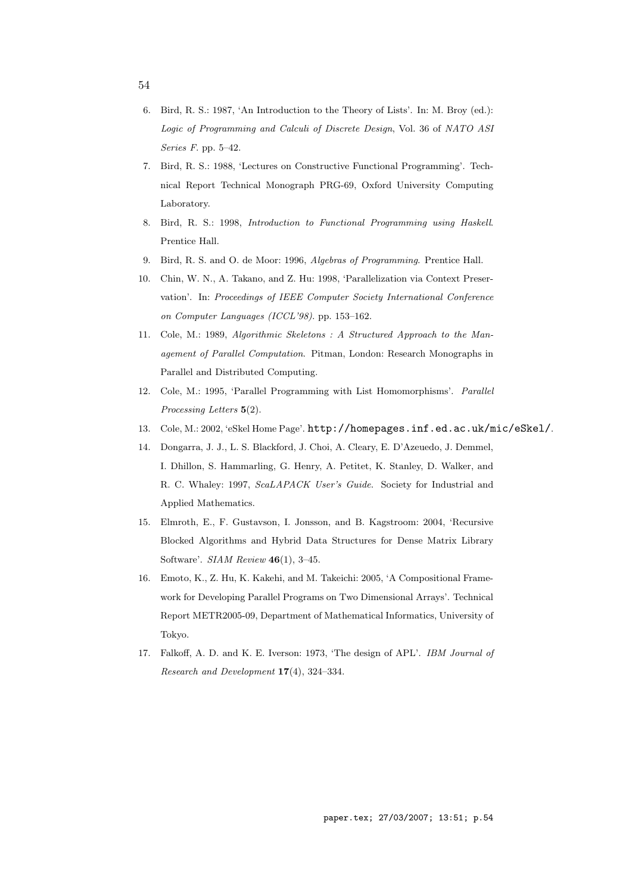6. Bird, R. S.: 1987, 'An Introduction to the Theory of Lists'. In: M. Broy (ed.): *Logic of Programming and Calculi of Discrete Design*, Vol. 36 of *NATO ASI Series F*. pp. 5–42.
7. Bird, R. S.: 1988, 'Lectures on Constructive Functional Programming'. Technical Report Technical Monograph PRG-69, Oxford University Computing Laboratory.
8. Bird, R. S.: 1998, *Introduction to Functional Programming using Haskell*. Prentice Hall.
9. Bird, R. S. and O. de Moor: 1996, *Algebras of Programming*. Prentice Hall.
10. Chin, W. N., A. Takano, and Z. Hu: 1998, 'Parallelization via Context Preservation'. In: *Proceedings of IEEE Computer Society International Conference on Computer Languages (ICCL'98)*. pp. 153–162.
11. Cole, M.: 1989, *Algorithmic Skeletons : A Structured Approach to the Management of Parallel Computation*. Pitman, London: Research Monographs in Parallel and Distributed Computing.
12. Cole, M.: 1995, 'Parallel Programming with List Homomorphisms'. *Parallel Processing Letters* **5**(2).
13. Cole, M.: 2002, 'eSkel Home Page'. `http://homepages.inf.ed.ac.uk/mic/eSkel/`.
14. Dongarra, J. J., L. S. Blackford, J. Choi, A. Cleary, E. D'Azeuedo, J. Demmel, I. Dhillon, S. Hammarling, G. Henry, A. Petitet, K. Stanley, D. Walker, and R. C. Whaley: 1997, *ScaLAPACK User's Guide*. Society for Industrial and Applied Mathematics.
15. Elmroth, E., F. Gustavson, I. Jonsson, and B. Kagstroom: 2004, 'Recursive Blocked Algorithms and Hybrid Data Structures for Dense Matrix Library Software'. *SIAM Review* **46**(1), 3–45.
16. Emoto, K., Z. Hu, K. Kakehi, and M. Takeichi: 2005, 'A Compositional Framework for Developing Parallel Programs on Two Dimensional Arrays'. Technical Report METR2005-09, Department of Mathematical Informatics, University of Tokyo.
17. Falkoff, A. D. and K. E. Iverson: 1973, 'The design of APL'. *IBM Journal of Research and Development* **17**(4), 324–334.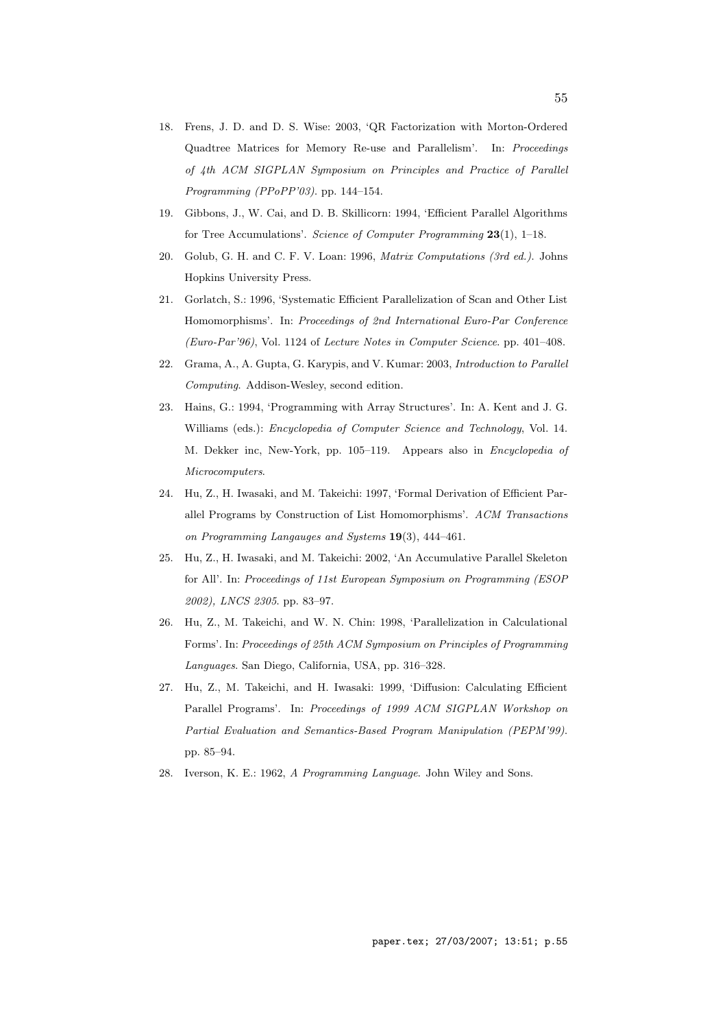18. Frens, J. D. and D. S. Wise: 2003, 'QR Factorization with Morton-Ordered Quadtree Matrices for Memory Re-use and Parallelism'. In: *Proceedings of 4th ACM SIGPLAN Symposium on Principles and Practice of Parallel Programming (PPoPP'03)*. pp. 144–154.
19. Gibbons, J., W. Cai, and D. B. Skillicorn: 1994, 'Efficient Parallel Algorithms for Tree Accumulations'. *Science of Computer Programming* **23**(1), 1–18.
20. Golub, G. H. and C. F. V. Loan: 1996, *Matrix Computations (3rd ed.)*. Johns Hopkins University Press.
21. Gorlatch, S.: 1996, 'Systematic Efficient Parallelization of Scan and Other List Homomorphisms'. In: *Proceedings of 2nd International Euro-Par Conference (Euro-Par'96)*, Vol. 1124 of *Lecture Notes in Computer Science*. pp. 401–408.
22. Grama, A., A. Gupta, G. Karypis, and V. Kumar: 2003, *Introduction to Parallel Computing*. Addison-Wesley, second edition.
23. Hains, G.: 1994, 'Programming with Array Structures'. In: A. Kent and J. G. Williams (eds.): *Encyclopedia of Computer Science and Technology*, Vol. 14. M. Dekker inc, New-York, pp. 105–119. Appears also in *Encyclopedia of Microcomputers*.
24. Hu, Z., H. Iwasaki, and M. Takeichi: 1997, 'Formal Derivation of Efficient Parallel Programs by Construction of List Homomorphisms'. *ACM Transactions on Programming Langauges and Systems* **19**(3), 444–461.
25. Hu, Z., H. Iwasaki, and M. Takeichi: 2002, 'An Accumulative Parallel Skeleton for All'. In: *Proceedings of 11st European Symposium on Programming (ESOP 2002), LNCS 2305*. pp. 83–97.
26. Hu, Z., M. Takeichi, and W. N. Chin: 1998, 'Parallelization in Calculational Forms'. In: *Proceedings of 25th ACM Symposium on Principles of Programming Languages*. San Diego, California, USA, pp. 316–328.
27. Hu, Z., M. Takeichi, and H. Iwasaki: 1999, 'Diffusion: Calculating Efficient Parallel Programs'. In: *Proceedings of 1999 ACM SIGPLAN Workshop on Partial Evaluation and Semantics-Based Program Manipulation (PEPM'99)*. pp. 85–94.
28. Iverson, K. E.: 1962, *A Programming Language*. John Wiley and Sons.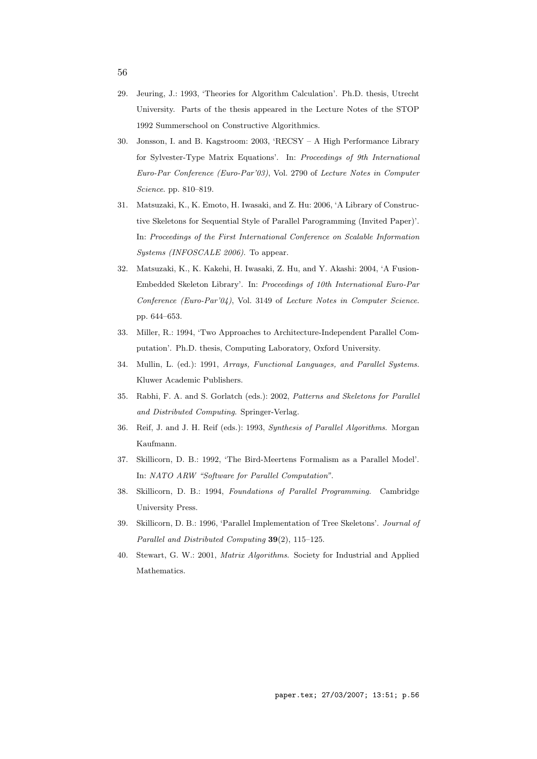29. Jeuring, J.: 1993, 'Theories for Algorithm Calculation'. Ph.D. thesis, Utrecht University. Parts of the thesis appeared in the Lecture Notes of the STOP 1992 Summerschool on Constructive Algorithmics.
30. Jonsson, I. and B. Kagstroom: 2003, 'RECSY – A High Performance Library for Sylvester-Type Matrix Equations'. In: *Proceedings of 9th International Euro-Par Conference (Euro-Par'03)*, Vol. 2790 of *Lecture Notes in Computer Science*. pp. 810–819.
31. Matsuzaki, K., K. Emoto, H. Iwasaki, and Z. Hu: 2006, 'A Library of Constructive Skeletons for Sequential Style of Parallel Parogramming (Invited Paper)'. In: *Proceedings of the First International Conference on Scalable Information Systems (INFOSCALE 2006)*. To appear.
32. Matsuzaki, K., K. Kakehi, H. Iwasaki, Z. Hu, and Y. Akashi: 2004, 'A Fusion-Embedded Skeleton Library'. In: *Proceedings of 10th International Euro-Par Conference (Euro-Par'04)*, Vol. 3149 of *Lecture Notes in Computer Science*. pp. 644–653.
33. Miller, R.: 1994, 'Two Approaches to Architecture-Independent Parallel Computation'. Ph.D. thesis, Computing Laboratory, Oxford University.
34. Mullin, L. (ed.): 1991, *Arrays, Functional Languages, and Parallel Systems*. Kluwer Academic Publishers.
35. Rabhi, F. A. and S. Gorlatch (eds.): 2002, *Patterns and Skeletons for Parallel and Distributed Computing*. Springer-Verlag.
36. Reif, J. and J. H. Reif (eds.): 1993, *Synthesis of Parallel Algorithms*. Morgan Kaufmann.
37. Skillicorn, D. B.: 1992, 'The Bird-Meertens Formalism as a Parallel Model'. In: *NATO ARW "Software for Parallel Computation"*.
38. Skillicorn, D. B.: 1994, *Foundations of Parallel Programming*. Cambridge University Press.
39. Skillicorn, D. B.: 1996, 'Parallel Implementation of Tree Skeletons'. *Journal of Parallel and Distributed Computing* **39**(2), 115–125.
40. Stewart, G. W.: 2001, *Matrix Algorithms*. Society for Industrial and Applied Mathematics.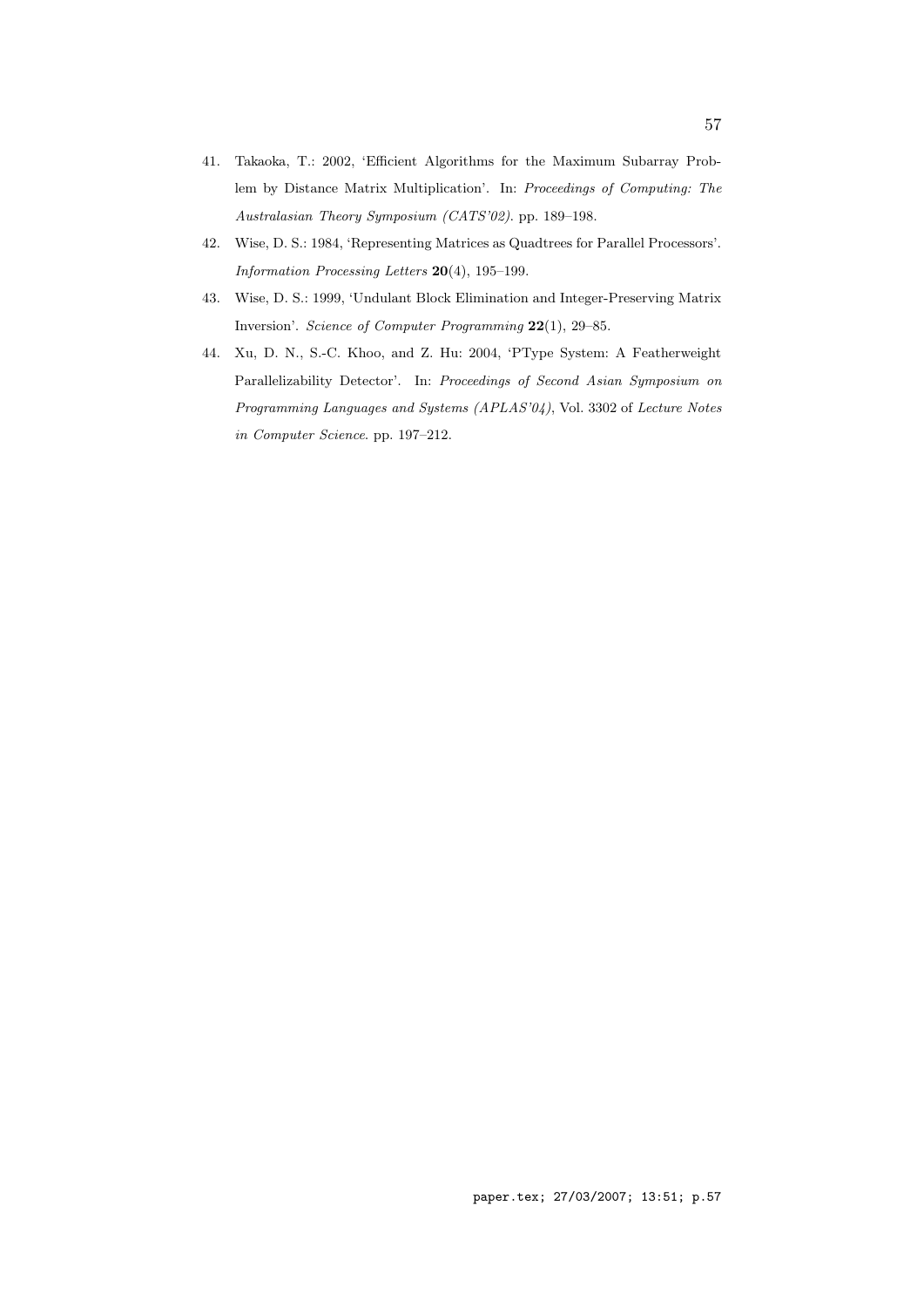41. Takaoka, T.: 2002, 'Efficient Algorithms for the Maximum Subarray Problem by Distance Matrix Multiplication'. In: *Proceedings of Computing: The Australasian Theory Symposium (CATS'02)*. pp. 189–198.
42. Wise, D. S.: 1984, 'Representing Matrices as Quadtrees for Parallel Processors'. *Information Processing Letters* **20**(4), 195–199.
43. Wise, D. S.: 1999, 'Undulant Block Elimination and Integer-Preserving Matrix Inversion'. *Science of Computer Programming* **22**(1), 29–85.
44. Xu, D. N., S.-C. Khoo, and Z. Hu: 2004, 'PType System: A Featherweight Parallelizability Detector'. In: *Proceedings of Second Asian Symposium on Programming Languages and Systems (APLAS'04)*, Vol. 3302 of *Lecture Notes in Computer Science*. pp. 197–212.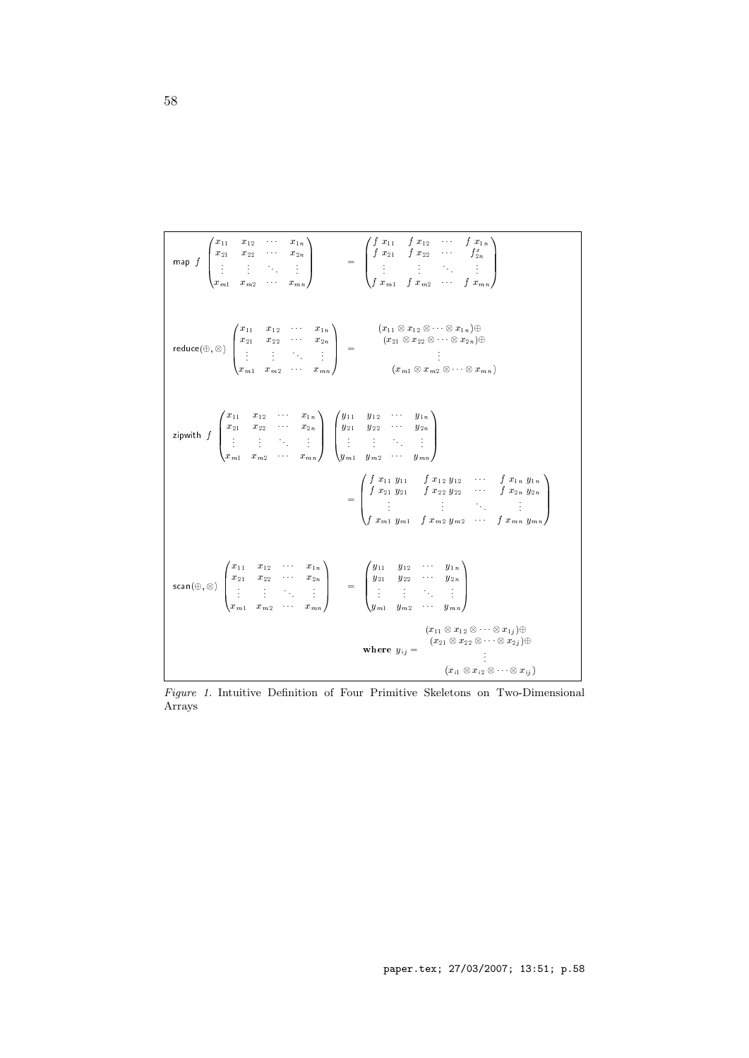$$
\mathsf{map}\ f \begin{pmatrix} x_{11} & x_{12} & \cdots & x_{1n} \\ x_{21} & x_{22} & \cdots & x_{2n} \\ \vdots & \vdots & \ddots & \vdots \\ x_{m1} & x_{m2} & \cdots & x_{mn} \end{pmatrix} = \begin{pmatrix} f\ x_{11} & f\ x_{12} & \cdots & f\ x_{1n} \\ f\ x_{21} & f\ x_{22} & \cdots & f^{x}_{2n} \\ \vdots & \vdots & \ddots & \vdots \\ f\ x_{m1} & f\ x_{m2} & \cdots & f\ x_{mn} \end{pmatrix}
$$

$$
\mathsf{reduce}(\oplus, \otimes) \begin{pmatrix} x_{11} & x_{12} & \cdots & x_{1n} \\ x_{21} & x_{22} & \cdots & x_{2n} \\ \vdots & \vdots & \ddots & \vdots \\ x_{m1} & x_{m2} & \cdots & x_{mn} \end{pmatrix} = \begin{matrix} (x_{11} \otimes x_{12} \otimes \cdots \otimes x_{1n}) \oplus \\ (x_{21} \otimes x_{22} \otimes \cdots \otimes x_{2n}) \oplus \\ \vdots \\ (x_{m1} \otimes x_{m2} \otimes \cdots \otimes x_{mn}) \end{matrix}
$$

$$
\mathsf{zipwith}\ f \begin{pmatrix} x_{11} & x_{12} & \cdots & x_{1n} \\ x_{21} & x_{22} & \cdots & x_{2n} \\ \vdots & \vdots & \ddots & \vdots \\ x_{m1} & x_{m2} & \cdots & x_{mn} \end{pmatrix} \begin{pmatrix} y_{11} & y_{12} & \cdots & y_{1n} \\ y_{21} & y_{22} & \cdots & y_{2n} \\ \vdots & \vdots & \ddots & \vdots \\ y_{m1} & y_{m2} & \cdots & y_{mn} \end{pmatrix}
$$

$$
= \begin{pmatrix} f\ x_{11}\ y_{11} & f\ x_{12}\ y_{12} & \cdots & f\ x_{1n}\ y_{1n} \\ f\ x_{21}\ y_{21} & f\ x_{22}\ y_{22} & \cdots & f\ x_{2n}\ y_{2n} \\ \vdots & \vdots & \ddots & \vdots \\ f\ x_{m1}\ y_{m1} & f\ x_{m2}\ y_{m2} & \cdots & f\ x_{mn}\ y_{mn} \end{pmatrix}
$$

$$
\mathsf{scan}(\oplus, \otimes) \begin{pmatrix} x_{11} & x_{12} & \cdots & x_{1n} \\ x_{21} & x_{22} & \cdots & x_{2n} \\ \vdots & \vdots & \ddots & \vdots \\ x_{m1} & x_{m2} & \cdots & x_{mn} \end{pmatrix} = \begin{pmatrix} y_{11} & y_{12} & \cdots & y_{1n} \\ y_{21} & y_{22} & \cdots & y_{2n} \\ \vdots & \vdots & \ddots & \vdots \\ y_{m1} & y_{m2} & \cdots & y_{mn} \end{pmatrix}
$$

$$
\textbf{where } y_{ij} = \begin{matrix} (x_{11} \otimes x_{12} \otimes \cdots \otimes x_{1j}) \oplus \\ (x_{21} \otimes x_{22} \otimes \cdots \otimes x_{2j}) \oplus \\ \vdots \\ (x_{i1} \otimes x_{i2} \otimes \cdots \otimes x_{ij}) \end{matrix}
$$

*Figure 1.* Intuitive Definition of Four Primitive Skeletons on Two-Dimensional Arrays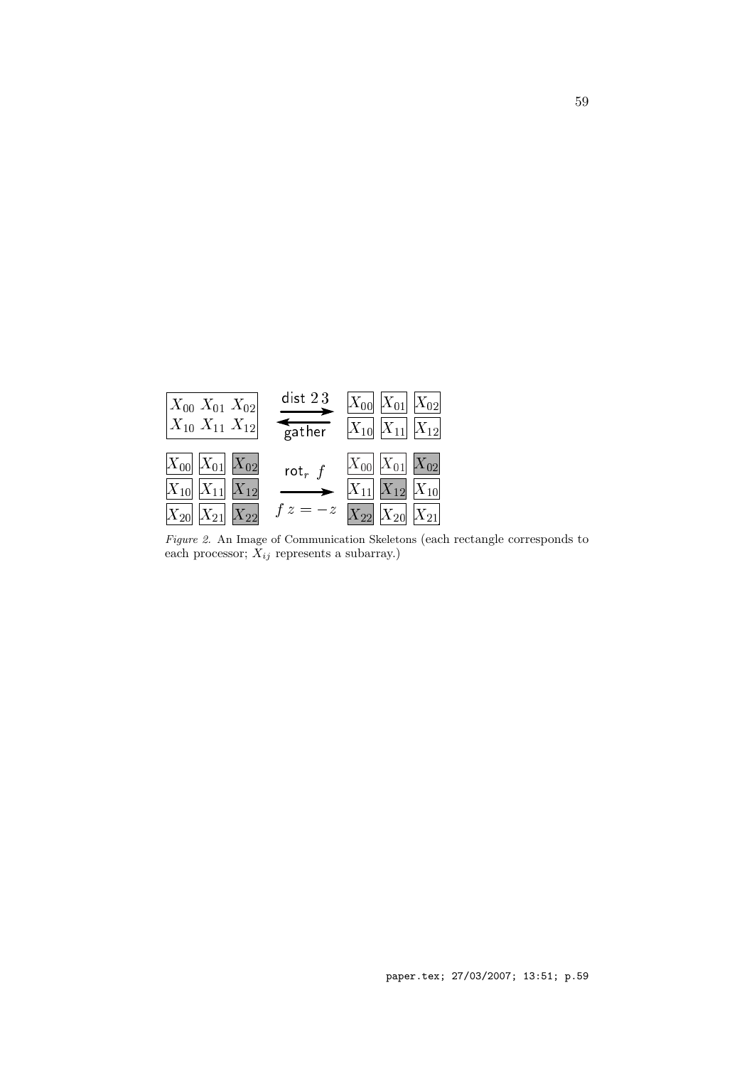Figure 2. An Image of Communication Skeletons (each rectangle corresponds to each processor; $X_{ij}$ represents a subarray.)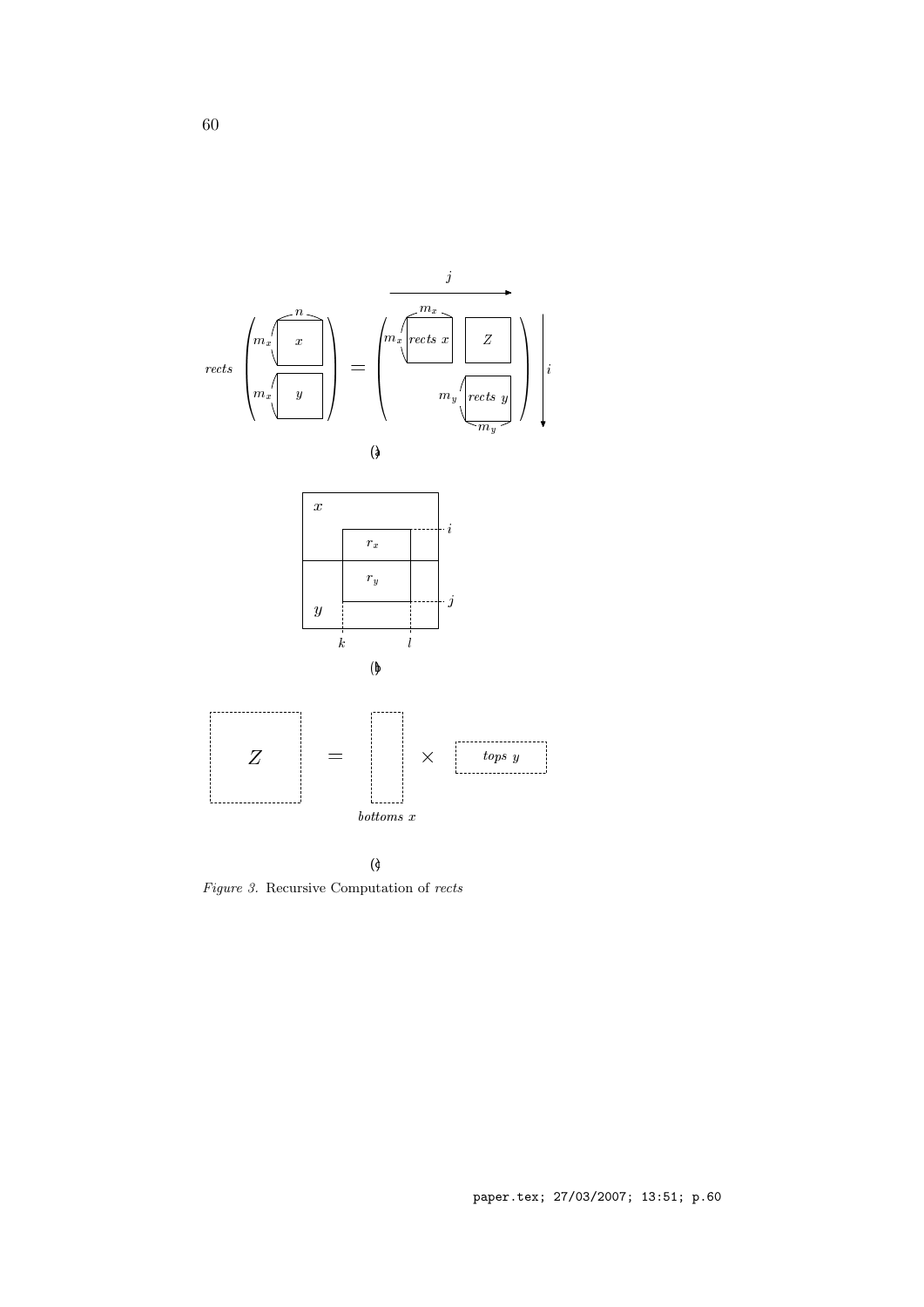*Figure 3.* Recursive Computation of *rects*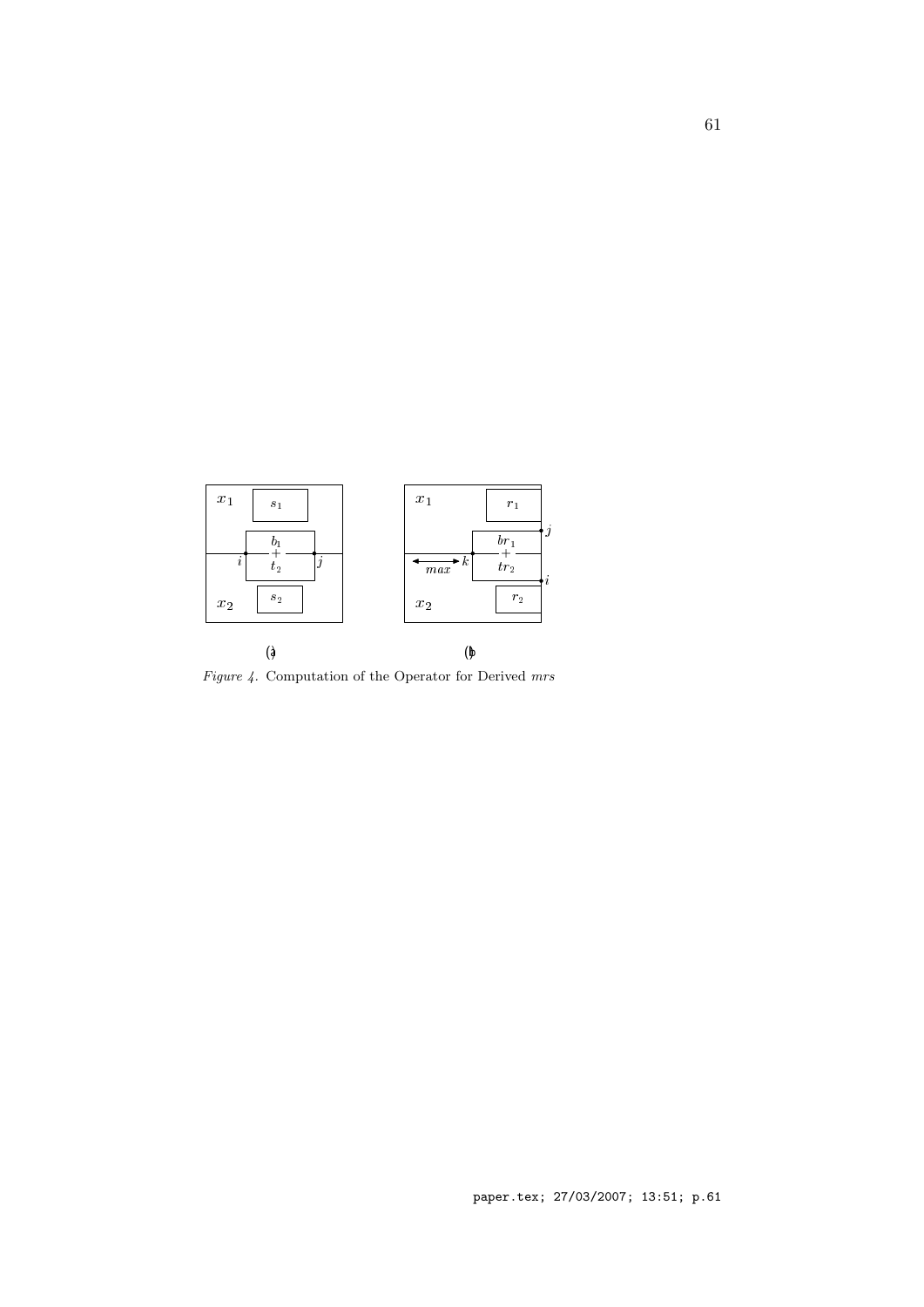*Figure 4.* Computation of the Operator for Derived $mrs$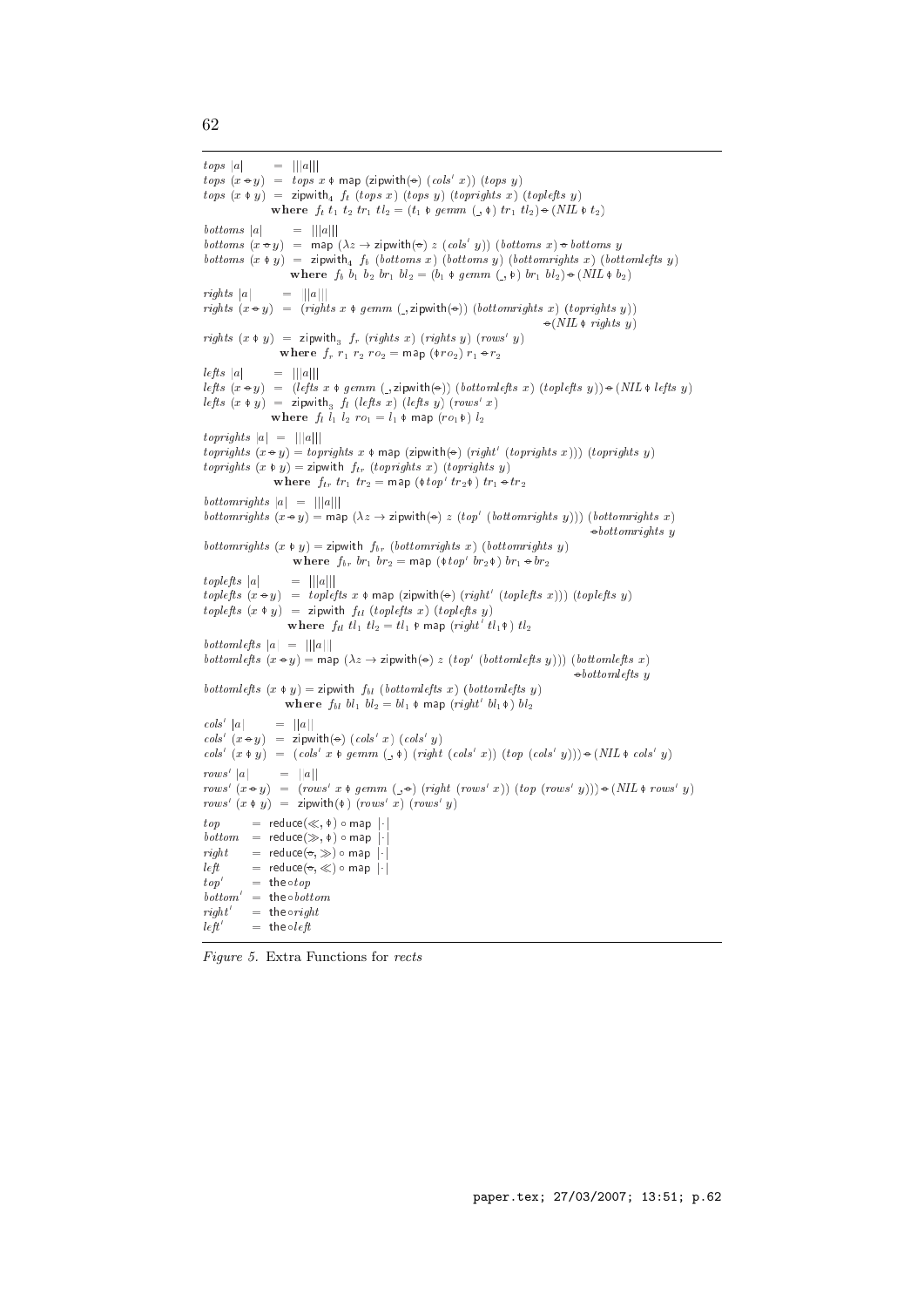$$
\begin{aligned}
&tops\ |a| \quad = \ |||a||| \\
&tops\ (x \ominus y) \ = \ tops\ x \varphi\ \mathsf{map}\ (\mathsf{zipwith}(\ominus)\ (cols'\ x))\ (tops\ y) \\
&tops\ (x \varphi y) \ = \ \mathsf{zipwith}_4\ f_t\ (tops\ x)\ (tops\ y)\ (toprights\ x)\ (toplefts\ y) \\
&\qquad\qquad \mathbf{where}\ \ f_t\ t_1\ t_2\ tr_1\ tl_2 = (t_1 \varphi\ gemm\ (\_, \varphi)\ tr_1\ tl_2) \ominus (NIL \varphi\ t_2)
\end{aligned}
$$

$$
\begin{aligned}
&bottoms\ |a| \quad = \ |||a||| \\
&bottoms\ (x \ominus y) \ = \ \mathsf{map}\ (\lambda z \rightarrow \mathsf{zipwith}(\ominus)\ z\ (cols'\ y))\ (bottoms\ x) \ominus bottoms\ y \\
&bottoms\ (x \varphi y) \ = \ \mathsf{zipwith}_4\ f_b\ (bottoms\ x)\ (bottoms\ y)\ (bottomrights\ x)\ (bottomlefts\ y) \\
&\qquad\qquad \mathbf{where}\ \ f_b\ b_1\ b_2\ br_1\ bl_2 = (b_1 \varphi\ gemm\ (\_, \varphi)\ br_1\ bl_2) \ominus (NIL \varphi\ b_2)
\end{aligned}
$$

$$
\begin{aligned}
&rights\ |a| \quad = \ ||a||| \\
&rights\ (x \ominus y) \ = \ (rights\ x \varphi\ gemm\ (\_, \mathsf{zipwith}(\ominus))\ (bottomrights\ x)\ (toprights\ y)) \\
&\qquad\qquad\qquad\qquad \ominus (NIL \varphi\ rights\ y) \\
&rights\ (x \varphi y) \ = \ \mathsf{zipwith}_3\ f_r\ (rights\ x)\ (rights\ y)\ (rows'\ y) \\
&\qquad\qquad \mathbf{where}\ \ f_r\ r_1\ r_2\ ro_2 = \mathsf{map}\ (\varphi ro_2)\ r_1 \ominus r_2
\end{aligned}
$$

$$
\begin{aligned}
&lefts\ |a| \quad = \ |||a||| \\
&lefts\ (x \ominus y) \ = \ (lefts\ x \varphi\ gemm\ (\_, \mathsf{zipwith}(\ominus))\ (bottomlefts\ x)\ (toplefts\ y)) \ominus (NIL \varphi\ lefts\ y) \\
&lefts\ (x \varphi y) \ = \ \mathsf{zipwith}_3\ f_l\ (lefts\ x)\ (lefts\ y)\ (rows'\ x) \\
&\qquad\qquad \mathbf{where}\ \ f_l\ l_1\ l_2\ ro_1 = l_1 \varphi\ \mathsf{map}\ (ro_1 \varphi)\ l_2
\end{aligned}
$$

$$
\begin{aligned}
&toprights\ |a| \ = \ |||a||| \\
&toprights\ (x \ominus y) = toprights\ x \varphi\ \mathsf{map}\ (\mathsf{zipwith}(\ominus)\ (right'\ (toprights\ x)))\ (toprights\ y) \\
&toprights\ (x \varphi y) = \mathsf{zipwith}\ \ f_{tr}\ (toprights\ x)\ (toprights\ y) \\
&\qquad\qquad \mathbf{where}\ \ f_{tr}\ tr_1\ tr_2 = \mathsf{map}\ (\varphi top'\ tr_2 \varphi)\ tr_1 \ominus tr_2
\end{aligned}
$$

$$
\begin{aligned}
&bottomrights\ |a| \ = \ |||a||| \\
&bottomrights\ (x \ominus y) = \mathsf{map}\ (\lambda z \rightarrow \mathsf{zipwith}(\ominus)\ z\ (top'\ (bottomrights\ y)))\ (bottomrights\ x) \\
&\qquad\qquad\qquad\qquad \ominus bottomrights\ y \\
&bottomrights\ (x \varphi y) = \mathsf{zipwith}\ \ f_{br}\ (bottomrights\ x)\ (bottomrights\ y) \\
&\qquad\qquad \mathbf{where}\ \ f_{br}\ br_1\ br_2 = \mathsf{map}\ (\varphi top'\ br_2 \varphi)\ br_1 \ominus br_2
\end{aligned}
$$

$$
\begin{aligned}
&toplefts\ |a| \quad = \ |||a||| \\
&toplefts\ (x \ominus y) \ = \ toplefts\ x \varphi\ \mathsf{map}\ (\mathsf{zipwith}(\ominus)\ (right'\ (toplefts\ x)))\ (toplefts\ y) \\
&toplefts\ (x \varphi y) \ = \ \mathsf{zipwith}\ \ f_{tl}\ (toplefts\ x)\ (toplefts\ y) \\
&\qquad\qquad \mathbf{where}\ \ f_{tl}\ tl_1\ tl_2 = tl_1 \varphi\ \mathsf{map}\ (right'\ tl_1 \varphi)\ tl_2
\end{aligned}
$$

$$
\begin{aligned}
&bottomlefts\ |a| \ = \ |||a||| \\
&bottomlefts\ (x \ominus y) = \mathsf{map}\ (\lambda z \rightarrow \mathsf{zipwith}(\ominus)\ z\ (top'\ (bottomlefts\ y)))\ (bottomlefts\ x) \\
&\qquad\qquad\qquad\qquad \ominus bottomlefts\ y \\
&bottomlefts\ (x \varphi y) = \mathsf{zipwith}\ \ f_{bl}\ (bottomlefts\ x)\ (bottomlefts\ y) \\
&\qquad\qquad \mathbf{where}\ \ f_{bl}\ bl_1\ bl_2 = bl_1 \varphi\ \mathsf{map}\ (right'\ bl_1 \varphi)\ bl_2
\end{aligned}
$$

$$
\begin{aligned}
&cols'\ |a| \quad = \ ||a|| \\
&cols'\ (x \ominus y) \ = \ \mathsf{zipwith}(\ominus)\ (cols'\ x)\ (cols'\ y) \\
&cols'\ (x \varphi y) \ = \ (cols'\ x \varphi\ gemm\ (\_, \varphi)\ (right\ (cols'\ x))\ (top\ (cols'\ y))) \ominus (NIL \varphi\ cols'\ y)
\end{aligned}
$$

$$
\begin{aligned}
&rows'\ |a| \quad = \ |a|| \\
&rows'\ (x \ominus y) \ = \ (rows'\ x \varphi\ gemm\ (\_, \ominus)\ (right\ (rows'\ x))\ (top\ (rows'\ y))) \ominus (NIL \varphi\ rows'\ y) \\
&rows'\ (x \varphi y) \ = \ \mathsf{zipwith}(\varphi)\ (rows'\ x)\ (rows'\ y)
\end{aligned}
$$

$$
\begin{aligned}
top \quad &= \mathsf{reduce}(\ll, \varphi) \circ \mathsf{map}\ |\cdot| \\
bottom \quad &= \mathsf{reduce}(\gg, \varphi) \circ \mathsf{map}\ |\cdot| \\
right \quad &= \mathsf{reduce}(\ominus, \gg) \circ \mathsf{map}\ |\cdot| \\
left \quad &= \mathsf{reduce}(\ominus, \ll) \circ \mathsf{map}\ |\cdot| \\
top' \quad &= \mathsf{the} \circ top \\
bottom' \quad &= \mathsf{the} \circ bottom \\
right' \quad &= \mathsf{the} \circ right \\
left' \quad &= \mathsf{the} \circ left
\end{aligned}
$$

*Figure 5.* Extra Functions for *rects*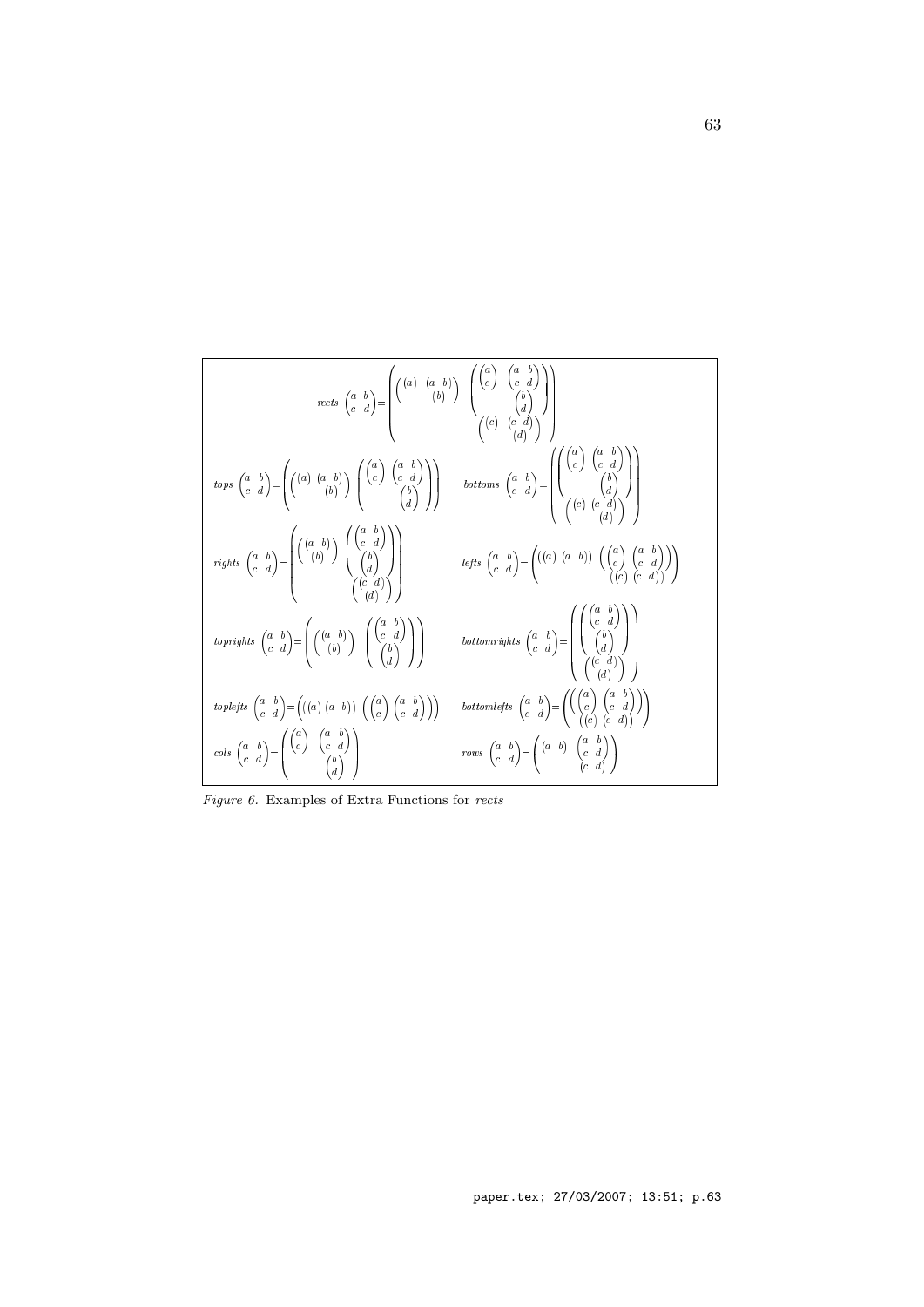$$\mathit{rects}\ \begin{pmatrix} a & b \\ c & d \end{pmatrix} = \begin{pmatrix} \begin{pmatrix} \begin{pmatrix} a \end{pmatrix} & \begin{pmatrix} a & b \end{pmatrix} \\ & \begin{pmatrix} b \end{pmatrix} \end{pmatrix} & \begin{pmatrix} \begin{pmatrix} a \\ c \end{pmatrix} & \begin{pmatrix} a & b \\ c & d \end{pmatrix} \\ & \begin{pmatrix} b \\ d \end{pmatrix} \end{pmatrix} \\ & \begin{pmatrix} \begin{pmatrix} c \end{pmatrix} & \begin{pmatrix} c & d \end{pmatrix} \\ & \begin{pmatrix} d \end{pmatrix} \end{pmatrix} \end{pmatrix}$$

$$\mathit{tops}\ \begin{pmatrix} a & b \\ c & d \end{pmatrix} = \begin{pmatrix} \begin{pmatrix} \begin{pmatrix} a \end{pmatrix} & \begin{pmatrix} a & b \end{pmatrix} \\ & \begin{pmatrix} b \end{pmatrix} \end{pmatrix} & \begin{pmatrix} \begin{pmatrix} a \\ c \end{pmatrix} & \begin{pmatrix} a & b \\ c & d \end{pmatrix} \\ & \begin{pmatrix} b \\ d \end{pmatrix} \end{pmatrix} \end{pmatrix}$$

$$\mathit{bottoms}\ \begin{pmatrix} a & b \\ c & d \end{pmatrix} = \begin{pmatrix} \begin{pmatrix} \begin{pmatrix} a \\ c \end{pmatrix} & \begin{pmatrix} a & b \\ c & d \end{pmatrix} \\ & \begin{pmatrix} b \\ d \end{pmatrix} \end{pmatrix} \\ \begin{pmatrix} \begin{pmatrix} c \end{pmatrix} & \begin{pmatrix} c & d \end{pmatrix} \\ & \begin{pmatrix} d \end{pmatrix} \end{pmatrix} \end{pmatrix}$$

$$\mathit{rights}\ \begin{pmatrix} a & b \\ c & d \end{pmatrix} = \begin{pmatrix} \begin{pmatrix} \begin{pmatrix} a & b \end{pmatrix} \\ \begin{pmatrix} b \end{pmatrix} \end{pmatrix} & \begin{pmatrix} \begin{pmatrix} a & b \\ c & d \end{pmatrix} \\ \begin{pmatrix} b \\ d \end{pmatrix} \end{pmatrix} \\ & \begin{pmatrix} \begin{pmatrix} c & d \end{pmatrix} \\ \begin{pmatrix} d \end{pmatrix} \end{pmatrix} \end{pmatrix}$$

$$\mathit{lefts}\ \begin{pmatrix} a & b \\ c & d \end{pmatrix} = \begin{pmatrix} \begin{pmatrix} \begin{pmatrix} a \end{pmatrix} & \begin{pmatrix} a & b \end{pmatrix} \end{pmatrix} & \begin{pmatrix} \begin{pmatrix} a \\ c \end{pmatrix} & \begin{pmatrix} a & b \\ c & d \end{pmatrix} \\ \begin{pmatrix} c \end{pmatrix} & \begin{pmatrix} c & d \end{pmatrix} \end{pmatrix} \end{pmatrix}$$

$$\mathit{toprights}\ \begin{pmatrix} a & b \\ c & d \end{pmatrix} = \begin{pmatrix} \begin{pmatrix} \begin{pmatrix} a & b \end{pmatrix} \\ \begin{pmatrix} b \end{pmatrix} \end{pmatrix} & \begin{pmatrix} \begin{pmatrix} a & b \\ c & d \end{pmatrix} \\ \begin{pmatrix} b \\ d \end{pmatrix} \end{pmatrix} \end{pmatrix}$$

$$\mathit{bottomrights}\ \begin{pmatrix} a & b \\ c & d \end{pmatrix} = \begin{pmatrix} \begin{pmatrix} \begin{pmatrix} a & b \\ c & d \end{pmatrix} \\ \begin{pmatrix} b \\ d \end{pmatrix} \end{pmatrix} \\ \begin{pmatrix} \begin{pmatrix} c & d \end{pmatrix} \\ \begin{pmatrix} d \end{pmatrix} \end{pmatrix} \end{pmatrix}$$

$$\mathit{toplefts}\ \begin{pmatrix} a & b \\ c & d \end{pmatrix} = \begin{pmatrix} \begin{pmatrix} \begin{pmatrix} a \end{pmatrix} & \begin{pmatrix} a & b \end{pmatrix} \end{pmatrix} & \begin{pmatrix} \begin{pmatrix} a \\ c \end{pmatrix} & \begin{pmatrix} a & b \\ c & d \end{pmatrix} \end{pmatrix} \end{pmatrix}$$

$$\mathit{bottomlefts}\ \begin{pmatrix} a & b \\ c & d \end{pmatrix} = \begin{pmatrix} \begin{pmatrix} \begin{pmatrix} a \\ c \end{pmatrix} & \begin{pmatrix} a & b \\ c & d \end{pmatrix} \\ \begin{pmatrix} c \end{pmatrix} & \begin{pmatrix} c & d \end{pmatrix} \end{pmatrix} \end{pmatrix}$$

$$\mathit{cols}\ \begin{pmatrix} a & b \\ c & d \end{pmatrix} = \begin{pmatrix} \begin{pmatrix} a \\ c \end{pmatrix} & \begin{pmatrix} a & b \\ c & d \end{pmatrix} \\ & \begin{pmatrix} b \\ d \end{pmatrix} \end{pmatrix}$$

$$\mathit{rows}\ \begin{pmatrix} a & b \\ c & d \end{pmatrix} = \begin{pmatrix} \begin{pmatrix} a & b \end{pmatrix} & \begin{pmatrix} a & b \\ c & d \end{pmatrix} \\ & \begin{pmatrix} c & d \end{pmatrix} \end{pmatrix}$$

*Figure 6.* Examples of Extra Functions for *rects*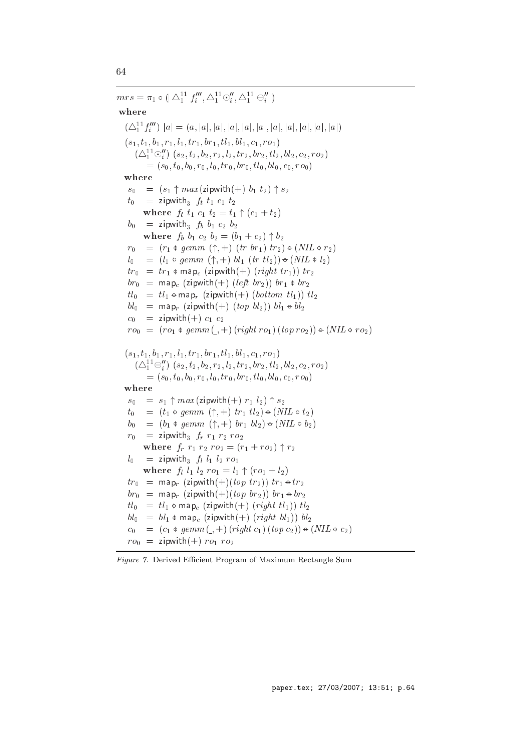$$mrs = \pi_1 \circ (\!|\, \triangle_1^{11}\ f_i''',\triangle_1^{11}\odot_i'',\triangle_1^{11}\ominus_i''\,|\!)$$

**where**

$$(\triangle_1^{11} f_i''')\ |a| = (a, |a|, |a|, |a|, |a|, |a|, |a|, |a|, |a|, |a|, |a|)$$

$$\begin{array}{l}
(s_1, t_1, b_1, r_1, l_1, tr_1, br_1, tl_1, bl_1, c_1, ro_1) \\
\quad (\triangle_1^{11}\odot_i'')\ (s_2, t_2, b_2, r_2, l_2, tr_2, br_2, tl_2, bl_2, c_2, ro_2) \\
\qquad = (s_0, t_0, b_0, r_0, l_0, tr_0, br_0, tl_0, bl_0, c_0, ro_0)
\end{array}$$

**where**

$$\begin{array}{lcl}
s_0 & = & (s_1 \uparrow max(\mathsf{zipwith}(+)\ b_1\ t_2) \uparrow s_2 \\
t_0 & = & \mathsf{zipwith}_3\ \ f_t\ t_1\ c_1\ t_2 \\
 & & \quad \textbf{where}\ \ f_t\ t_1\ c_1\ t_2 = t_1 \uparrow (c_1 + t_2) \\
b_0 & = & \mathsf{zipwith}_3\ \ f_b\ b_1\ c_2\ b_2 \\
 & & \quad \textbf{where}\ \ f_b\ b_1\ c_2\ b_2 = (b_1 + c_2) \uparrow b_2 \\
r_0 & = & (r_1 \phi\ gemm\ (\uparrow, +)\ (tr\ br_1)\ tr_2) \ominus (NIL \phi\ r_2) \\
l_0 & = & (l_1 \phi\ gemm\ (\uparrow, +)\ bl_1\ (tr\ tl_2)) \ominus (NIL \phi\ l_2) \\
tr_0 & = & tr_1 \phi\ \mathsf{map}_c\ (\mathsf{zipwith}(+)\ (right\ tr_1))\ tr_2 \\
br_0 & = & \mathsf{map}_c\ (\mathsf{zipwith}(+)\ (left\ br_2))\ br_1 \phi\ br_2 \\
tl_0 & = & tl_1 \ominus \mathsf{map}_r\ (\mathsf{zipwith}(+)\ (bottom\ tl_1))\ tl_2 \\
bl_0 & = & \mathsf{map}_r\ (\mathsf{zipwith}(+)\ (top\ bl_2))\ bl_1 \ominus bl_2 \\
c_0 & = & \mathsf{zipwith}(+)\ c_1\ c_2 \\
ro_0 & = & (ro_1 \phi\ gemm\,(\_, +)\,(right\,ro_1)\,(top\,ro_2)) \ominus (NIL \phi\ ro_2)
\end{array}$$

$$\begin{array}{l}
(s_1, t_1, b_1, r_1, l_1, tr_1, br_1, tl_1, bl_1, c_1, ro_1) \\
\quad (\triangle_1^{11}\ominus_i'')\ (s_2, t_2, b_2, r_2, l_2, tr_2, br_2, tl_2, bl_2, c_2, ro_2) \\
\qquad = (s_0, t_0, b_0, r_0, l_0, tr_0, br_0, tl_0, bl_0, c_0, ro_0)
\end{array}$$

**where**

$$\begin{array}{lcl}
s_0 & = & s_1 \uparrow max(\mathsf{zipwith}(+)\ r_1\ l_2) \uparrow s_2 \\
t_0 & = & (t_1 \phi\ gemm\ (\uparrow, +)\ tr_1\ tl_2) \ominus (NIL \phi\ t_2) \\
b_0 & = & (b_1 \phi\ gemm\ (\uparrow, +)\ br_1\ bl_2) \ominus (NIL \phi\ b_2) \\
r_0 & = & \mathsf{zipwith}_3\ \ f_r\ r_1\ r_2\ ro_2 \\
 & & \quad \textbf{where}\ \ f_r\ r_1\ r_2\ ro_2 = (r_1 + ro_2) \uparrow r_2 \\
l_0 & = & \mathsf{zipwith}_3\ \ f_l\ l_1\ l_2\ ro_1 \\
 & & \quad \textbf{where}\ \ f_l\ l_1\ l_2\ ro_1 = l_1 \uparrow (ro_1 + l_2) \\
tr_0 & = & \mathsf{map}_r\ (\mathsf{zipwith}(+)(top\ tr_2))\ tr_1 \ominus tr_2 \\
br_0 & = & \mathsf{map}_r\ (\mathsf{zipwith}(+)(top\ br_2))\ br_1 \ominus br_2 \\
tl_0 & = & tl_1 \phi\ \mathsf{map}_c\ (\mathsf{zipwith}(+)\ (right\ tl_1))\ tl_2 \\
bl_0 & = & bl_1 \phi\ \mathsf{map}_c\ (\mathsf{zipwith}(+)\ (right\ bl_1))\ bl_2 \\
c_0 & = & (c_1 \phi\ gemm\,(\_, +)\,(right\,c_1)\,(top\,c_2)) \ominus (NIL \phi\ c_2) \\
ro_0 & = & \mathsf{zipwith}(+)\ ro_1\ ro_2
\end{array}$$

*Figure 7.* Derived Efficient Program of Maximum Rectangle Sum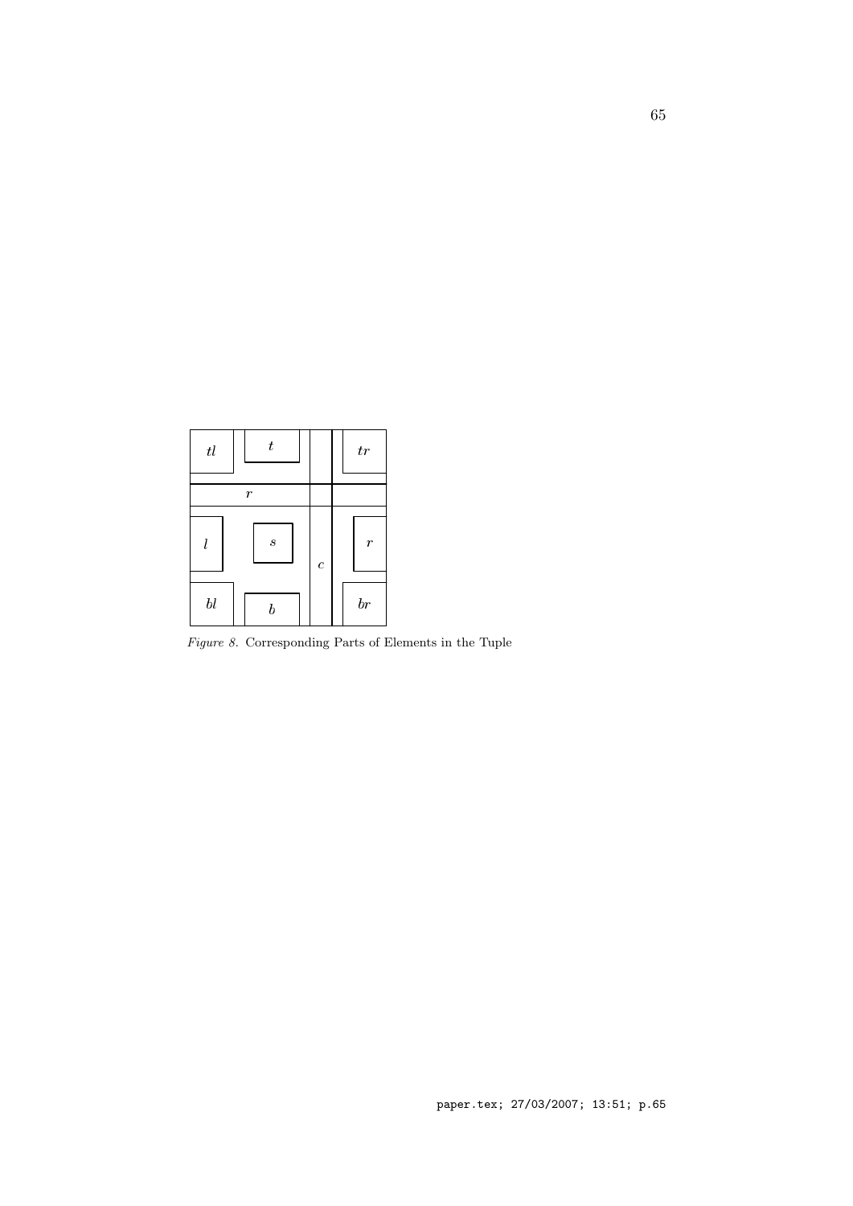| $tl$ | $t$ | | | $tr$ |
|---|---|---|---|---|
| $r$ | | | | |
| $l$ | $s$ | $c$ | | $r$ |
| $bl$ | $b$ | | | $br$ |

*Figure 8.* Corresponding Parts of Elements in the Tuple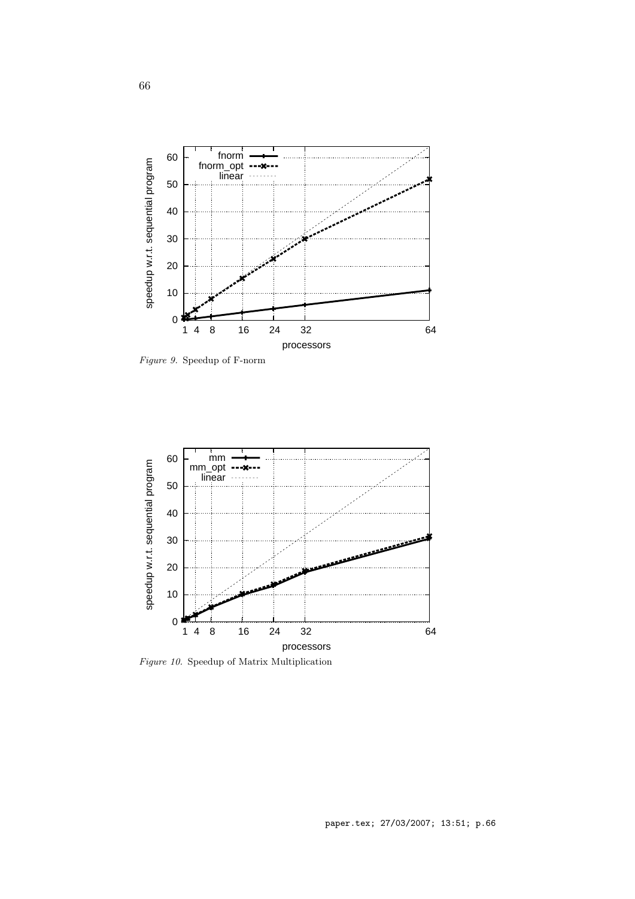*Figure 9.* Speedup of F-norm

*Figure 10.* Speedup of Matrix Multiplication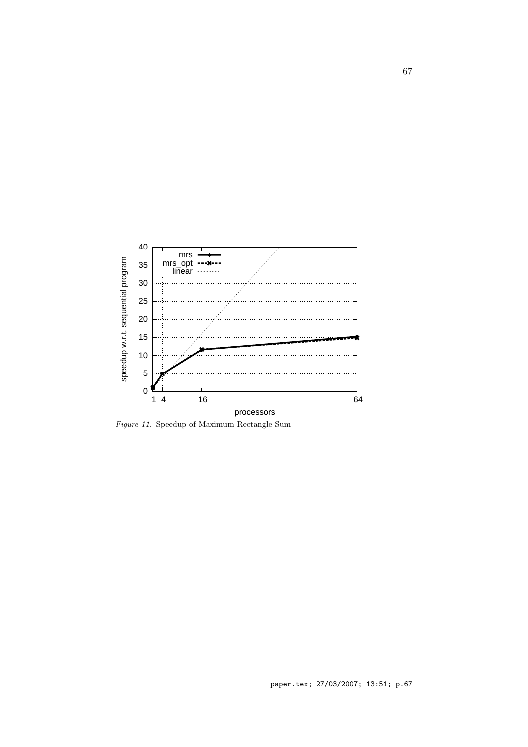*Figure 11.* Speedup of Maximum Rectangle Sum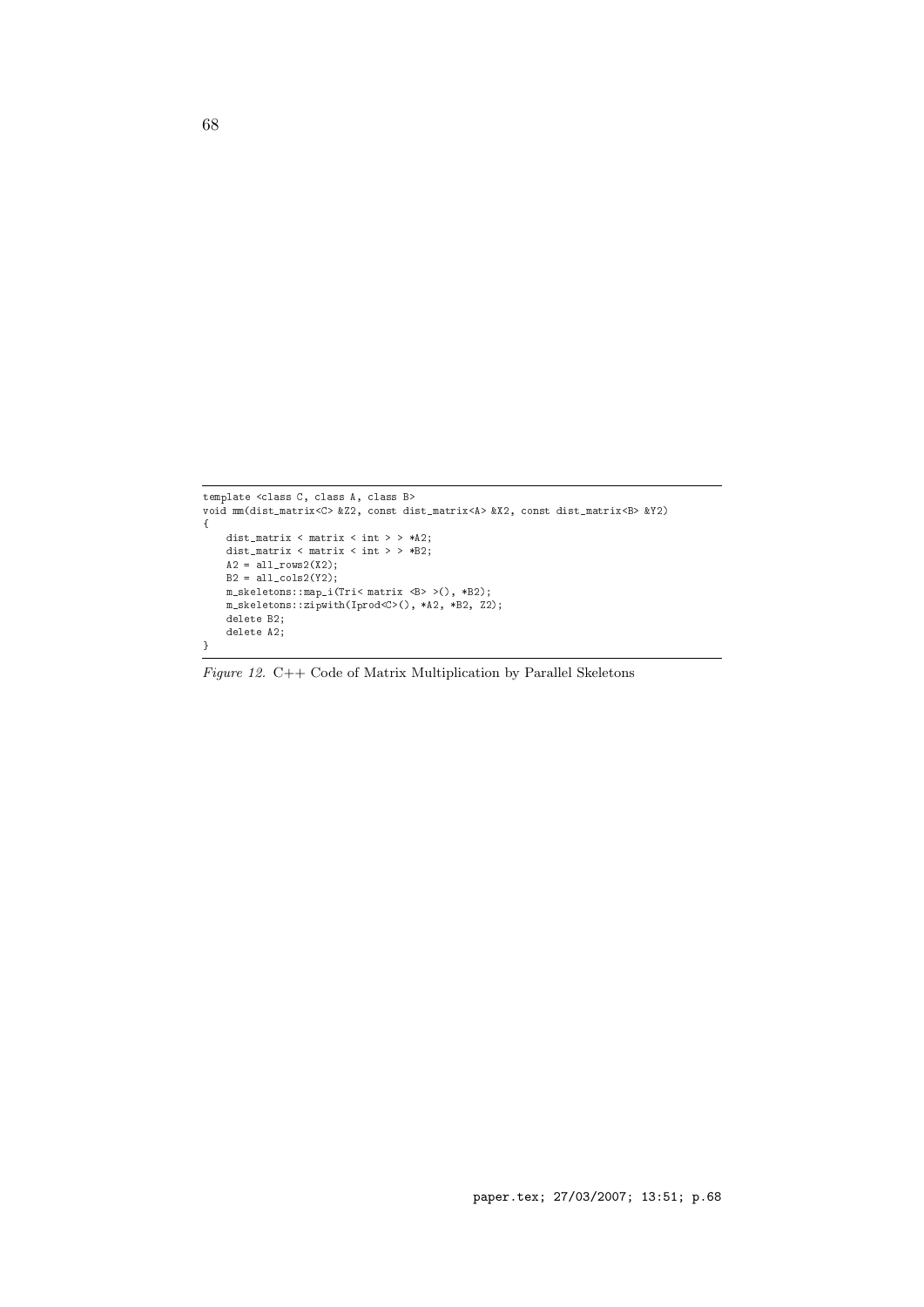```
template <class C, class A, class B>
void mm(dist_matrix<C> &Z2, const dist_matrix<A> &X2, const dist_matrix<B> &Y2)
{
    dist_matrix < matrix < int > > *A2;
    dist_matrix < matrix < int > > *B2;
    A2 = all_rows2(X2);
    B2 = all_cols2(Y2);
    m_skeletons::map_i(Tri< matrix <B> >(), *B2);
    m_skeletons::zipwith(Iprod<C>(), *A2, *B2, Z2);
    delete B2;
    delete A2;
}
```

*Figure 12.* C++ Code of Matrix Multiplication by Parallel Skeletons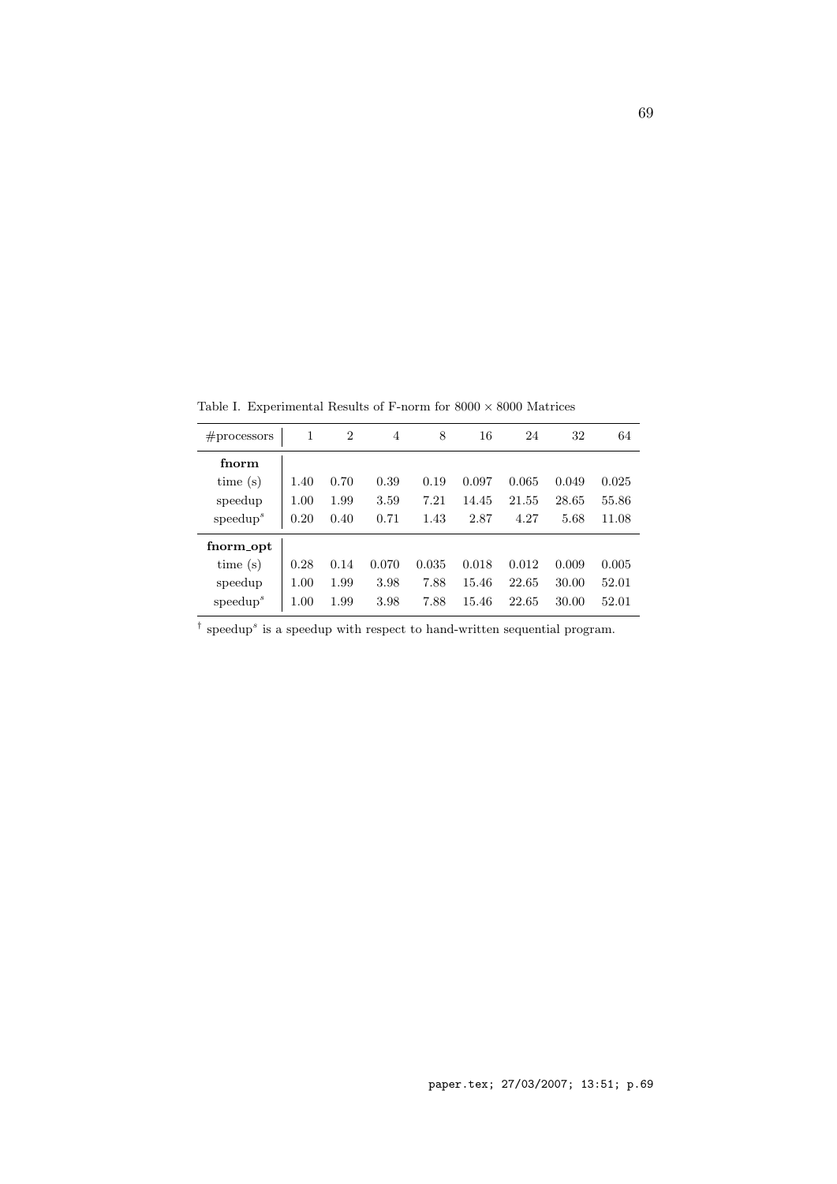Table I. Experimental Results of F-norm for $8000 \times 8000$ Matrices

| #processors | 1 | 2 | 4 | 8 | 16 | 24 | 32 | 64 |
|---|---|---|---|---|---|---|---|---|
| **fnorm** | | | | | | | | |
| time (s) | 1.40 | 0.70 | 0.39 | 0.19 | 0.097 | 0.065 | 0.049 | 0.025 |
| speedup | 1.00 | 1.99 | 3.59 | 7.21 | 14.45 | 21.55 | 28.65 | 55.86 |
| $\text{speedup}^s$ | 0.20 | 0.40 | 0.71 | 1.43 | 2.87 | 4.27 | 5.68 | 11.08 |
| **fnorm_opt** | | | | | | | | |
| time (s) | 0.28 | 0.14 | 0.070 | 0.035 | 0.018 | 0.012 | 0.009 | 0.005 |
| speedup | 1.00 | 1.99 | 3.98 | 7.88 | 15.46 | 22.65 | 30.00 | 52.01 |
| $\text{speedup}^s$ | 1.00 | 1.99 | 3.98 | 7.88 | 15.46 | 22.65 | 30.00 | 52.01 |

† $\text{speedup}^s$ is a speedup with respect to hand-written sequential program.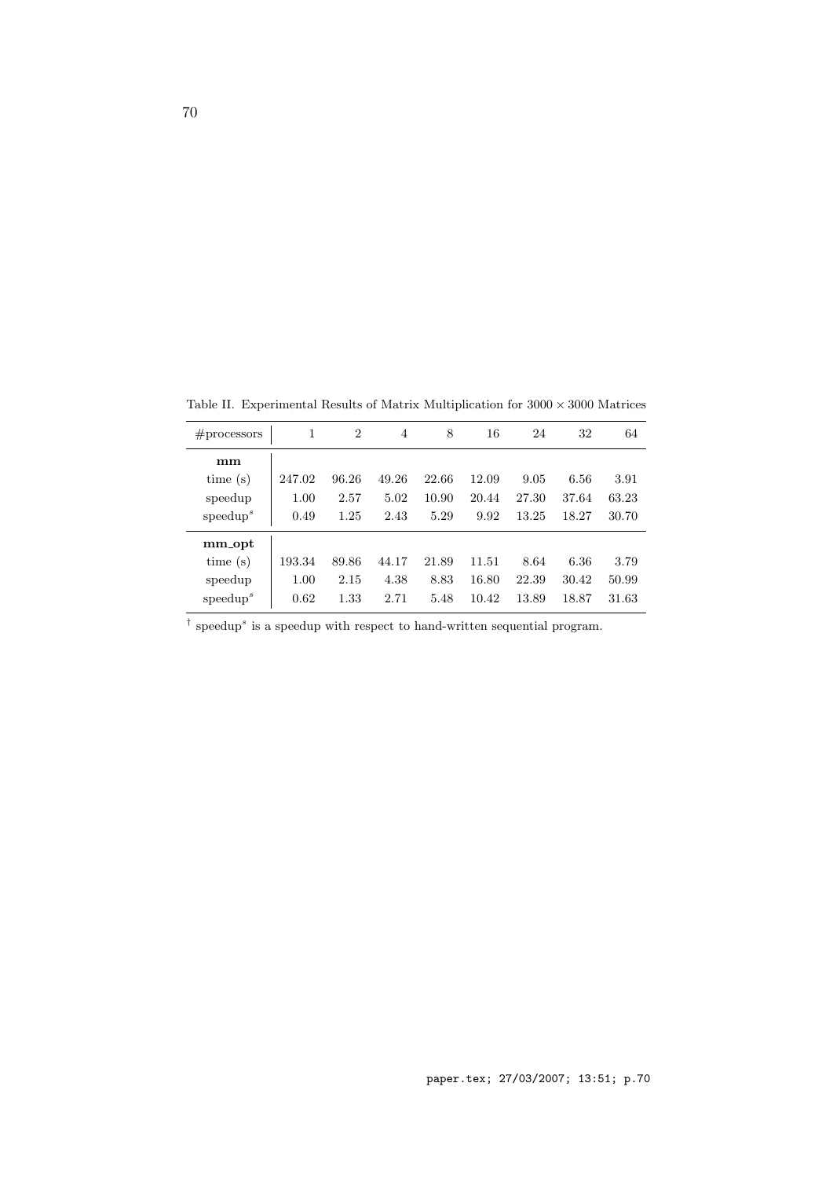Table II. Experimental Results of Matrix Multiplication for $3000 \times 3000$ Matrices

| #processors | 1 | 2 | 4 | 8 | 16 | 24 | 32 | 64 |
|---|---|---|---|---|---|---|---|---|
| **mm** | | | | | | | | |
| time (s) | 247.02 | 96.26 | 49.26 | 22.66 | 12.09 | 9.05 | 6.56 | 3.91 |
| speedup | 1.00 | 2.57 | 5.02 | 10.90 | 20.44 | 27.30 | 37.64 | 63.23 |
| $\text{speedup}^s$ | 0.49 | 1.25 | 2.43 | 5.29 | 9.92 | 13.25 | 18.27 | 30.70 |
| **mm_opt** | | | | | | | | |
| time (s) | 193.34 | 89.86 | 44.17 | 21.89 | 11.51 | 8.64 | 6.36 | 3.79 |
| speedup | 1.00 | 2.15 | 4.38 | 8.83 | 16.80 | 22.39 | 30.42 | 50.99 |
| $\text{speedup}^s$ | 0.62 | 1.33 | 2.71 | 5.48 | 10.42 | 13.89 | 18.87 | 31.63 |

† $\text{speedup}^s$ is a speedup with respect to hand-written sequential program.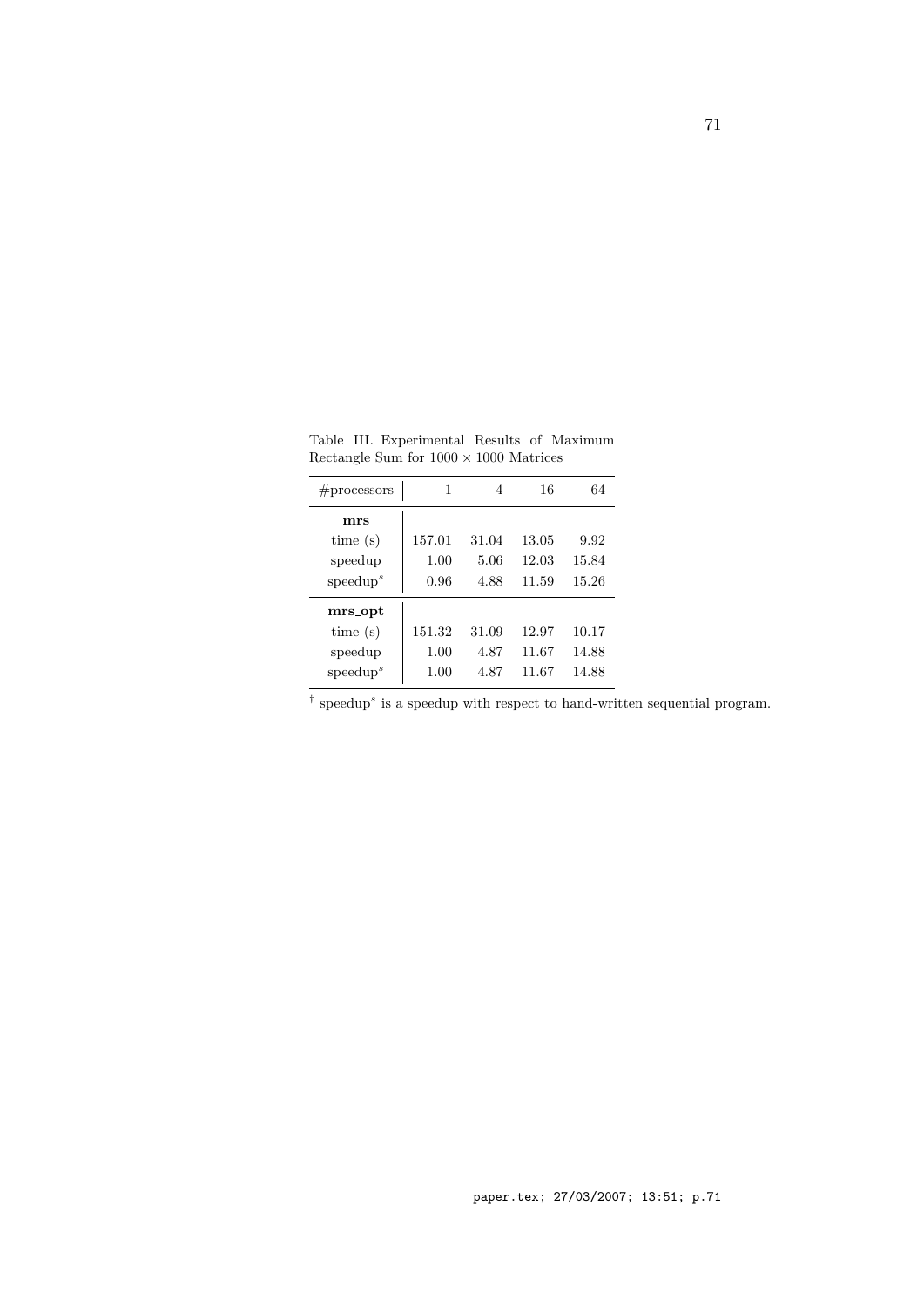Table III. Experimental Results of Maximum Rectangle Sum for $1000 \times 1000$ Matrices

| #processors | 1 | 4 | 16 | 64 |
|---|---|---|---|---|
| **mrs** | | | | |
| time (s) | 157.01 | 31.04 | 13.05 | 9.92 |
| speedup | 1.00 | 5.06 | 12.03 | 15.84 |
| speedup$^s$ | 0.96 | 4.88 | 11.59 | 15.26 |
| **mrs_opt** | | | | |
| time (s) | 151.32 | 31.09 | 12.97 | 10.17 |
| speedup | 1.00 | 4.87 | 11.67 | 14.88 |
| speedup$^s$ | 1.00 | 4.87 | 11.67 | 14.88 |

† speedup$^s$ is a speedup with respect to hand-written sequential program.